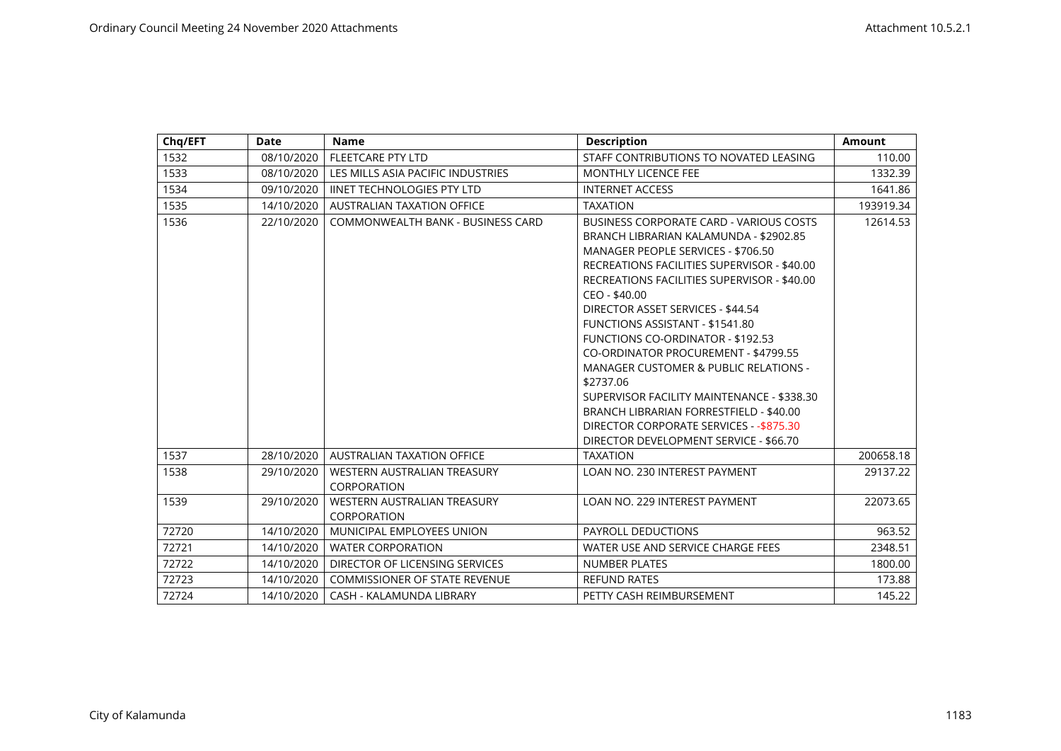| Chq/EFT | Date | Name | Description | Amount |
|---|---|---|---|---|
| 1532 | 08/10/2020 | FLEETCARE PTY LTD | STAFF CONTRIBUTIONS TO NOVATED LEASING | 110.00 |
| 1533 | 08/10/2020 | LES MILLS ASIA PACIFIC INDUSTRIES | MONTHLY LICENCE FEE | 1332.39 |
| 1534 | 09/10/2020 | IINET TECHNOLOGIES PTY LTD | INTERNET ACCESS | 1641.86 |
| 1535 | 14/10/2020 | AUSTRALIAN TAXATION OFFICE | TAXATION | 193919.34 |
| 1536 | 22/10/2020 | COMMONWEALTH BANK - BUSINESS CARD | BUSINESS CORPORATE CARD - VARIOUS COSTS<br>BRANCH LIBRARIAN KALAMUNDA - $2902.85<br>MANAGER PEOPLE SERVICES - $706.50<br>RECREATIONS FACILITIES SUPERVISOR - $40.00<br>RECREATIONS FACILITIES SUPERVISOR - $40.00<br>CEO - $40.00<br>DIRECTOR ASSET SERVICES - $44.54<br>FUNCTIONS ASSISTANT - $1541.80<br>FUNCTIONS CO-ORDINATOR - $192.53<br>CO-ORDINATOR PROCUREMENT - $4799.55<br>MANAGER CUSTOMER & PUBLIC RELATIONS - $2737.06<br>SUPERVISOR FACILITY MAINTENANCE - $338.30<br>BRANCH LIBRARIAN FORRESTFIELD - $40.00<br>DIRECTOR CORPORATE SERVICES - -$875.30<br>DIRECTOR DEVELOPMENT SERVICE - $66.70 | 12614.53 |
| 1537 | 28/10/2020 | AUSTRALIAN TAXATION OFFICE | TAXATION | 200658.18 |
| 1538 | 29/10/2020 | WESTERN AUSTRALIAN TREASURY CORPORATION | LOAN NO. 230 INTEREST PAYMENT | 29137.22 |
| 1539 | 29/10/2020 | WESTERN AUSTRALIAN TREASURY CORPORATION | LOAN NO. 229 INTEREST PAYMENT | 22073.65 |
| 72720 | 14/10/2020 | MUNICIPAL EMPLOYEES UNION | PAYROLL DEDUCTIONS | 963.52 |
| 72721 | 14/10/2020 | WATER CORPORATION | WATER USE AND SERVICE CHARGE FEES | 2348.51 |
| 72722 | 14/10/2020 | DIRECTOR OF LICENSING SERVICES | NUMBER PLATES | 1800.00 |
| 72723 | 14/10/2020 | COMMISSIONER OF STATE REVENUE | REFUND RATES | 173.88 |
| 72724 | 14/10/2020 | CASH - KALAMUNDA LIBRARY | PETTY CASH REIMBURSEMENT | 145.22 |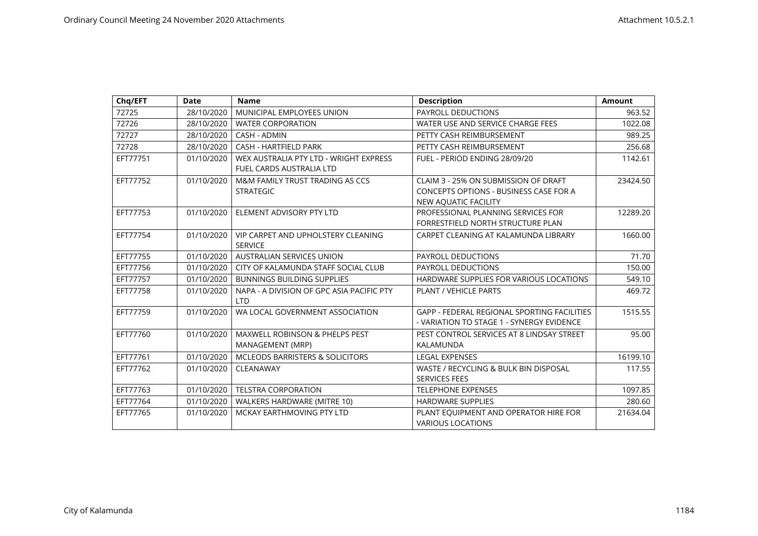| Chq/EFT | Date | Name | Description | Amount |
|---|---|---|---|---|
| 72725 | 28/10/2020 | MUNICIPAL EMPLOYEES UNION | PAYROLL DEDUCTIONS | 963.52 |
| 72726 | 28/10/2020 | WATER CORPORATION | WATER USE AND SERVICE CHARGE FEES | 1022.08 |
| 72727 | 28/10/2020 | CASH - ADMIN | PETTY CASH REIMBURSEMENT | 989.25 |
| 72728 | 28/10/2020 | CASH - HARTFIELD PARK | PETTY CASH REIMBURSEMENT | 256.68 |
| EFT77751 | 01/10/2020 | WEX AUSTRALIA PTY LTD - WRIGHT EXPRESS FUEL CARDS AUSTRALIA LTD | FUEL - PERIOD ENDING 28/09/20 | 1142.61 |
| EFT77752 | 01/10/2020 | M&M FAMILY TRUST TRADING AS CCS STRATEGIC | CLAIM 3 - 25% ON SUBMISSION OF DRAFT CONCEPTS OPTIONS - BUSINESS CASE FOR A NEW AQUATIC FACILITY | 23424.50 |
| EFT77753 | 01/10/2020 | ELEMENT ADVISORY PTY LTD | PROFESSIONAL PLANNING SERVICES FOR FORRESTFIELD NORTH STRUCTURE PLAN | 12289.20 |
| EFT77754 | 01/10/2020 | VIP CARPET AND UPHOLSTERY CLEANING SERVICE | CARPET CLEANING AT KALAMUNDA LIBRARY | 1660.00 |
| EFT77755 | 01/10/2020 | AUSTRALIAN SERVICES UNION | PAYROLL DEDUCTIONS | 71.70 |
| EFT77756 | 01/10/2020 | CITY OF KALAMUNDA STAFF SOCIAL CLUB | PAYROLL DEDUCTIONS | 150.00 |
| EFT77757 | 01/10/2020 | BUNNINGS BUILDING SUPPLIES | HARDWARE SUPPLIES FOR VARIOUS LOCATIONS | 549.10 |
| EFT77758 | 01/10/2020 | NAPA - A DIVISION OF GPC ASIA PACIFIC PTY LTD | PLANT / VEHICLE PARTS | 469.72 |
| EFT77759 | 01/10/2020 | WA LOCAL GOVERNMENT ASSOCIATION | GAPP - FEDERAL REGIONAL SPORTING FACILITIES - VARIATION TO STAGE 1 - SYNERGY EVIDENCE | 1515.55 |
| EFT77760 | 01/10/2020 | MAXWELL ROBINSON & PHELPS PEST MANAGEMENT (MRP) | PEST CONTROL SERVICES AT 8 LINDSAY STREET KALAMUNDA | 95.00 |
| EFT77761 | 01/10/2020 | MCLEODS BARRISTERS & SOLICITORS | LEGAL EXPENSES | 16199.10 |
| EFT77762 | 01/10/2020 | CLEANAWAY | WASTE / RECYCLING & BULK BIN DISPOSAL SERVICES FEES | 117.55 |
| EFT77763 | 01/10/2020 | TELSTRA CORPORATION | TELEPHONE EXPENSES | 1097.85 |
| EFT77764 | 01/10/2020 | WALKERS HARDWARE (MITRE 10) | HARDWARE SUPPLIES | 280.60 |
| EFT77765 | 01/10/2020 | MCKAY EARTHMOVING PTY LTD | PLANT EQUIPMENT AND OPERATOR HIRE FOR VARIOUS LOCATIONS | 21634.04 |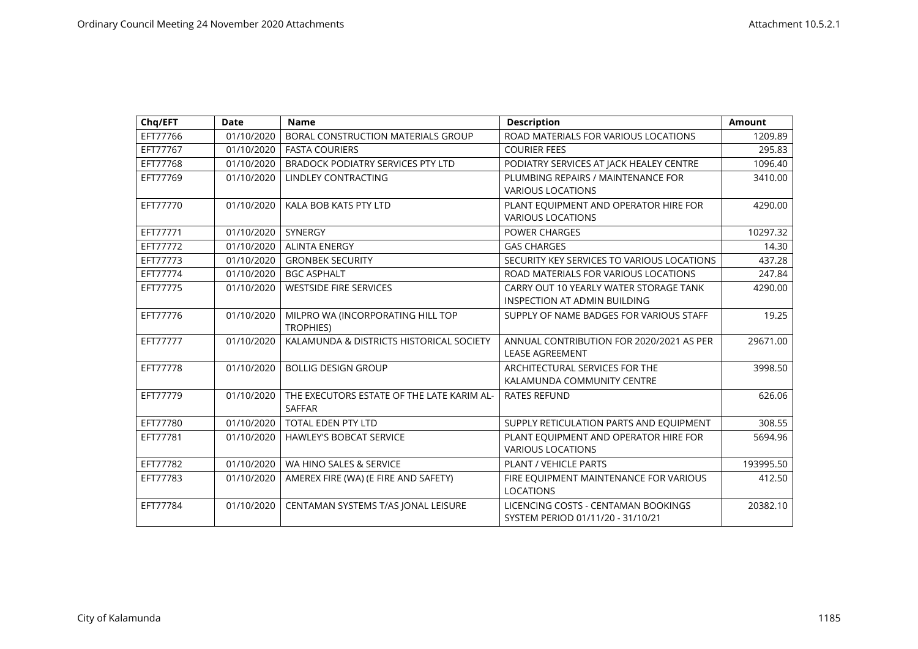| Chq/EFT | Date | Name | Description | Amount |
|---|---|---|---|---|
| EFT77766 | 01/10/2020 | BORAL CONSTRUCTION MATERIALS GROUP | ROAD MATERIALS FOR VARIOUS LOCATIONS | 1209.89 |
| EFT77767 | 01/10/2020 | FASTA COURIERS | COURIER FEES | 295.83 |
| EFT77768 | 01/10/2020 | BRADOCK PODIATRY SERVICES PTY LTD | PODIATRY SERVICES AT JACK HEALEY CENTRE | 1096.40 |
| EFT77769 | 01/10/2020 | LINDLEY CONTRACTING | PLUMBING REPAIRS / MAINTENANCE FOR VARIOUS LOCATIONS | 3410.00 |
| EFT77770 | 01/10/2020 | KALA BOB KATS PTY LTD | PLANT EQUIPMENT AND OPERATOR HIRE FOR VARIOUS LOCATIONS | 4290.00 |
| EFT77771 | 01/10/2020 | SYNERGY | POWER CHARGES | 10297.32 |
| EFT77772 | 01/10/2020 | ALINTA ENERGY | GAS CHARGES | 14.30 |
| EFT77773 | 01/10/2020 | GRONBEK SECURITY | SECURITY KEY SERVICES TO VARIOUS LOCATIONS | 437.28 |
| EFT77774 | 01/10/2020 | BGC ASPHALT | ROAD MATERIALS FOR VARIOUS LOCATIONS | 247.84 |
| EFT77775 | 01/10/2020 | WESTSIDE FIRE SERVICES | CARRY OUT 10 YEARLY WATER STORAGE TANK INSPECTION AT ADMIN BUILDING | 4290.00 |
| EFT77776 | 01/10/2020 | MILPRO WA (INCORPORATING HILL TOP TROPHIES) | SUPPLY OF NAME BADGES FOR VARIOUS STAFF | 19.25 |
| EFT77777 | 01/10/2020 | KALAMUNDA & DISTRICTS HISTORICAL SOCIETY | ANNUAL CONTRIBUTION FOR 2020/2021 AS PER LEASE AGREEMENT | 29671.00 |
| EFT77778 | 01/10/2020 | BOLLIG DESIGN GROUP | ARCHITECTURAL SERVICES FOR THE KALAMUNDA COMMUNITY CENTRE | 3998.50 |
| EFT77779 | 01/10/2020 | THE EXECUTORS ESTATE OF THE LATE KARIM AL-SAFFAR | RATES REFUND | 626.06 |
| EFT77780 | 01/10/2020 | TOTAL EDEN PTY LTD | SUPPLY RETICULATION PARTS AND EQUIPMENT | 308.55 |
| EFT77781 | 01/10/2020 | HAWLEY'S BOBCAT SERVICE | PLANT EQUIPMENT AND OPERATOR HIRE FOR VARIOUS LOCATIONS | 5694.96 |
| EFT77782 | 01/10/2020 | WA HINO SALES & SERVICE | PLANT / VEHICLE PARTS | 193995.50 |
| EFT77783 | 01/10/2020 | AMEREX FIRE (WA) (E FIRE AND SAFETY) | FIRE EQUIPMENT MAINTENANCE FOR VARIOUS LOCATIONS | 412.50 |
| EFT77784 | 01/10/2020 | CENTAMAN SYSTEMS T/AS JONAL LEISURE | LICENCING COSTS - CENTAMAN BOOKINGS SYSTEM PERIOD 01/11/20 - 31/10/21 | 20382.10 |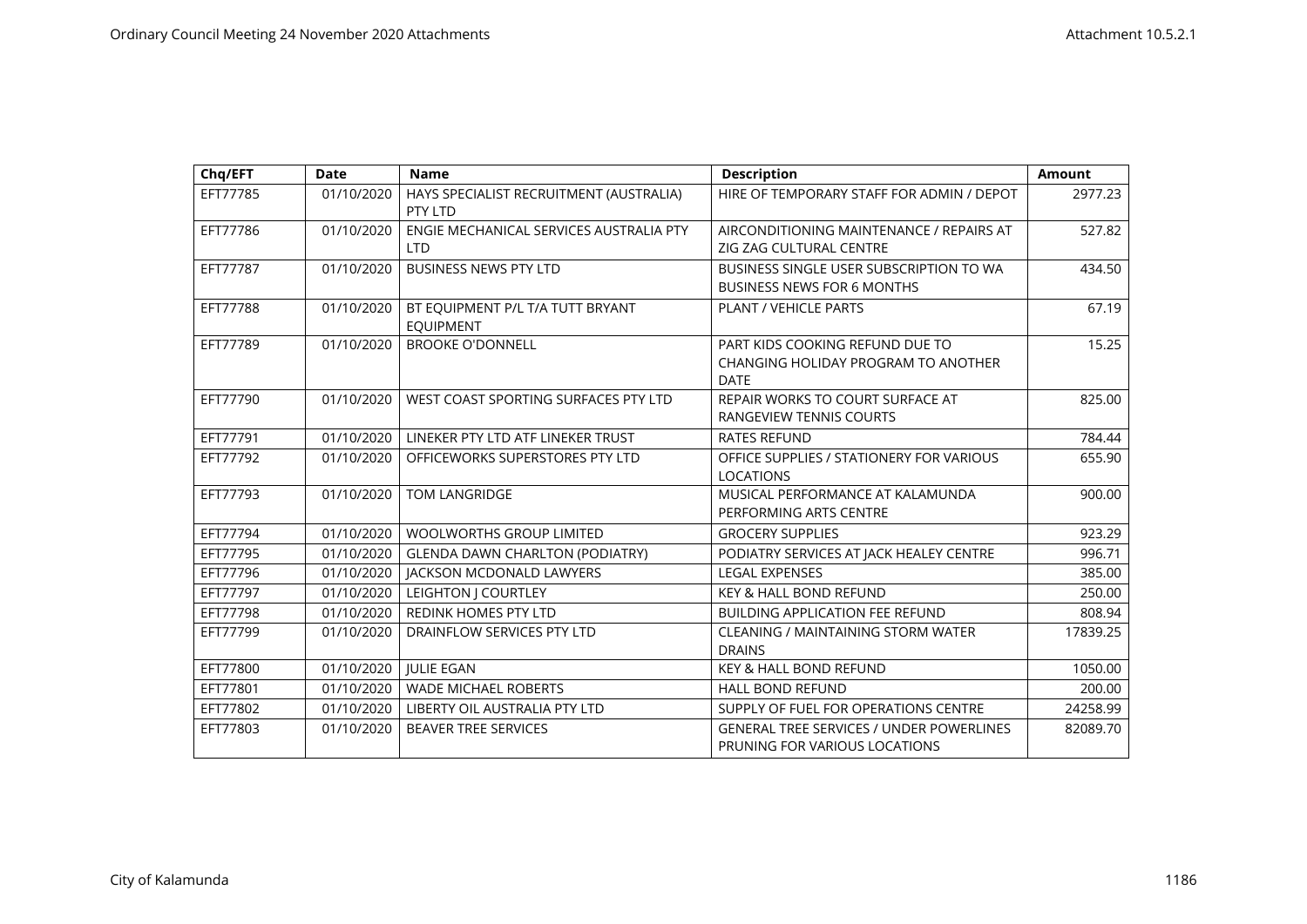| Chq/EFT | Date | Name | Description | Amount |
|---|---|---|---|---|
| EFT77785 | 01/10/2020 | HAYS SPECIALIST RECRUITMENT (AUSTRALIA) PTY LTD | HIRE OF TEMPORARY STAFF FOR ADMIN / DEPOT | 2977.23 |
| EFT77786 | 01/10/2020 | ENGIE MECHANICAL SERVICES AUSTRALIA PTY LTD | AIRCONDITIONING MAINTENANCE / REPAIRS AT ZIG ZAG CULTURAL CENTRE | 527.82 |
| EFT77787 | 01/10/2020 | BUSINESS NEWS PTY LTD | BUSINESS SINGLE USER SUBSCRIPTION TO WA BUSINESS NEWS FOR 6 MONTHS | 434.50 |
| EFT77788 | 01/10/2020 | BT EQUIPMENT P/L T/A TUTT BRYANT EQUIPMENT | PLANT / VEHICLE PARTS | 67.19 |
| EFT77789 | 01/10/2020 | BROOKE O'DONNELL | PART KIDS COOKING REFUND DUE TO CHANGING HOLIDAY PROGRAM TO ANOTHER DATE | 15.25 |
| EFT77790 | 01/10/2020 | WEST COAST SPORTING SURFACES PTY LTD | REPAIR WORKS TO COURT SURFACE AT RANGEVIEW TENNIS COURTS | 825.00 |
| EFT77791 | 01/10/2020 | LINEKER PTY LTD ATF LINEKER TRUST | RATES REFUND | 784.44 |
| EFT77792 | 01/10/2020 | OFFICEWORKS SUPERSTORES PTY LTD | OFFICE SUPPLIES / STATIONERY FOR VARIOUS LOCATIONS | 655.90 |
| EFT77793 | 01/10/2020 | TOM LANGRIDGE | MUSICAL PERFORMANCE AT KALAMUNDA PERFORMING ARTS CENTRE | 900.00 |
| EFT77794 | 01/10/2020 | WOOLWORTHS GROUP LIMITED | GROCERY SUPPLIES | 923.29 |
| EFT77795 | 01/10/2020 | GLENDA DAWN CHARLTON (PODIATRY) | PODIATRY SERVICES AT JACK HEALEY CENTRE | 996.71 |
| EFT77796 | 01/10/2020 | JACKSON MCDONALD LAWYERS | LEGAL EXPENSES | 385.00 |
| EFT77797 | 01/10/2020 | LEIGHTON J COURTLEY | KEY & HALL BOND REFUND | 250.00 |
| EFT77798 | 01/10/2020 | REDINK HOMES PTY LTD | BUILDING APPLICATION FEE REFUND | 808.94 |
| EFT77799 | 01/10/2020 | DRAINFLOW SERVICES PTY LTD | CLEANING / MAINTAINING STORM WATER DRAINS | 17839.25 |
| EFT77800 | 01/10/2020 | JULIE EGAN | KEY & HALL BOND REFUND | 1050.00 |
| EFT77801 | 01/10/2020 | WADE MICHAEL ROBERTS | HALL BOND REFUND | 200.00 |
| EFT77802 | 01/10/2020 | LIBERTY OIL AUSTRALIA PTY LTD | SUPPLY OF FUEL FOR OPERATIONS CENTRE | 24258.99 |
| EFT77803 | 01/10/2020 | BEAVER TREE SERVICES | GENERAL TREE SERVICES / UNDER POWERLINES PRUNING FOR VARIOUS LOCATIONS | 82089.70 |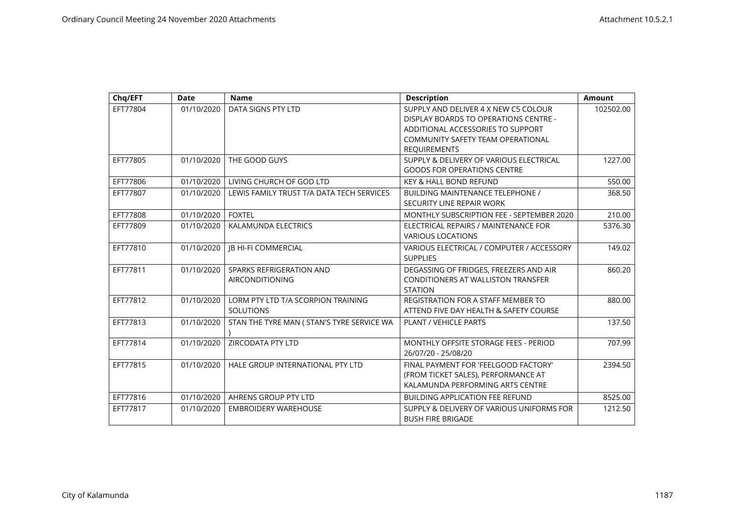| Chq/EFT | Date | Name | Description | Amount |
|---|---|---|---|---|
| EFT77804 | 01/10/2020 | DATA SIGNS PTY LTD | SUPPLY AND DELIVER 4 X NEW C5 COLOUR DISPLAY BOARDS TO OPERATIONS CENTRE - ADDITIONAL ACCESSORIES TO SUPPORT COMMUNITY SAFETY TEAM OPERATIONAL REQUIREMENTS | 102502.00 |
| EFT77805 | 01/10/2020 | THE GOOD GUYS | SUPPLY & DELIVERY OF VARIOUS ELECTRICAL GOODS FOR OPERATIONS CENTRE | 1227.00 |
| EFT77806 | 01/10/2020 | LIVING CHURCH OF GOD LTD | KEY & HALL BOND REFUND | 550.00 |
| EFT77807 | 01/10/2020 | LEWIS FAMILY TRUST T/A DATA TECH SERVICES | BUILDING MAINTENANCE TELEPHONE / SECURITY LINE REPAIR WORK | 368.50 |
| EFT77808 | 01/10/2020 | FOXTEL | MONTHLY SUBSCRIPTION FEE - SEPTEMBER 2020 | 210.00 |
| EFT77809 | 01/10/2020 | KALAMUNDA ELECTRICS | ELECTRICAL REPAIRS / MAINTENANCE FOR VARIOUS LOCATIONS | 5376.30 |
| EFT77810 | 01/10/2020 | JB HI-FI COMMERCIAL | VARIOUS ELECTRICAL / COMPUTER / ACCESSORY SUPPLIES | 149.02 |
| EFT77811 | 01/10/2020 | SPARKS REFRIGERATION AND AIRCONDITIONING | DEGASSING OF FRIDGES, FREEZERS AND AIR CONDITIONERS AT WALLISTON TRANSFER STATION | 860.20 |
| EFT77812 | 01/10/2020 | LORM PTY LTD T/A SCORPION TRAINING SOLUTIONS | REGISTRATION FOR A STAFF MEMBER TO ATTEND FIVE DAY HEALTH & SAFETY COURSE | 880.00 |
| EFT77813 | 01/10/2020 | STAN THE TYRE MAN ( STAN'S TYRE SERVICE WA ) | PLANT / VEHICLE PARTS | 137.50 |
| EFT77814 | 01/10/2020 | ZIRCODATA PTY LTD | MONTHLY OFFSITE STORAGE FEES - PERIOD 26/07/20 - 25/08/20 | 707.99 |
| EFT77815 | 01/10/2020 | HALE GROUP INTERNATIONAL PTY LTD | FINAL PAYMENT FOR 'FEELGOOD FACTORY' (FROM TICKET SALES), PERFORMANCE AT KALAMUNDA PERFORMING ARTS CENTRE | 2394.50 |
| EFT77816 | 01/10/2020 | AHRENS GROUP PTY LTD | BUILDING APPLICATION FEE REFUND | 8525.00 |
| EFT77817 | 01/10/2020 | EMBROIDERY WAREHOUSE | SUPPLY & DELIVERY OF VARIOUS UNIFORMS FOR BUSH FIRE BRIGADE | 1212.50 |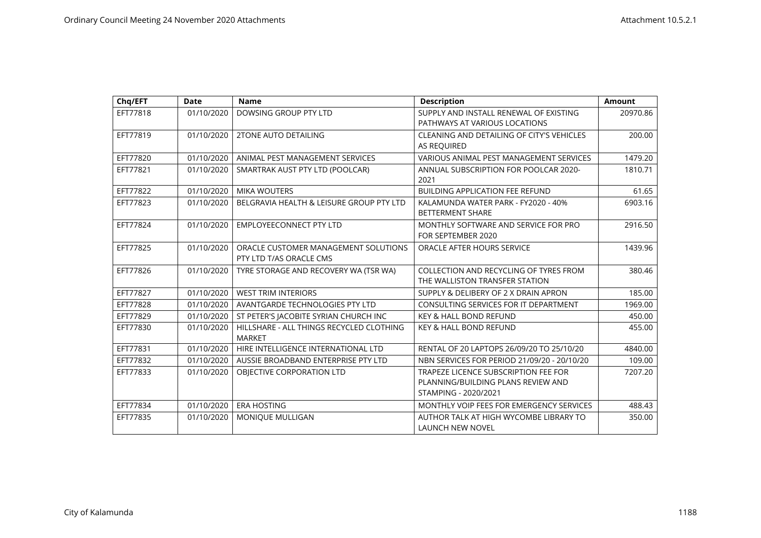| Chq/EFT | Date | Name | Description | Amount |
|---|---|---|---|---|
| EFT77818 | 01/10/2020 | DOWSING GROUP PTY LTD | SUPPLY AND INSTALL RENEWAL OF EXISTING PATHWAYS AT VARIOUS LOCATIONS | 20970.86 |
| EFT77819 | 01/10/2020 | 2TONE AUTO DETAILING | CLEANING AND DETAILING OF CITY'S VEHICLES AS REQUIRED | 200.00 |
| EFT77820 | 01/10/2020 | ANIMAL PEST MANAGEMENT SERVICES | VARIOUS ANIMAL PEST MANAGEMENT SERVICES | 1479.20 |
| EFT77821 | 01/10/2020 | SMARTRAK AUST PTY LTD (POOLCAR) | ANNUAL SUBSCRIPTION FOR POOLCAR 2020-2021 | 1810.71 |
| EFT77822 | 01/10/2020 | MIKA WOUTERS | BUILDING APPLICATION FEE REFUND | 61.65 |
| EFT77823 | 01/10/2020 | BELGRAVIA HEALTH & LEISURE GROUP PTY LTD | KALAMUNDA WATER PARK - FY2020 - 40% BETTERMENT SHARE | 6903.16 |
| EFT77824 | 01/10/2020 | EMPLOYEECONNECT PTY LTD | MONTHLY SOFTWARE AND SERVICE FOR PRO FOR SEPTEMBER 2020 | 2916.50 |
| EFT77825 | 01/10/2020 | ORACLE CUSTOMER MANAGEMENT SOLUTIONS PTY LTD T/AS ORACLE CMS | ORACLE AFTER HOURS SERVICE | 1439.96 |
| EFT77826 | 01/10/2020 | TYRE STORAGE AND RECOVERY WA (TSR WA) | COLLECTION AND RECYCLING OF TYRES FROM THE WALLISTON TRANSFER STATION | 380.46 |
| EFT77827 | 01/10/2020 | WEST TRIM INTERIORS | SUPPLY & DELIBERY OF 2 X DRAIN APRON | 185.00 |
| EFT77828 | 01/10/2020 | AVANTGARDE TECHNOLOGIES PTY LTD | CONSULTING SERVICES FOR IT DEPARTMENT | 1969.00 |
| EFT77829 | 01/10/2020 | ST PETER'S JACOBITE SYRIAN CHURCH INC | KEY & HALL BOND REFUND | 450.00 |
| EFT77830 | 01/10/2020 | HILLSHARE - ALL THINGS RECYCLED CLOTHING MARKET | KEY & HALL BOND REFUND | 455.00 |
| EFT77831 | 01/10/2020 | HIRE INTELLIGENCE INTERNATIONAL LTD | RENTAL OF 20 LAPTOPS 26/09/20 TO 25/10/20 | 4840.00 |
| EFT77832 | 01/10/2020 | AUSSIE BROADBAND ENTERPRISE PTY LTD | NBN SERVICES FOR PERIOD 21/09/20 - 20/10/20 | 109.00 |
| EFT77833 | 01/10/2020 | OBJECTIVE CORPORATION LTD | TRAPEZE LICENCE SUBSCRIPTION FEE FOR PLANNING/BUILDING PLANS REVIEW AND STAMPING - 2020/2021 | 7207.20 |
| EFT77834 | 01/10/2020 | ERA HOSTING | MONTHLY VOIP FEES FOR EMERGENCY SERVICES | 488.43 |
| EFT77835 | 01/10/2020 | MONIQUE MULLIGAN | AUTHOR TALK AT HIGH WYCOMBE LIBRARY TO LAUNCH NEW NOVEL | 350.00 |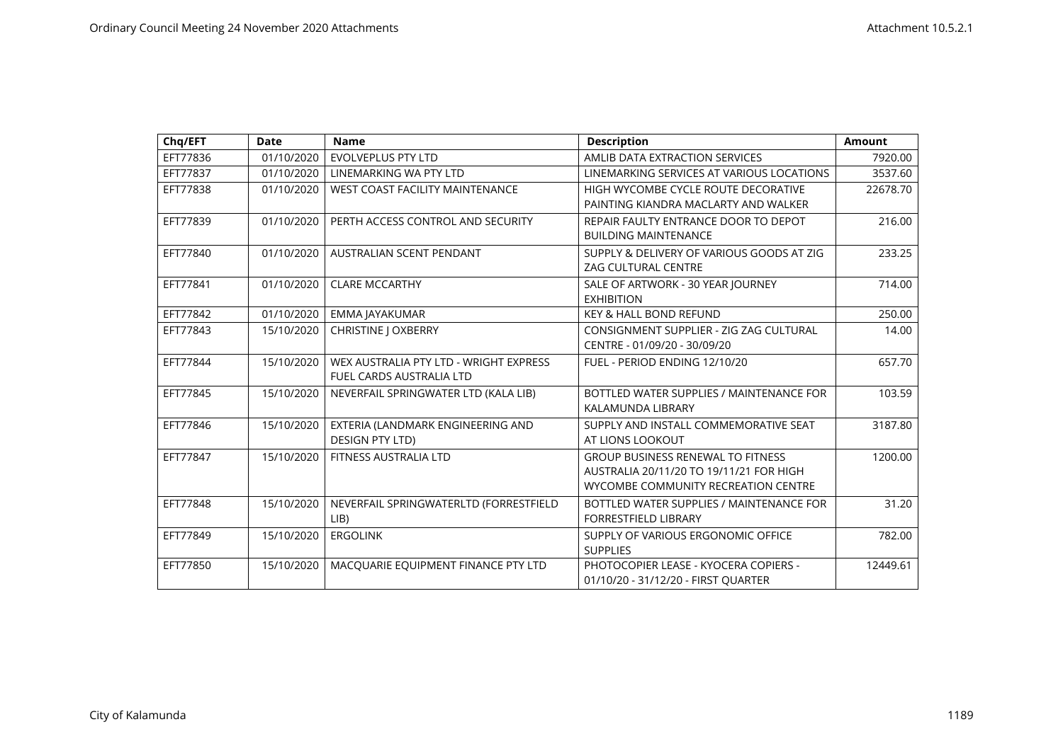| Chq/EFT | Date | Name | Description | Amount |
|---|---|---|---|---|
| EFT77836 | 01/10/2020 | EVOLVEPLUS PTY LTD | AMLIB DATA EXTRACTION SERVICES | 7920.00 |
| EFT77837 | 01/10/2020 | LINEMARKING WA PTY LTD | LINEMARKING SERVICES AT VARIOUS LOCATIONS | 3537.60 |
| EFT77838 | 01/10/2020 | WEST COAST FACILITY MAINTENANCE | HIGH WYCOMBE CYCLE ROUTE DECORATIVE PAINTING KIANDRA MACLARTY AND WALKER | 22678.70 |
| EFT77839 | 01/10/2020 | PERTH ACCESS CONTROL AND SECURITY | REPAIR FAULTY ENTRANCE DOOR TO DEPOT BUILDING MAINTENANCE | 216.00 |
| EFT77840 | 01/10/2020 | AUSTRALIAN SCENT PENDANT | SUPPLY & DELIVERY OF VARIOUS GOODS AT ZIG ZAG CULTURAL CENTRE | 233.25 |
| EFT77841 | 01/10/2020 | CLARE MCCARTHY | SALE OF ARTWORK - 30 YEAR JOURNEY EXHIBITION | 714.00 |
| EFT77842 | 01/10/2020 | EMMA JAYAKUMAR | KEY & HALL BOND REFUND | 250.00 |
| EFT77843 | 15/10/2020 | CHRISTINE J OXBERRY | CONSIGNMENT SUPPLIER - ZIG ZAG CULTURAL CENTRE - 01/09/20 - 30/09/20 | 14.00 |
| EFT77844 | 15/10/2020 | WEX AUSTRALIA PTY LTD - WRIGHT EXPRESS FUEL CARDS AUSTRALIA LTD | FUEL - PERIOD ENDING 12/10/20 | 657.70 |
| EFT77845 | 15/10/2020 | NEVERFAIL SPRINGWATER LTD (KALA LIB) | BOTTLED WATER SUPPLIES / MAINTENANCE FOR KALAMUNDA LIBRARY | 103.59 |
| EFT77846 | 15/10/2020 | EXTERIA (LANDMARK ENGINEERING AND DESIGN PTY LTD) | SUPPLY AND INSTALL COMMEMORATIVE SEAT AT LIONS LOOKOUT | 3187.80 |
| EFT77847 | 15/10/2020 | FITNESS AUSTRALIA LTD | GROUP BUSINESS RENEWAL TO FITNESS AUSTRALIA 20/11/20 TO 19/11/21 FOR HIGH WYCOMBE COMMUNITY RECREATION CENTRE | 1200.00 |
| EFT77848 | 15/10/2020 | NEVERFAIL SPRINGWATERLTD (FORRESTFIELD LIB) | BOTTLED WATER SUPPLIES / MAINTENANCE FOR FORRESTFIELD LIBRARY | 31.20 |
| EFT77849 | 15/10/2020 | ERGOLINK | SUPPLY OF VARIOUS ERGONOMIC OFFICE SUPPLIES | 782.00 |
| EFT77850 | 15/10/2020 | MACQUARIE EQUIPMENT FINANCE PTY LTD | PHOTOCOPIER LEASE - KYOCERA COPIERS - 01/10/20 - 31/12/20 - FIRST QUARTER | 12449.61 |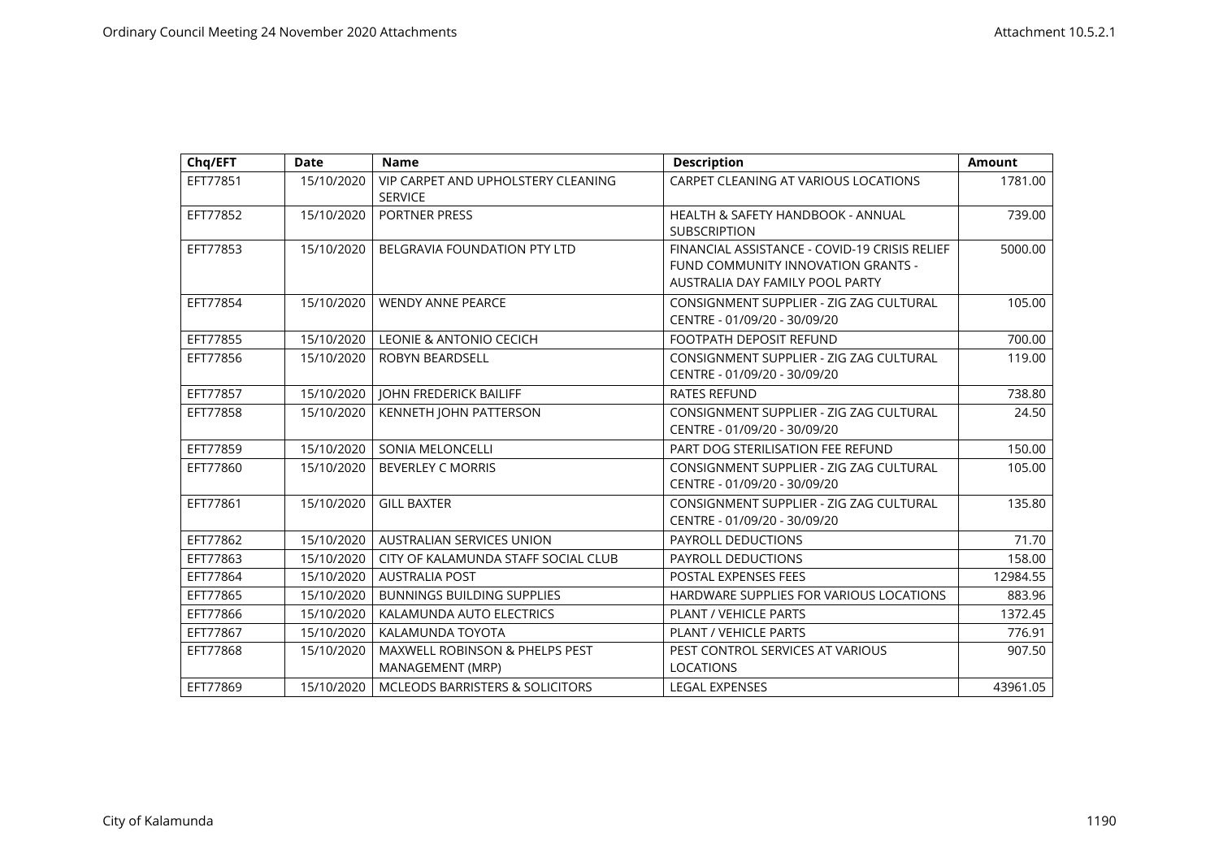| Chq/EFT | Date | Name | Description | Amount |
|---|---|---|---|---|
| EFT77851 | 15/10/2020 | VIP CARPET AND UPHOLSTERY CLEANING SERVICE | CARPET CLEANING AT VARIOUS LOCATIONS | 1781.00 |
| EFT77852 | 15/10/2020 | PORTNER PRESS | HEALTH & SAFETY HANDBOOK - ANNUAL SUBSCRIPTION | 739.00 |
| EFT77853 | 15/10/2020 | BELGRAVIA FOUNDATION PTY LTD | FINANCIAL ASSISTANCE - COVID-19 CRISIS RELIEF FUND COMMUNITY INNOVATION GRANTS - AUSTRALIA DAY FAMILY POOL PARTY | 5000.00 |
| EFT77854 | 15/10/2020 | WENDY ANNE PEARCE | CONSIGNMENT SUPPLIER - ZIG ZAG CULTURAL CENTRE - 01/09/20 - 30/09/20 | 105.00 |
| EFT77855 | 15/10/2020 | LEONIE & ANTONIO CECICH | FOOTPATH DEPOSIT REFUND | 700.00 |
| EFT77856 | 15/10/2020 | ROBYN BEARDSELL | CONSIGNMENT SUPPLIER - ZIG ZAG CULTURAL CENTRE - 01/09/20 - 30/09/20 | 119.00 |
| EFT77857 | 15/10/2020 | JOHN FREDERICK BAILIFF | RATES REFUND | 738.80 |
| EFT77858 | 15/10/2020 | KENNETH JOHN PATTERSON | CONSIGNMENT SUPPLIER - ZIG ZAG CULTURAL CENTRE - 01/09/20 - 30/09/20 | 24.50 |
| EFT77859 | 15/10/2020 | SONIA MELONCELLI | PART DOG STERILISATION FEE REFUND | 150.00 |
| EFT77860 | 15/10/2020 | BEVERLEY C MORRIS | CONSIGNMENT SUPPLIER - ZIG ZAG CULTURAL CENTRE - 01/09/20 - 30/09/20 | 105.00 |
| EFT77861 | 15/10/2020 | GILL BAXTER | CONSIGNMENT SUPPLIER - ZIG ZAG CULTURAL CENTRE - 01/09/20 - 30/09/20 | 135.80 |
| EFT77862 | 15/10/2020 | AUSTRALIAN SERVICES UNION | PAYROLL DEDUCTIONS | 71.70 |
| EFT77863 | 15/10/2020 | CITY OF KALAMUNDA STAFF SOCIAL CLUB | PAYROLL DEDUCTIONS | 158.00 |
| EFT77864 | 15/10/2020 | AUSTRALIA POST | POSTAL EXPENSES FEES | 12984.55 |
| EFT77865 | 15/10/2020 | BUNNINGS BUILDING SUPPLIES | HARDWARE SUPPLIES FOR VARIOUS LOCATIONS | 883.96 |
| EFT77866 | 15/10/2020 | KALAMUNDA AUTO ELECTRICS | PLANT / VEHICLE PARTS | 1372.45 |
| EFT77867 | 15/10/2020 | KALAMUNDA TOYOTA | PLANT / VEHICLE PARTS | 776.91 |
| EFT77868 | 15/10/2020 | MAXWELL ROBINSON & PHELPS PEST MANAGEMENT (MRP) | PEST CONTROL SERVICES AT VARIOUS LOCATIONS | 907.50 |
| EFT77869 | 15/10/2020 | MCLEODS BARRISTERS & SOLICITORS | LEGAL EXPENSES | 43961.05 |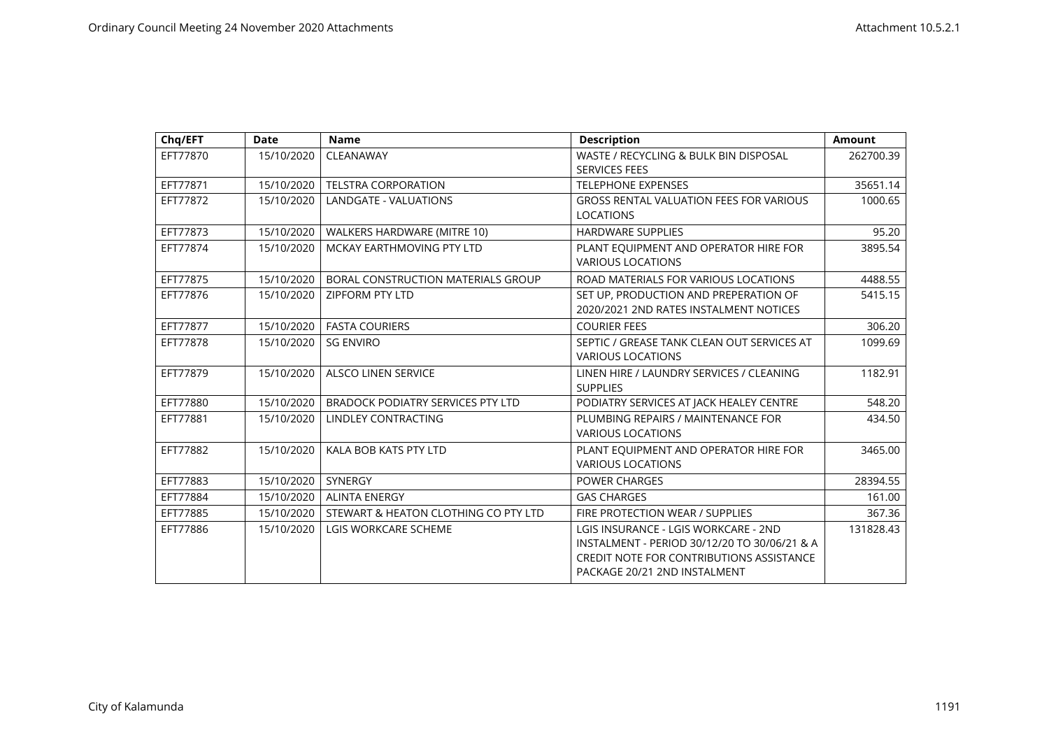| Chq/EFT | Date | Name | Description | Amount |
|---|---|---|---|---|
| EFT77870 | 15/10/2020 | CLEANAWAY | WASTE / RECYCLING & BULK BIN DISPOSAL SERVICES FEES | 262700.39 |
| EFT77871 | 15/10/2020 | TELSTRA CORPORATION | TELEPHONE EXPENSES | 35651.14 |
| EFT77872 | 15/10/2020 | LANDGATE - VALUATIONS | GROSS RENTAL VALUATION FEES FOR VARIOUS LOCATIONS | 1000.65 |
| EFT77873 | 15/10/2020 | WALKERS HARDWARE (MITRE 10) | HARDWARE SUPPLIES | 95.20 |
| EFT77874 | 15/10/2020 | MCKAY EARTHMOVING PTY LTD | PLANT EQUIPMENT AND OPERATOR HIRE FOR VARIOUS LOCATIONS | 3895.54 |
| EFT77875 | 15/10/2020 | BORAL CONSTRUCTION MATERIALS GROUP | ROAD MATERIALS FOR VARIOUS LOCATIONS | 4488.55 |
| EFT77876 | 15/10/2020 | ZIPFORM PTY LTD | SET UP, PRODUCTION AND PREPERATION OF 2020/2021 2ND RATES INSTALMENT NOTICES | 5415.15 |
| EFT77877 | 15/10/2020 | FASTA COURIERS | COURIER FEES | 306.20 |
| EFT77878 | 15/10/2020 | SG ENVIRO | SEPTIC / GREASE TANK CLEAN OUT SERVICES AT VARIOUS LOCATIONS | 1099.69 |
| EFT77879 | 15/10/2020 | ALSCO LINEN SERVICE | LINEN HIRE / LAUNDRY SERVICES / CLEANING SUPPLIES | 1182.91 |
| EFT77880 | 15/10/2020 | BRADOCK PODIATRY SERVICES PTY LTD | PODIATRY SERVICES AT JACK HEALEY CENTRE | 548.20 |
| EFT77881 | 15/10/2020 | LINDLEY CONTRACTING | PLUMBING REPAIRS / MAINTENANCE FOR VARIOUS LOCATIONS | 434.50 |
| EFT77882 | 15/10/2020 | KALA BOB KATS PTY LTD | PLANT EQUIPMENT AND OPERATOR HIRE FOR VARIOUS LOCATIONS | 3465.00 |
| EFT77883 | 15/10/2020 | SYNERGY | POWER CHARGES | 28394.55 |
| EFT77884 | 15/10/2020 | ALINTA ENERGY | GAS CHARGES | 161.00 |
| EFT77885 | 15/10/2020 | STEWART & HEATON CLOTHING CO PTY LTD | FIRE PROTECTION WEAR / SUPPLIES | 367.36 |
| EFT77886 | 15/10/2020 | LGIS WORKCARE SCHEME | LGIS INSURANCE - LGIS WORKCARE - 2ND INSTALMENT - PERIOD 30/12/20 TO 30/06/21 & A CREDIT NOTE FOR CONTRIBUTIONS ASSISTANCE PACKAGE 20/21 2ND INSTALMENT | 131828.43 |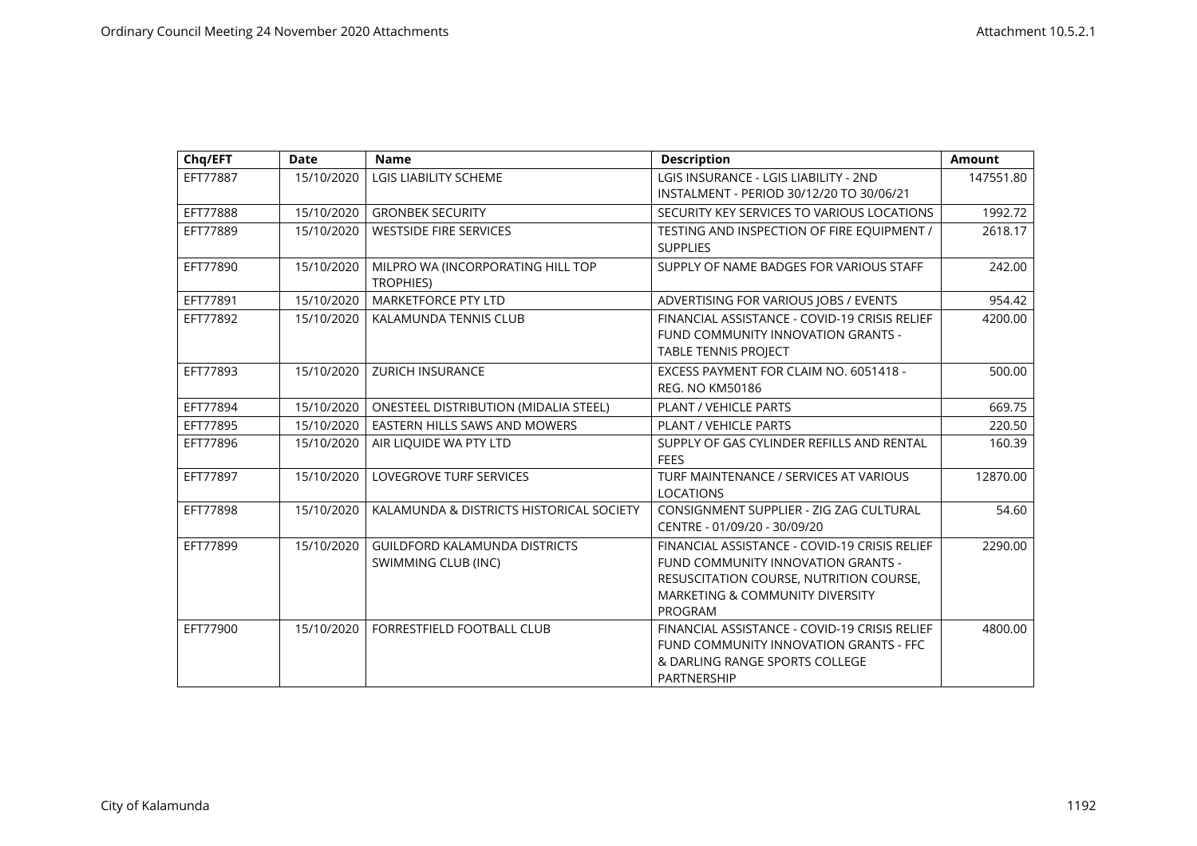| Chq/EFT | Date | Name | Description | Amount |
|---|---|---|---|---|
| EFT77887 | 15/10/2020 | LGIS LIABILITY SCHEME | LGIS INSURANCE - LGIS LIABILITY - 2ND INSTALMENT - PERIOD 30/12/20 TO 30/06/21 | 147551.80 |
| EFT77888 | 15/10/2020 | GRONBEK SECURITY | SECURITY KEY SERVICES TO VARIOUS LOCATIONS | 1992.72 |
| EFT77889 | 15/10/2020 | WESTSIDE FIRE SERVICES | TESTING AND INSPECTION OF FIRE EQUIPMENT / SUPPLIES | 2618.17 |
| EFT77890 | 15/10/2020 | MILPRO WA (INCORPORATING HILL TOP TROPHIES) | SUPPLY OF NAME BADGES FOR VARIOUS STAFF | 242.00 |
| EFT77891 | 15/10/2020 | MARKETFORCE PTY LTD | ADVERTISING FOR VARIOUS JOBS / EVENTS | 954.42 |
| EFT77892 | 15/10/2020 | KALAMUNDA TENNIS CLUB | FINANCIAL ASSISTANCE - COVID-19 CRISIS RELIEF FUND COMMUNITY INNOVATION GRANTS - TABLE TENNIS PROJECT | 4200.00 |
| EFT77893 | 15/10/2020 | ZURICH INSURANCE | EXCESS PAYMENT FOR CLAIM NO. 6051418 - REG. NO KM50186 | 500.00 |
| EFT77894 | 15/10/2020 | ONESTEEL DISTRIBUTION (MIDALIA STEEL) | PLANT / VEHICLE PARTS | 669.75 |
| EFT77895 | 15/10/2020 | EASTERN HILLS SAWS AND MOWERS | PLANT / VEHICLE PARTS | 220.50 |
| EFT77896 | 15/10/2020 | AIR LIQUIDE WA PTY LTD | SUPPLY OF GAS CYLINDER REFILLS AND RENTAL FEES | 160.39 |
| EFT77897 | 15/10/2020 | LOVEGROVE TURF SERVICES | TURF MAINTENANCE / SERVICES AT VARIOUS LOCATIONS | 12870.00 |
| EFT77898 | 15/10/2020 | KALAMUNDA & DISTRICTS HISTORICAL SOCIETY | CONSIGNMENT SUPPLIER - ZIG ZAG CULTURAL CENTRE - 01/09/20 - 30/09/20 | 54.60 |
| EFT77899 | 15/10/2020 | GUILDFORD KALAMUNDA DISTRICTS SWIMMING CLUB (INC) | FINANCIAL ASSISTANCE - COVID-19 CRISIS RELIEF FUND COMMUNITY INNOVATION GRANTS - RESUSCITATION COURSE, NUTRITION COURSE, MARKETING & COMMUNITY DIVERSITY PROGRAM | 2290.00 |
| EFT77900 | 15/10/2020 | FORRESTFIELD FOOTBALL CLUB | FINANCIAL ASSISTANCE - COVID-19 CRISIS RELIEF FUND COMMUNITY INNOVATION GRANTS - FFC & DARLING RANGE SPORTS COLLEGE PARTNERSHIP | 4800.00 |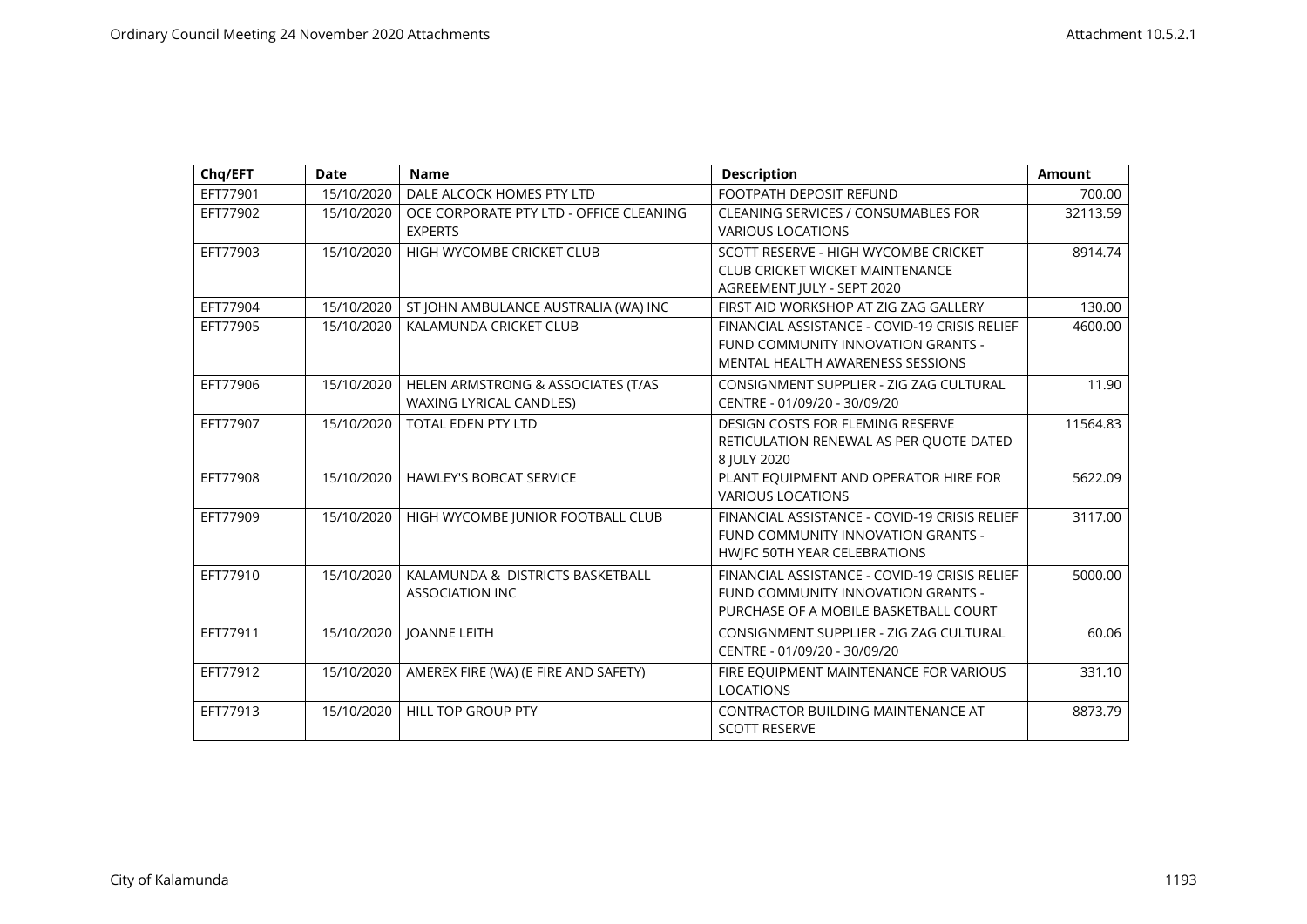| Chq/EFT | Date | Name | Description | Amount |
|---|---|---|---|---|
| EFT77901 | 15/10/2020 | DALE ALCOCK HOMES PTY LTD | FOOTPATH DEPOSIT REFUND | 700.00 |
| EFT77902 | 15/10/2020 | OCE CORPORATE PTY LTD - OFFICE CLEANING EXPERTS | CLEANING SERVICES / CONSUMABLES FOR VARIOUS LOCATIONS | 32113.59 |
| EFT77903 | 15/10/2020 | HIGH WYCOMBE CRICKET CLUB | SCOTT RESERVE - HIGH WYCOMBE CRICKET CLUB CRICKET WICKET MAINTENANCE AGREEMENT JULY - SEPT 2020 | 8914.74 |
| EFT77904 | 15/10/2020 | ST JOHN AMBULANCE AUSTRALIA (WA) INC | FIRST AID WORKSHOP AT ZIG ZAG GALLERY | 130.00 |
| EFT77905 | 15/10/2020 | KALAMUNDA CRICKET CLUB | FINANCIAL ASSISTANCE - COVID-19 CRISIS RELIEF FUND COMMUNITY INNOVATION GRANTS - MENTAL HEALTH AWARENESS SESSIONS | 4600.00 |
| EFT77906 | 15/10/2020 | HELEN ARMSTRONG & ASSOCIATES (T/AS WAXING LYRICAL CANDLES) | CONSIGNMENT SUPPLIER - ZIG ZAG CULTURAL CENTRE - 01/09/20 - 30/09/20 | 11.90 |
| EFT77907 | 15/10/2020 | TOTAL EDEN PTY LTD | DESIGN COSTS FOR FLEMING RESERVE RETICULATION RENEWAL AS PER QUOTE DATED 8 JULY 2020 | 11564.83 |
| EFT77908 | 15/10/2020 | HAWLEY'S BOBCAT SERVICE | PLANT EQUIPMENT AND OPERATOR HIRE FOR VARIOUS LOCATIONS | 5622.09 |
| EFT77909 | 15/10/2020 | HIGH WYCOMBE JUNIOR FOOTBALL CLUB | FINANCIAL ASSISTANCE - COVID-19 CRISIS RELIEF FUND COMMUNITY INNOVATION GRANTS - HWJFC 50TH YEAR CELEBRATIONS | 3117.00 |
| EFT77910 | 15/10/2020 | KALAMUNDA & DISTRICTS BASKETBALL ASSOCIATION INC | FINANCIAL ASSISTANCE - COVID-19 CRISIS RELIEF FUND COMMUNITY INNOVATION GRANTS - PURCHASE OF A MOBILE BASKETBALL COURT | 5000.00 |
| EFT77911 | 15/10/2020 | JOANNE LEITH | CONSIGNMENT SUPPLIER - ZIG ZAG CULTURAL CENTRE - 01/09/20 - 30/09/20 | 60.06 |
| EFT77912 | 15/10/2020 | AMEREX FIRE (WA) (E FIRE AND SAFETY) | FIRE EQUIPMENT MAINTENANCE FOR VARIOUS LOCATIONS | 331.10 |
| EFT77913 | 15/10/2020 | HILL TOP GROUP PTY | CONTRACTOR BUILDING MAINTENANCE AT SCOTT RESERVE | 8873.79 |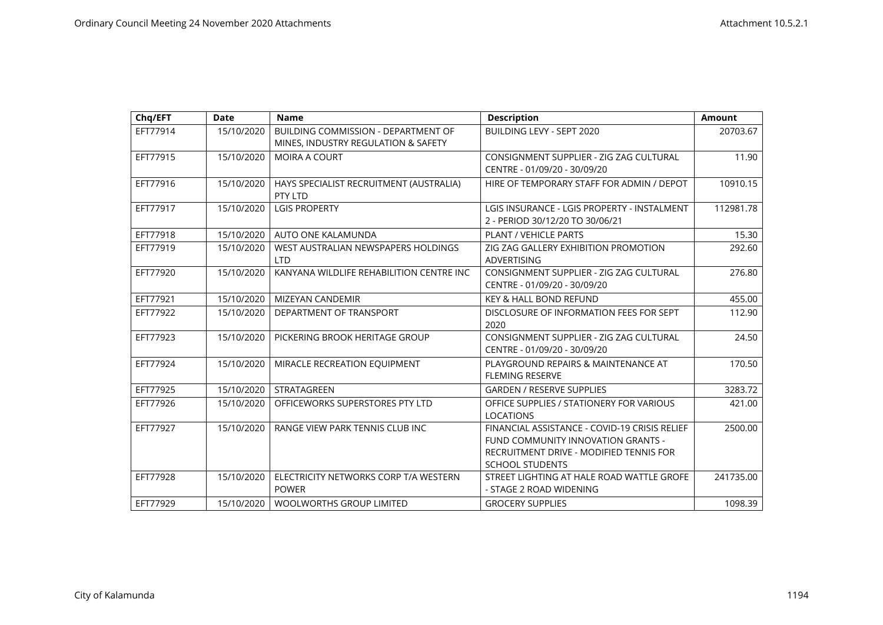| Chq/EFT | Date | Name | Description | Amount |
|---|---|---|---|---|
| EFT77914 | 15/10/2020 | BUILDING COMMISSION - DEPARTMENT OF MINES, INDUSTRY REGULATION & SAFETY | BUILDING LEVY - SEPT 2020 | 20703.67 |
| EFT77915 | 15/10/2020 | MOIRA A COURT | CONSIGNMENT SUPPLIER - ZIG ZAG CULTURAL CENTRE - 01/09/20 - 30/09/20 | 11.90 |
| EFT77916 | 15/10/2020 | HAYS SPECIALIST RECRUITMENT (AUSTRALIA) PTY LTD | HIRE OF TEMPORARY STAFF FOR ADMIN / DEPOT | 10910.15 |
| EFT77917 | 15/10/2020 | LGIS PROPERTY | LGIS INSURANCE - LGIS PROPERTY - INSTALMENT 2 - PERIOD 30/12/20 TO 30/06/21 | 112981.78 |
| EFT77918 | 15/10/2020 | AUTO ONE KALAMUNDA | PLANT / VEHICLE PARTS | 15.30 |
| EFT77919 | 15/10/2020 | WEST AUSTRALIAN NEWSPAPERS HOLDINGS LTD | ZIG ZAG GALLERY EXHIBITION PROMOTION ADVERTISING | 292.60 |
| EFT77920 | 15/10/2020 | KANYANA WILDLIFE REHABILITION CENTRE INC | CONSIGNMENT SUPPLIER - ZIG ZAG CULTURAL CENTRE - 01/09/20 - 30/09/20 | 276.80 |
| EFT77921 | 15/10/2020 | MIZEYAN CANDEMIR | KEY & HALL BOND REFUND | 455.00 |
| EFT77922 | 15/10/2020 | DEPARTMENT OF TRANSPORT | DISCLOSURE OF INFORMATION FEES FOR SEPT 2020 | 112.90 |
| EFT77923 | 15/10/2020 | PICKERING BROOK HERITAGE GROUP | CONSIGNMENT SUPPLIER - ZIG ZAG CULTURAL CENTRE - 01/09/20 - 30/09/20 | 24.50 |
| EFT77924 | 15/10/2020 | MIRACLE RECREATION EQUIPMENT | PLAYGROUND REPAIRS & MAINTENANCE AT FLEMING RESERVE | 170.50 |
| EFT77925 | 15/10/2020 | STRATAGREEN | GARDEN / RESERVE SUPPLIES | 3283.72 |
| EFT77926 | 15/10/2020 | OFFICEWORKS SUPERSTORES PTY LTD | OFFICE SUPPLIES / STATIONERY FOR VARIOUS LOCATIONS | 421.00 |
| EFT77927 | 15/10/2020 | RANGE VIEW PARK TENNIS CLUB INC | FINANCIAL ASSISTANCE - COVID-19 CRISIS RELIEF FUND COMMUNITY INNOVATION GRANTS - RECRUITMENT DRIVE - MODIFIED TENNIS FOR SCHOOL STUDENTS | 2500.00 |
| EFT77928 | 15/10/2020 | ELECTRICITY NETWORKS CORP T/A WESTERN POWER | STREET LIGHTING AT HALE ROAD WATTLE GROFE - STAGE 2 ROAD WIDENING | 241735.00 |
| EFT77929 | 15/10/2020 | WOOLWORTHS GROUP LIMITED | GROCERY SUPPLIES | 1098.39 |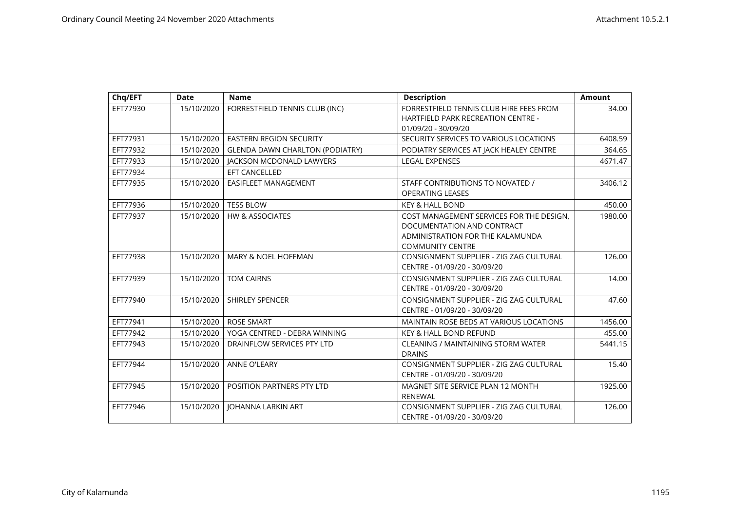| Chq/EFT | Date | Name | Description | Amount |
|---|---|---|---|---|
| EFT77930 | 15/10/2020 | FORRESTFIELD TENNIS CLUB (INC) | FORRESTFIELD TENNIS CLUB HIRE FEES FROM HARTFIELD PARK RECREATION CENTRE - 01/09/20 - 30/09/20 | 34.00 |
| EFT77931 | 15/10/2020 | EASTERN REGION SECURITY | SECURITY SERVICES TO VARIOUS LOCATIONS | 6408.59 |
| EFT77932 | 15/10/2020 | GLENDA DAWN CHARLTON (PODIATRY) | PODIATRY SERVICES AT JACK HEALEY CENTRE | 364.65 |
| EFT77933 | 15/10/2020 | JACKSON MCDONALD LAWYERS | LEGAL EXPENSES | 4671.47 |
| EFT77934 | | EFT CANCELLED | | |
| EFT77935 | 15/10/2020 | EASIFLEET MANAGEMENT | STAFF CONTRIBUTIONS TO NOVATED / OPERATING LEASES | 3406.12 |
| EFT77936 | 15/10/2020 | TESS BLOW | KEY & HALL BOND | 450.00 |
| EFT77937 | 15/10/2020 | HW & ASSOCIATES | COST MANAGEMENT SERVICES FOR THE DESIGN, DOCUMENTATION AND CONTRACT ADMINISTRATION FOR THE KALAMUNDA COMMUNITY CENTRE | 1980.00 |
| EFT77938 | 15/10/2020 | MARY & NOEL HOFFMAN | CONSIGNMENT SUPPLIER - ZIG ZAG CULTURAL CENTRE - 01/09/20 - 30/09/20 | 126.00 |
| EFT77939 | 15/10/2020 | TOM CAIRNS | CONSIGNMENT SUPPLIER - ZIG ZAG CULTURAL CENTRE - 01/09/20 - 30/09/20 | 14.00 |
| EFT77940 | 15/10/2020 | SHIRLEY SPENCER | CONSIGNMENT SUPPLIER - ZIG ZAG CULTURAL CENTRE - 01/09/20 - 30/09/20 | 47.60 |
| EFT77941 | 15/10/2020 | ROSE SMART | MAINTAIN ROSE BEDS AT VARIOUS LOCATIONS | 1456.00 |
| EFT77942 | 15/10/2020 | YOGA CENTRED - DEBRA WINNING | KEY & HALL BOND REFUND | 455.00 |
| EFT77943 | 15/10/2020 | DRAINFLOW SERVICES PTY LTD | CLEANING / MAINTAINING STORM WATER DRAINS | 5441.15 |
| EFT77944 | 15/10/2020 | ANNE O'LEARY | CONSIGNMENT SUPPLIER - ZIG ZAG CULTURAL CENTRE - 01/09/20 - 30/09/20 | 15.40 |
| EFT77945 | 15/10/2020 | POSITION PARTNERS PTY LTD | MAGNET SITE SERVICE PLAN 12 MONTH RENEWAL | 1925.00 |
| EFT77946 | 15/10/2020 | JOHANNA LARKIN ART | CONSIGNMENT SUPPLIER - ZIG ZAG CULTURAL CENTRE - 01/09/20 - 30/09/20 | 126.00 |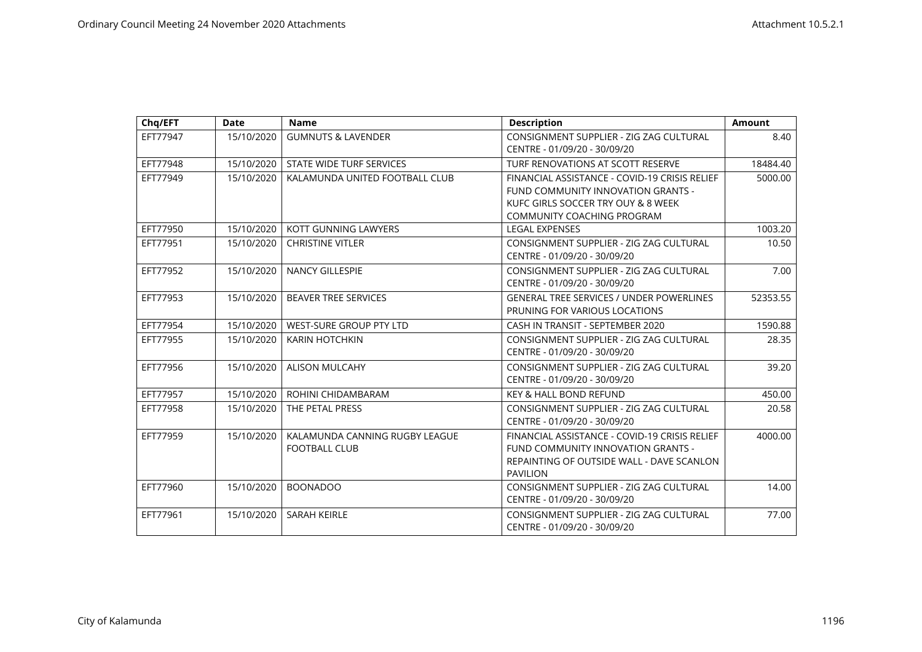| Chq/EFT | Date | Name | Description | Amount |
|---|---|---|---|---|
| EFT77947 | 15/10/2020 | GUMNUTS & LAVENDER | CONSIGNMENT SUPPLIER - ZIG ZAG CULTURAL CENTRE - 01/09/20 - 30/09/20 | 8.40 |
| EFT77948 | 15/10/2020 | STATE WIDE TURF SERVICES | TURF RENOVATIONS AT SCOTT RESERVE | 18484.40 |
| EFT77949 | 15/10/2020 | KALAMUNDA UNITED FOOTBALL CLUB | FINANCIAL ASSISTANCE - COVID-19 CRISIS RELIEF FUND COMMUNITY INNOVATION GRANTS - KUFC GIRLS SOCCER TRY OUY & 8 WEEK COMMUNITY COACHING PROGRAM | 5000.00 |
| EFT77950 | 15/10/2020 | KOTT GUNNING LAWYERS | LEGAL EXPENSES | 1003.20 |
| EFT77951 | 15/10/2020 | CHRISTINE VITLER | CONSIGNMENT SUPPLIER - ZIG ZAG CULTURAL CENTRE - 01/09/20 - 30/09/20 | 10.50 |
| EFT77952 | 15/10/2020 | NANCY GILLESPIE | CONSIGNMENT SUPPLIER - ZIG ZAG CULTURAL CENTRE - 01/09/20 - 30/09/20 | 7.00 |
| EFT77953 | 15/10/2020 | BEAVER TREE SERVICES | GENERAL TREE SERVICES / UNDER POWERLINES PRUNING FOR VARIOUS LOCATIONS | 52353.55 |
| EFT77954 | 15/10/2020 | WEST-SURE GROUP PTY LTD | CASH IN TRANSIT - SEPTEMBER 2020 | 1590.88 |
| EFT77955 | 15/10/2020 | KARIN HOTCHKIN | CONSIGNMENT SUPPLIER - ZIG ZAG CULTURAL CENTRE - 01/09/20 - 30/09/20 | 28.35 |
| EFT77956 | 15/10/2020 | ALISON MULCAHY | CONSIGNMENT SUPPLIER - ZIG ZAG CULTURAL CENTRE - 01/09/20 - 30/09/20 | 39.20 |
| EFT77957 | 15/10/2020 | ROHINI CHIDAMBARAM | KEY & HALL BOND REFUND | 450.00 |
| EFT77958 | 15/10/2020 | THE PETAL PRESS | CONSIGNMENT SUPPLIER - ZIG ZAG CULTURAL CENTRE - 01/09/20 - 30/09/20 | 20.58 |
| EFT77959 | 15/10/2020 | KALAMUNDA CANNING RUGBY LEAGUE FOOTBALL CLUB | FINANCIAL ASSISTANCE - COVID-19 CRISIS RELIEF FUND COMMUNITY INNOVATION GRANTS - REPAINTING OF OUTSIDE WALL - DAVE SCANLON PAVILION | 4000.00 |
| EFT77960 | 15/10/2020 | BOONADOO | CONSIGNMENT SUPPLIER - ZIG ZAG CULTURAL CENTRE - 01/09/20 - 30/09/20 | 14.00 |
| EFT77961 | 15/10/2020 | SARAH KEIRLE | CONSIGNMENT SUPPLIER - ZIG ZAG CULTURAL CENTRE - 01/09/20 - 30/09/20 | 77.00 |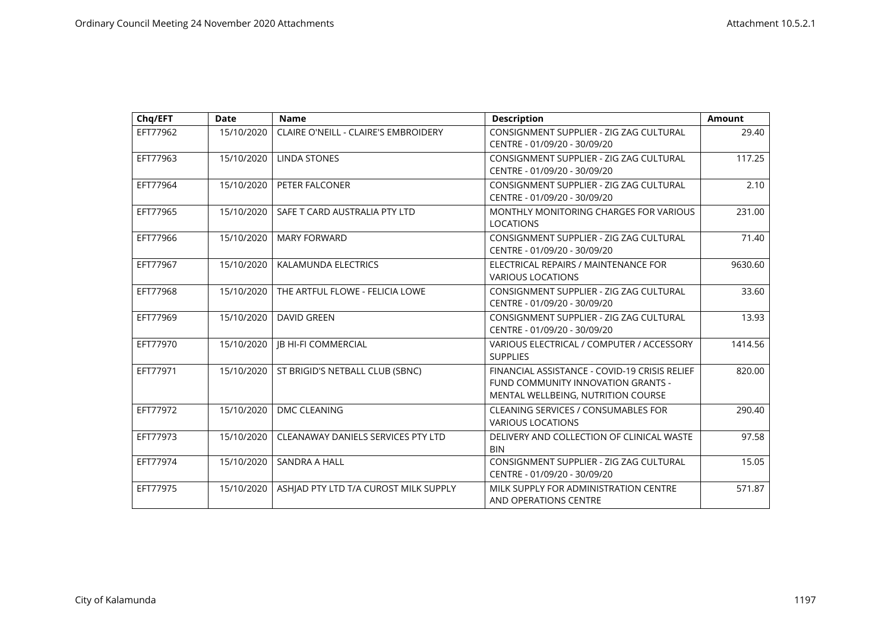| Chq/EFT | Date | Name | Description | Amount |
|---|---|---|---|---|
| EFT77962 | 15/10/2020 | CLAIRE O'NEILL - CLAIRE'S EMBROIDERY | CONSIGNMENT SUPPLIER - ZIG ZAG CULTURAL CENTRE - 01/09/20 - 30/09/20 | 29.40 |
| EFT77963 | 15/10/2020 | LINDA STONES | CONSIGNMENT SUPPLIER - ZIG ZAG CULTURAL CENTRE - 01/09/20 - 30/09/20 | 117.25 |
| EFT77964 | 15/10/2020 | PETER FALCONER | CONSIGNMENT SUPPLIER - ZIG ZAG CULTURAL CENTRE - 01/09/20 - 30/09/20 | 2.10 |
| EFT77965 | 15/10/2020 | SAFE T CARD AUSTRALIA PTY LTD | MONTHLY MONITORING CHARGES FOR VARIOUS LOCATIONS | 231.00 |
| EFT77966 | 15/10/2020 | MARY FORWARD | CONSIGNMENT SUPPLIER - ZIG ZAG CULTURAL CENTRE - 01/09/20 - 30/09/20 | 71.40 |
| EFT77967 | 15/10/2020 | KALAMUNDA ELECTRICS | ELECTRICAL REPAIRS / MAINTENANCE FOR VARIOUS LOCATIONS | 9630.60 |
| EFT77968 | 15/10/2020 | THE ARTFUL FLOWE - FELICIA LOWE | CONSIGNMENT SUPPLIER - ZIG ZAG CULTURAL CENTRE - 01/09/20 - 30/09/20 | 33.60 |
| EFT77969 | 15/10/2020 | DAVID GREEN | CONSIGNMENT SUPPLIER - ZIG ZAG CULTURAL CENTRE - 01/09/20 - 30/09/20 | 13.93 |
| EFT77970 | 15/10/2020 | JB HI-FI COMMERCIAL | VARIOUS ELECTRICAL / COMPUTER / ACCESSORY SUPPLIES | 1414.56 |
| EFT77971 | 15/10/2020 | ST BRIGID'S NETBALL CLUB (SBNC) | FINANCIAL ASSISTANCE - COVID-19 CRISIS RELIEF FUND COMMUNITY INNOVATION GRANTS - MENTAL WELLBEING, NUTRITION COURSE | 820.00 |
| EFT77972 | 15/10/2020 | DMC CLEANING | CLEANING SERVICES / CONSUMABLES FOR VARIOUS LOCATIONS | 290.40 |
| EFT77973 | 15/10/2020 | CLEANAWAY DANIELS SERVICES PTY LTD | DELIVERY AND COLLECTION OF CLINICAL WASTE BIN | 97.58 |
| EFT77974 | 15/10/2020 | SANDRA A HALL | CONSIGNMENT SUPPLIER - ZIG ZAG CULTURAL CENTRE - 01/09/20 - 30/09/20 | 15.05 |
| EFT77975 | 15/10/2020 | ASHJAD PTY LTD T/A CUROST MILK SUPPLY | MILK SUPPLY FOR ADMINISTRATION CENTRE AND OPERATIONS CENTRE | 571.87 |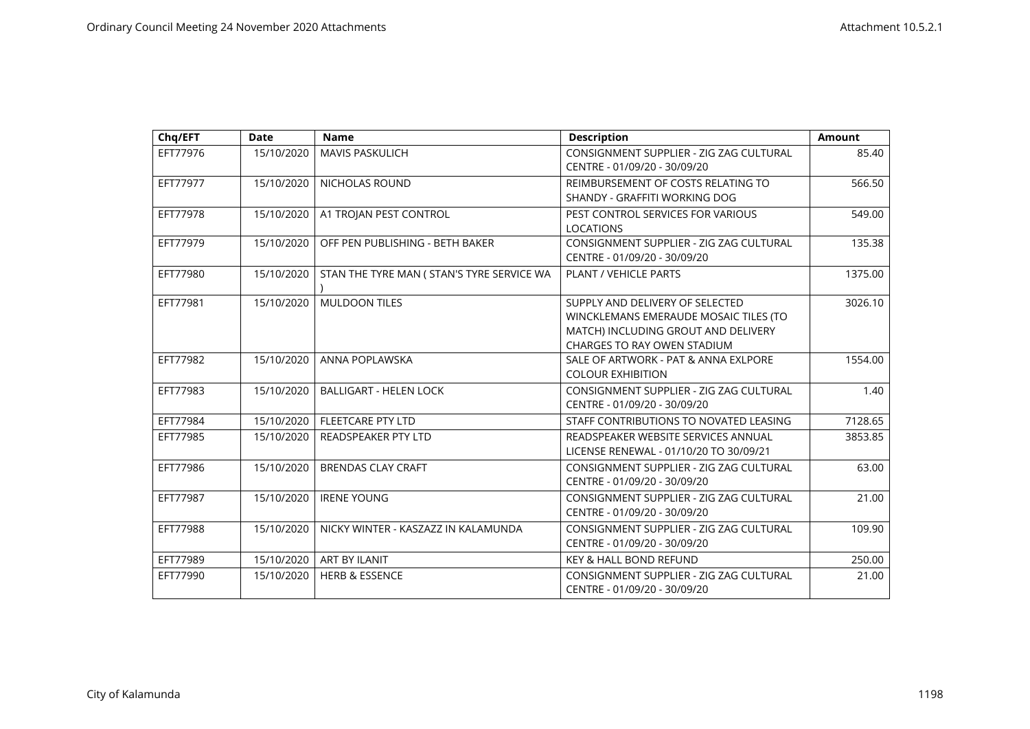| Chq/EFT | Date | Name | Description | Amount |
|---|---|---|---|---|
| EFT77976 | 15/10/2020 | MAVIS PASKULICH | CONSIGNMENT SUPPLIER - ZIG ZAG CULTURAL CENTRE - 01/09/20 - 30/09/20 | 85.40 |
| EFT77977 | 15/10/2020 | NICHOLAS ROUND | REIMBURSEMENT OF COSTS RELATING TO SHANDY - GRAFFITI WORKING DOG | 566.50 |
| EFT77978 | 15/10/2020 | A1 TROJAN PEST CONTROL | PEST CONTROL SERVICES FOR VARIOUS LOCATIONS | 549.00 |
| EFT77979 | 15/10/2020 | OFF PEN PUBLISHING - BETH BAKER | CONSIGNMENT SUPPLIER - ZIG ZAG CULTURAL CENTRE - 01/09/20 - 30/09/20 | 135.38 |
| EFT77980 | 15/10/2020 | STAN THE TYRE MAN ( STAN'S TYRE SERVICE WA ) | PLANT / VEHICLE PARTS | 1375.00 |
| EFT77981 | 15/10/2020 | MULDOON TILES | SUPPLY AND DELIVERY OF SELECTED WINCKLEMANS EMERAUDE MOSAIC TILES (TO MATCH) INCLUDING GROUT AND DELIVERY CHARGES TO RAY OWEN STADIUM | 3026.10 |
| EFT77982 | 15/10/2020 | ANNA POPLAWSKA | SALE OF ARTWORK - PAT & ANNA EXLPORE COLOUR EXHIBITION | 1554.00 |
| EFT77983 | 15/10/2020 | BALLIGART - HELEN LOCK | CONSIGNMENT SUPPLIER - ZIG ZAG CULTURAL CENTRE - 01/09/20 - 30/09/20 | 1.40 |
| EFT77984 | 15/10/2020 | FLEETCARE PTY LTD | STAFF CONTRIBUTIONS TO NOVATED LEASING | 7128.65 |
| EFT77985 | 15/10/2020 | READSPEAKER PTY LTD | READSPEAKER WEBSITE SERVICES ANNUAL LICENSE RENEWAL - 01/10/20 TO 30/09/21 | 3853.85 |
| EFT77986 | 15/10/2020 | BRENDAS CLAY CRAFT | CONSIGNMENT SUPPLIER - ZIG ZAG CULTURAL CENTRE - 01/09/20 - 30/09/20 | 63.00 |
| EFT77987 | 15/10/2020 | IRENE YOUNG | CONSIGNMENT SUPPLIER - ZIG ZAG CULTURAL CENTRE - 01/09/20 - 30/09/20 | 21.00 |
| EFT77988 | 15/10/2020 | NICKY WINTER - KASZAZZ IN KALAMUNDA | CONSIGNMENT SUPPLIER - ZIG ZAG CULTURAL CENTRE - 01/09/20 - 30/09/20 | 109.90 |
| EFT77989 | 15/10/2020 | ART BY ILANIT | KEY & HALL BOND REFUND | 250.00 |
| EFT77990 | 15/10/2020 | HERB & ESSENCE | CONSIGNMENT SUPPLIER - ZIG ZAG CULTURAL CENTRE - 01/09/20 - 30/09/20 | 21.00 |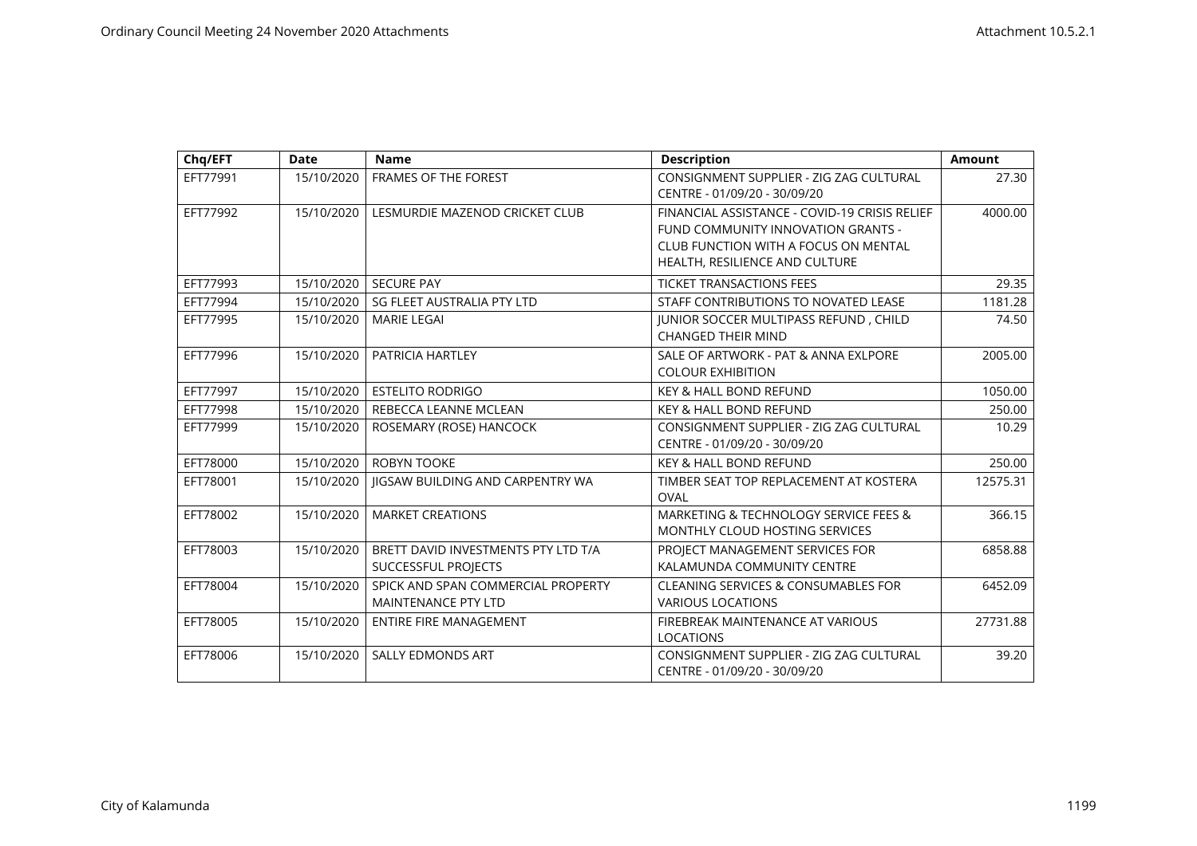| Chq/EFT | Date | Name | Description | Amount |
|---|---|---|---|---|
| EFT77991 | 15/10/2020 | FRAMES OF THE FOREST | CONSIGNMENT SUPPLIER - ZIG ZAG CULTURAL CENTRE - 01/09/20 - 30/09/20 | 27.30 |
| EFT77992 | 15/10/2020 | LESMURDIE MAZENOD CRICKET CLUB | FINANCIAL ASSISTANCE - COVID-19 CRISIS RELIEF FUND COMMUNITY INNOVATION GRANTS - CLUB FUNCTION WITH A FOCUS ON MENTAL HEALTH, RESILIENCE AND CULTURE | 4000.00 |
| EFT77993 | 15/10/2020 | SECURE PAY | TICKET TRANSACTIONS FEES | 29.35 |
| EFT77994 | 15/10/2020 | SG FLEET AUSTRALIA PTY LTD | STAFF CONTRIBUTIONS TO NOVATED LEASE | 1181.28 |
| EFT77995 | 15/10/2020 | MARIE LEGAI | JUNIOR SOCCER MULTIPASS REFUND , CHILD CHANGED THEIR MIND | 74.50 |
| EFT77996 | 15/10/2020 | PATRICIA HARTLEY | SALE OF ARTWORK - PAT & ANNA EXLPORE COLOUR EXHIBITION | 2005.00 |
| EFT77997 | 15/10/2020 | ESTELITO RODRIGO | KEY & HALL BOND REFUND | 1050.00 |
| EFT77998 | 15/10/2020 | REBECCA LEANNE MCLEAN | KEY & HALL BOND REFUND | 250.00 |
| EFT77999 | 15/10/2020 | ROSEMARY (ROSE) HANCOCK | CONSIGNMENT SUPPLIER - ZIG ZAG CULTURAL CENTRE - 01/09/20 - 30/09/20 | 10.29 |
| EFT78000 | 15/10/2020 | ROBYN TOOKE | KEY & HALL BOND REFUND | 250.00 |
| EFT78001 | 15/10/2020 | JIGSAW BUILDING AND CARPENTRY WA | TIMBER SEAT TOP REPLACEMENT AT KOSTERA OVAL | 12575.31 |
| EFT78002 | 15/10/2020 | MARKET CREATIONS | MARKETING & TECHNOLOGY SERVICE FEES & MONTHLY CLOUD HOSTING SERVICES | 366.15 |
| EFT78003 | 15/10/2020 | BRETT DAVID INVESTMENTS PTY LTD T/A SUCCESSFUL PROJECTS | PROJECT MANAGEMENT SERVICES FOR KALAMUNDA COMMUNITY CENTRE | 6858.88 |
| EFT78004 | 15/10/2020 | SPICK AND SPAN COMMERCIAL PROPERTY MAINTENANCE PTY LTD | CLEANING SERVICES & CONSUMABLES FOR VARIOUS LOCATIONS | 6452.09 |
| EFT78005 | 15/10/2020 | ENTIRE FIRE MANAGEMENT | FIREBREAK MAINTENANCE AT VARIOUS LOCATIONS | 27731.88 |
| EFT78006 | 15/10/2020 | SALLY EDMONDS ART | CONSIGNMENT SUPPLIER - ZIG ZAG CULTURAL CENTRE - 01/09/20 - 30/09/20 | 39.20 |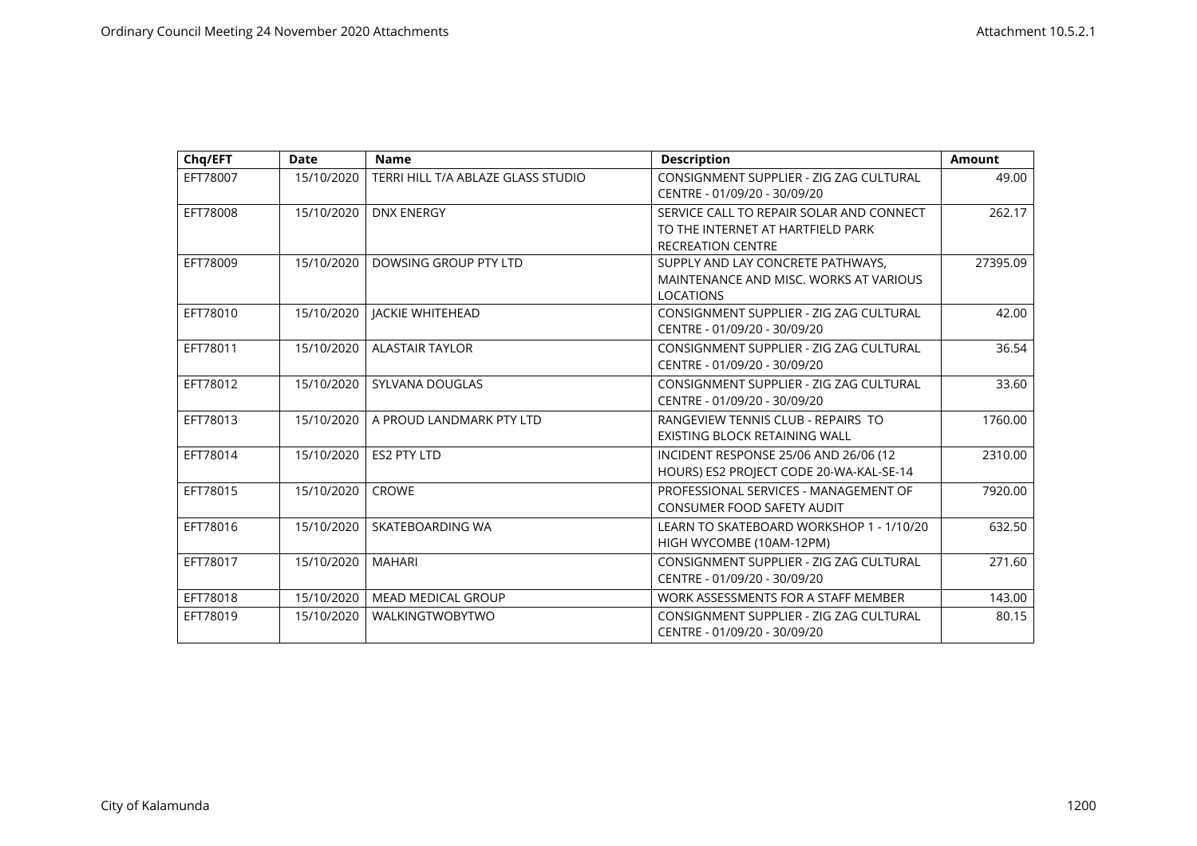| Chq/EFT | Date | Name | Description | Amount |
|---|---|---|---|---|
| EFT78007 | 15/10/2020 | TERRI HILL T/A ABLAZE GLASS STUDIO | CONSIGNMENT SUPPLIER - ZIG ZAG CULTURAL CENTRE - 01/09/20 - 30/09/20 | 49.00 |
| EFT78008 | 15/10/2020 | DNX ENERGY | SERVICE CALL TO REPAIR SOLAR AND CONNECT TO THE INTERNET AT HARTFIELD PARK RECREATION CENTRE | 262.17 |
| EFT78009 | 15/10/2020 | DOWSING GROUP PTY LTD | SUPPLY AND LAY CONCRETE PATHWAYS, MAINTENANCE AND MISC. WORKS AT VARIOUS LOCATIONS | 27395.09 |
| EFT78010 | 15/10/2020 | JACKIE WHITEHEAD | CONSIGNMENT SUPPLIER - ZIG ZAG CULTURAL CENTRE - 01/09/20 - 30/09/20 | 42.00 |
| EFT78011 | 15/10/2020 | ALASTAIR TAYLOR | CONSIGNMENT SUPPLIER - ZIG ZAG CULTURAL CENTRE - 01/09/20 - 30/09/20 | 36.54 |
| EFT78012 | 15/10/2020 | SYLVANA DOUGLAS | CONSIGNMENT SUPPLIER - ZIG ZAG CULTURAL CENTRE - 01/09/20 - 30/09/20 | 33.60 |
| EFT78013 | 15/10/2020 | A PROUD LANDMARK PTY LTD | RANGEVIEW TENNIS CLUB - REPAIRS TO EXISTING BLOCK RETAINING WALL | 1760.00 |
| EFT78014 | 15/10/2020 | ES2 PTY LTD | INCIDENT RESPONSE 25/06 AND 26/06 (12 HOURS) ES2 PROJECT CODE 20-WA-KAL-SE-14 | 2310.00 |
| EFT78015 | 15/10/2020 | CROWE | PROFESSIONAL SERVICES - MANAGEMENT OF CONSUMER FOOD SAFETY AUDIT | 7920.00 |
| EFT78016 | 15/10/2020 | SKATEBOARDING WA | LEARN TO SKATEBOARD WORKSHOP 1 - 1/10/20 HIGH WYCOMBE (10AM-12PM) | 632.50 |
| EFT78017 | 15/10/2020 | MAHARI | CONSIGNMENT SUPPLIER - ZIG ZAG CULTURAL CENTRE - 01/09/20 - 30/09/20 | 271.60 |
| EFT78018 | 15/10/2020 | MEAD MEDICAL GROUP | WORK ASSESSMENTS FOR A STAFF MEMBER | 143.00 |
| EFT78019 | 15/10/2020 | WALKINGTWOBYTWO | CONSIGNMENT SUPPLIER - ZIG ZAG CULTURAL CENTRE - 01/09/20 - 30/09/20 | 80.15 |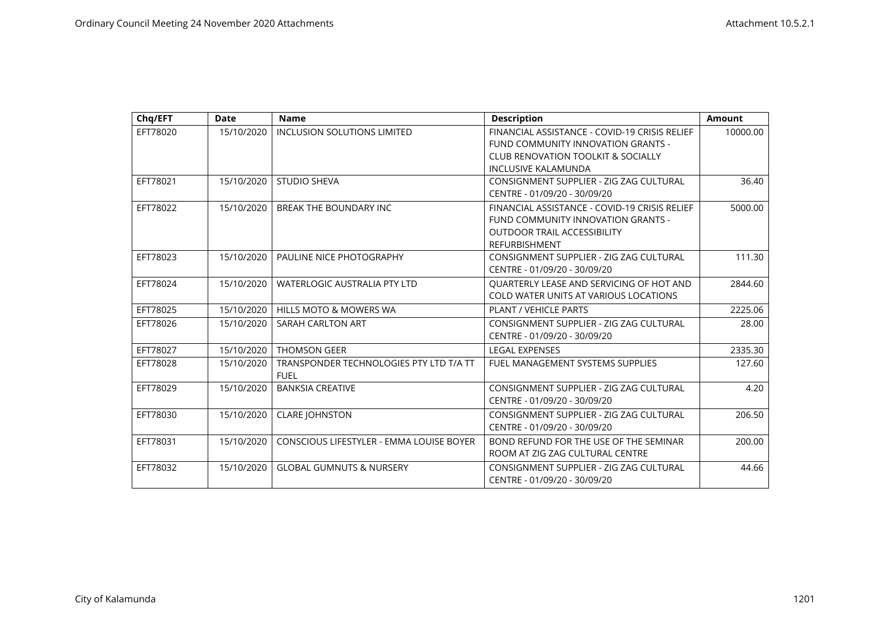| Chq/EFT | Date | Name | Description | Amount |
|---|---|---|---|---|
| EFT78020 | 15/10/2020 | INCLUSION SOLUTIONS LIMITED | FINANCIAL ASSISTANCE - COVID-19 CRISIS RELIEF FUND COMMUNITY INNOVATION GRANTS - CLUB RENOVATION TOOLKIT & SOCIALLY INCLUSIVE KALAMUNDA | 10000.00 |
| EFT78021 | 15/10/2020 | STUDIO SHEVA | CONSIGNMENT SUPPLIER - ZIG ZAG CULTURAL CENTRE - 01/09/20 - 30/09/20 | 36.40 |
| EFT78022 | 15/10/2020 | BREAK THE BOUNDARY INC | FINANCIAL ASSISTANCE - COVID-19 CRISIS RELIEF FUND COMMUNITY INNOVATION GRANTS - OUTDOOR TRAIL ACCESSIBILITY REFURBISHMENT | 5000.00 |
| EFT78023 | 15/10/2020 | PAULINE NICE PHOTOGRAPHY | CONSIGNMENT SUPPLIER - ZIG ZAG CULTURAL CENTRE - 01/09/20 - 30/09/20 | 111.30 |
| EFT78024 | 15/10/2020 | WATERLOGIC AUSTRALIA PTY LTD | QUARTERLY LEASE AND SERVICING OF HOT AND COLD WATER UNITS AT VARIOUS LOCATIONS | 2844.60 |
| EFT78025 | 15/10/2020 | HILLS MOTO & MOWERS WA | PLANT / VEHICLE PARTS | 2225.06 |
| EFT78026 | 15/10/2020 | SARAH CARLTON ART | CONSIGNMENT SUPPLIER - ZIG ZAG CULTURAL CENTRE - 01/09/20 - 30/09/20 | 28.00 |
| EFT78027 | 15/10/2020 | THOMSON GEER | LEGAL EXPENSES | 2335.30 |
| EFT78028 | 15/10/2020 | TRANSPONDER TECHNOLOGIES PTY LTD T/A TT FUEL | FUEL MANAGEMENT SYSTEMS SUPPLIES | 127.60 |
| EFT78029 | 15/10/2020 | BANKSIA CREATIVE | CONSIGNMENT SUPPLIER - ZIG ZAG CULTURAL CENTRE - 01/09/20 - 30/09/20 | 4.20 |
| EFT78030 | 15/10/2020 | CLARE JOHNSTON | CONSIGNMENT SUPPLIER - ZIG ZAG CULTURAL CENTRE - 01/09/20 - 30/09/20 | 206.50 |
| EFT78031 | 15/10/2020 | CONSCIOUS LIFESTYLER - EMMA LOUISE BOYER | BOND REFUND FOR THE USE OF THE SEMINAR ROOM AT ZIG ZAG CULTURAL CENTRE | 200.00 |
| EFT78032 | 15/10/2020 | GLOBAL GUMNUTS & NURSERY | CONSIGNMENT SUPPLIER - ZIG ZAG CULTURAL CENTRE - 01/09/20 - 30/09/20 | 44.66 |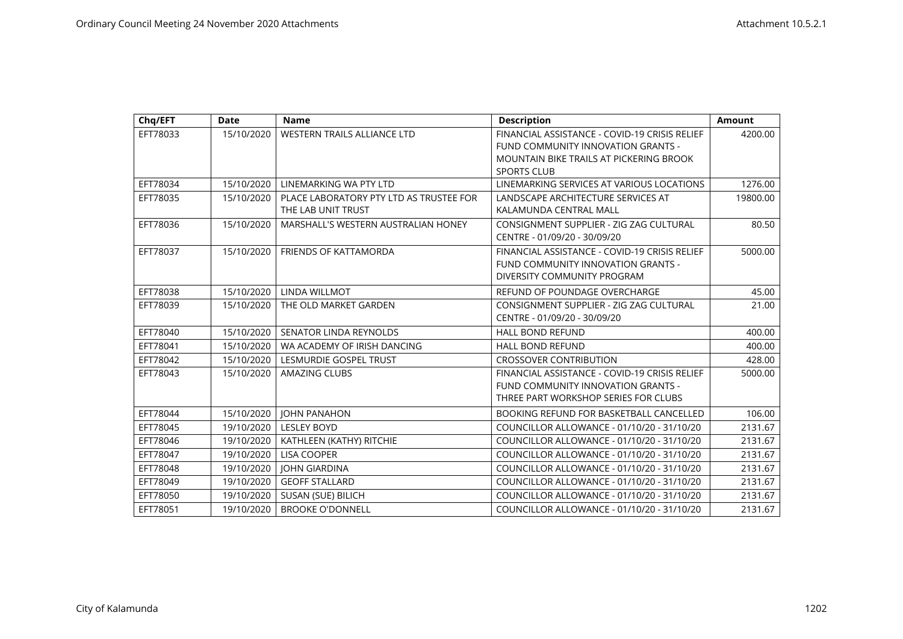| Chq/EFT | Date | Name | Description | Amount |
|---|---|---|---|---|
| EFT78033 | 15/10/2020 | WESTERN TRAILS ALLIANCE LTD | FINANCIAL ASSISTANCE - COVID-19 CRISIS RELIEF FUND COMMUNITY INNOVATION GRANTS - MOUNTAIN BIKE TRAILS AT PICKERING BROOK SPORTS CLUB | 4200.00 |
| EFT78034 | 15/10/2020 | LINEMARKING WA PTY LTD | LINEMARKING SERVICES AT VARIOUS LOCATIONS | 1276.00 |
| EFT78035 | 15/10/2020 | PLACE LABORATORY PTY LTD AS TRUSTEE FOR THE LAB UNIT TRUST | LANDSCAPE ARCHITECTURE SERVICES AT KALAMUNDA CENTRAL MALL | 19800.00 |
| EFT78036 | 15/10/2020 | MARSHALL'S WESTERN AUSTRALIAN HONEY | CONSIGNMENT SUPPLIER - ZIG ZAG CULTURAL CENTRE - 01/09/20 - 30/09/20 | 80.50 |
| EFT78037 | 15/10/2020 | FRIENDS OF KATTAMORDA | FINANCIAL ASSISTANCE - COVID-19 CRISIS RELIEF FUND COMMUNITY INNOVATION GRANTS - DIVERSITY COMMUNITY PROGRAM | 5000.00 |
| EFT78038 | 15/10/2020 | LINDA WILLMOT | REFUND OF POUNDAGE OVERCHARGE | 45.00 |
| EFT78039 | 15/10/2020 | THE OLD MARKET GARDEN | CONSIGNMENT SUPPLIER - ZIG ZAG CULTURAL CENTRE - 01/09/20 - 30/09/20 | 21.00 |
| EFT78040 | 15/10/2020 | SENATOR LINDA REYNOLDS | HALL BOND REFUND | 400.00 |
| EFT78041 | 15/10/2020 | WA ACADEMY OF IRISH DANCING | HALL BOND REFUND | 400.00 |
| EFT78042 | 15/10/2020 | LESMURDIE GOSPEL TRUST | CROSSOVER CONTRIBUTION | 428.00 |
| EFT78043 | 15/10/2020 | AMAZING CLUBS | FINANCIAL ASSISTANCE - COVID-19 CRISIS RELIEF FUND COMMUNITY INNOVATION GRANTS - THREE PART WORKSHOP SERIES FOR CLUBS | 5000.00 |
| EFT78044 | 15/10/2020 | JOHN PANAHON | BOOKING REFUND FOR BASKETBALL CANCELLED | 106.00 |
| EFT78045 | 19/10/2020 | LESLEY BOYD | COUNCILLOR ALLOWANCE - 01/10/20 - 31/10/20 | 2131.67 |
| EFT78046 | 19/10/2020 | KATHLEEN (KATHY) RITCHIE | COUNCILLOR ALLOWANCE - 01/10/20 - 31/10/20 | 2131.67 |
| EFT78047 | 19/10/2020 | LISA COOPER | COUNCILLOR ALLOWANCE - 01/10/20 - 31/10/20 | 2131.67 |
| EFT78048 | 19/10/2020 | JOHN GIARDINA | COUNCILLOR ALLOWANCE - 01/10/20 - 31/10/20 | 2131.67 |
| EFT78049 | 19/10/2020 | GEOFF STALLARD | COUNCILLOR ALLOWANCE - 01/10/20 - 31/10/20 | 2131.67 |
| EFT78050 | 19/10/2020 | SUSAN (SUE) BILICH | COUNCILLOR ALLOWANCE - 01/10/20 - 31/10/20 | 2131.67 |
| EFT78051 | 19/10/2020 | BROOKE O'DONNELL | COUNCILLOR ALLOWANCE - 01/10/20 - 31/10/20 | 2131.67 |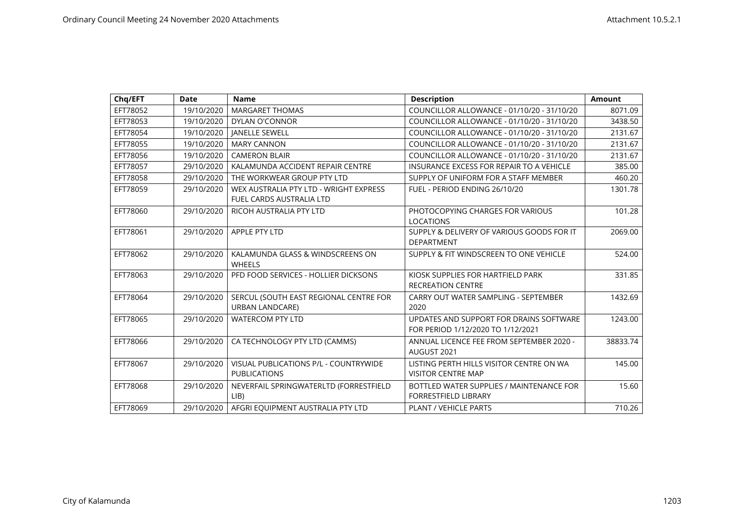| Chq/EFT | Date | Name | Description | Amount |
|---|---|---|---|---|
| EFT78052 | 19/10/2020 | MARGARET THOMAS | COUNCILLOR ALLOWANCE - 01/10/20 - 31/10/20 | 8071.09 |
| EFT78053 | 19/10/2020 | DYLAN O'CONNOR | COUNCILLOR ALLOWANCE - 01/10/20 - 31/10/20 | 3438.50 |
| EFT78054 | 19/10/2020 | JANELLE SEWELL | COUNCILLOR ALLOWANCE - 01/10/20 - 31/10/20 | 2131.67 |
| EFT78055 | 19/10/2020 | MARY CANNON | COUNCILLOR ALLOWANCE - 01/10/20 - 31/10/20 | 2131.67 |
| EFT78056 | 19/10/2020 | CAMERON BLAIR | COUNCILLOR ALLOWANCE - 01/10/20 - 31/10/20 | 2131.67 |
| EFT78057 | 29/10/2020 | KALAMUNDA ACCIDENT REPAIR CENTRE | INSURANCE EXCESS FOR REPAIR TO A VEHICLE | 385.00 |
| EFT78058 | 29/10/2020 | THE WORKWEAR GROUP PTY LTD | SUPPLY OF UNIFORM FOR A STAFF MEMBER | 460.20 |
| EFT78059 | 29/10/2020 | WEX AUSTRALIA PTY LTD - WRIGHT EXPRESS FUEL CARDS AUSTRALIA LTD | FUEL - PERIOD ENDING 26/10/20 | 1301.78 |
| EFT78060 | 29/10/2020 | RICOH AUSTRALIA PTY LTD | PHOTOCOPYING CHARGES FOR VARIOUS LOCATIONS | 101.28 |
| EFT78061 | 29/10/2020 | APPLE PTY LTD | SUPPLY & DELIVERY OF VARIOUS GOODS FOR IT DEPARTMENT | 2069.00 |
| EFT78062 | 29/10/2020 | KALAMUNDA GLASS & WINDSCREENS ON WHEELS | SUPPLY & FIT WINDSCREEN TO ONE VEHICLE | 524.00 |
| EFT78063 | 29/10/2020 | PFD FOOD SERVICES - HOLLIER DICKSONS | KIOSK SUPPLIES FOR HARTFIELD PARK RECREATION CENTRE | 331.85 |
| EFT78064 | 29/10/2020 | SERCUL (SOUTH EAST REGIONAL CENTRE FOR URBAN LANDCARE) | CARRY OUT WATER SAMPLING - SEPTEMBER 2020 | 1432.69 |
| EFT78065 | 29/10/2020 | WATERCOM PTY LTD | UPDATES AND SUPPORT FOR DRAINS SOFTWARE FOR PERIOD 1/12/2020 TO 1/12/2021 | 1243.00 |
| EFT78066 | 29/10/2020 | CA TECHNOLOGY PTY LTD (CAMMS) | ANNUAL LICENCE FEE FROM SEPTEMBER 2020 - AUGUST 2021 | 38833.74 |
| EFT78067 | 29/10/2020 | VISUAL PUBLICATIONS P/L - COUNTRYWIDE PUBLICATIONS | LISTING PERTH HILLS VISITOR CENTRE ON WA VISITOR CENTRE MAP | 145.00 |
| EFT78068 | 29/10/2020 | NEVERFAIL SPRINGWATERLTD (FORRESTFIELD LIB) | BOTTLED WATER SUPPLIES / MAINTENANCE FOR FORRESTFIELD LIBRARY | 15.60 |
| EFT78069 | 29/10/2020 | AFGRI EQUIPMENT AUSTRALIA PTY LTD | PLANT / VEHICLE PARTS | 710.26 |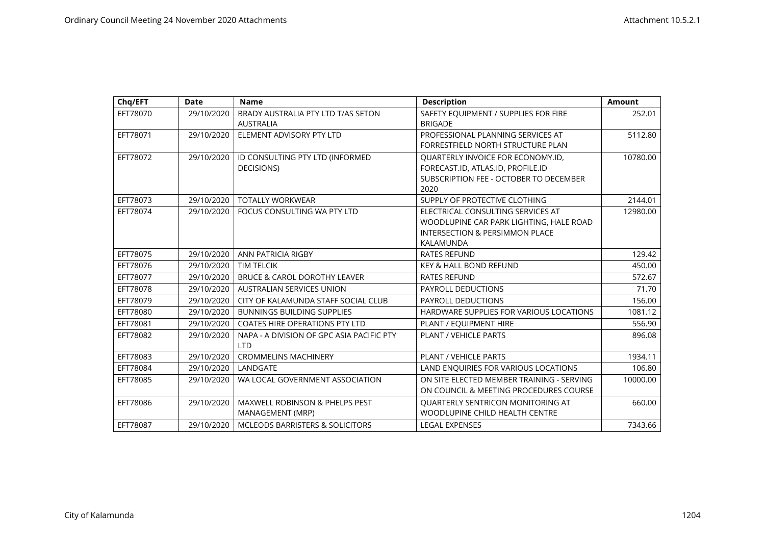| Chq/EFT | Date | Name | Description | Amount |
|---|---|---|---|---|
| EFT78070 | 29/10/2020 | BRADY AUSTRALIA PTY LTD T/AS SETON AUSTRALIA | SAFETY EQUIPMENT / SUPPLIES FOR FIRE BRIGADE | 252.01 |
| EFT78071 | 29/10/2020 | ELEMENT ADVISORY PTY LTD | PROFESSIONAL PLANNING SERVICES AT FORRESTFIELD NORTH STRUCTURE PLAN | 5112.80 |
| EFT78072 | 29/10/2020 | ID CONSULTING PTY LTD (INFORMED DECISIONS) | QUARTERLY INVOICE FOR ECONOMY.ID, FORECAST.ID, ATLAS.ID, PROFILE.ID SUBSCRIPTION FEE - OCTOBER TO DECEMBER 2020 | 10780.00 |
| EFT78073 | 29/10/2020 | TOTALLY WORKWEAR | SUPPLY OF PROTECTIVE CLOTHING | 2144.01 |
| EFT78074 | 29/10/2020 | FOCUS CONSULTING WA PTY LTD | ELECTRICAL CONSULTING SERVICES AT WOODLUPINE CAR PARK LIGHTING, HALE ROAD INTERSECTION & PERSIMMON PLACE KALAMUNDA | 12980.00 |
| EFT78075 | 29/10/2020 | ANN PATRICIA RIGBY | RATES REFUND | 129.42 |
| EFT78076 | 29/10/2020 | TIM TELCIK | KEY & HALL BOND REFUND | 450.00 |
| EFT78077 | 29/10/2020 | BRUCE & CAROL DOROTHY LEAVER | RATES REFUND | 572.67 |
| EFT78078 | 29/10/2020 | AUSTRALIAN SERVICES UNION | PAYROLL DEDUCTIONS | 71.70 |
| EFT78079 | 29/10/2020 | CITY OF KALAMUNDA STAFF SOCIAL CLUB | PAYROLL DEDUCTIONS | 156.00 |
| EFT78080 | 29/10/2020 | BUNNINGS BUILDING SUPPLIES | HARDWARE SUPPLIES FOR VARIOUS LOCATIONS | 1081.12 |
| EFT78081 | 29/10/2020 | COATES HIRE OPERATIONS PTY LTD | PLANT / EQUIPMENT HIRE | 556.90 |
| EFT78082 | 29/10/2020 | NAPA - A DIVISION OF GPC ASIA PACIFIC PTY LTD | PLANT / VEHICLE PARTS | 896.08 |
| EFT78083 | 29/10/2020 | CROMMELINS MACHINERY | PLANT / VEHICLE PARTS | 1934.11 |
| EFT78084 | 29/10/2020 | LANDGATE | LAND ENQUIRIES FOR VARIOUS LOCATIONS | 106.80 |
| EFT78085 | 29/10/2020 | WA LOCAL GOVERNMENT ASSOCIATION | ON SITE ELECTED MEMBER TRAINING - SERVING ON COUNCIL & MEETING PROCEDURES COURSE | 10000.00 |
| EFT78086 | 29/10/2020 | MAXWELL ROBINSON & PHELPS PEST MANAGEMENT (MRP) | QUARTERLY SENTRICON MONITORING AT WOODLUPINE CHILD HEALTH CENTRE | 660.00 |
| EFT78087 | 29/10/2020 | MCLEODS BARRISTERS & SOLICITORS | LEGAL EXPENSES | 7343.66 |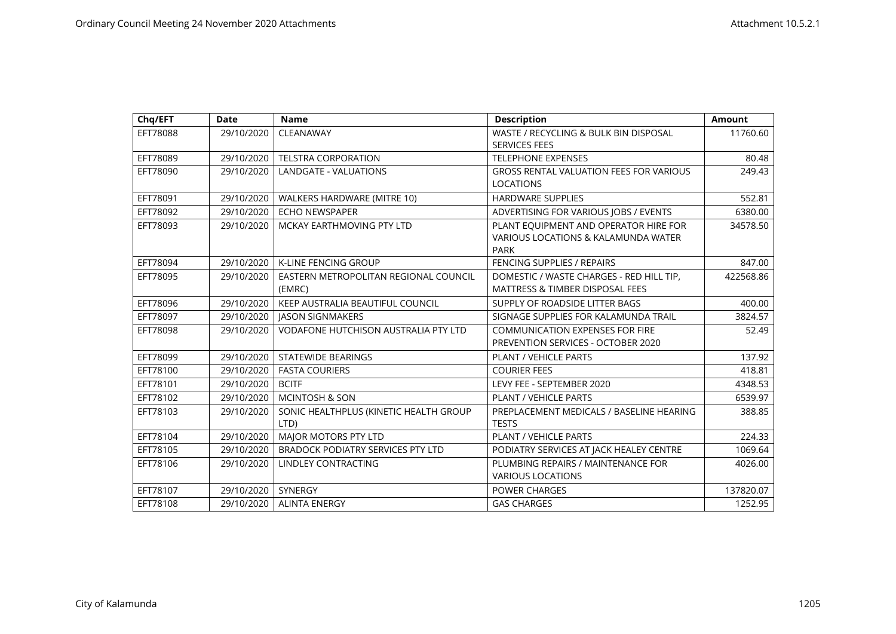| Chq/EFT | Date | Name | Description | Amount |
|---|---|---|---|---|
| EFT78088 | 29/10/2020 | CLEANAWAY | WASTE / RECYCLING & BULK BIN DISPOSAL SERVICES FEES | 11760.60 |
| EFT78089 | 29/10/2020 | TELSTRA CORPORATION | TELEPHONE EXPENSES | 80.48 |
| EFT78090 | 29/10/2020 | LANDGATE - VALUATIONS | GROSS RENTAL VALUATION FEES FOR VARIOUS LOCATIONS | 249.43 |
| EFT78091 | 29/10/2020 | WALKERS HARDWARE (MITRE 10) | HARDWARE SUPPLIES | 552.81 |
| EFT78092 | 29/10/2020 | ECHO NEWSPAPER | ADVERTISING FOR VARIOUS JOBS / EVENTS | 6380.00 |
| EFT78093 | 29/10/2020 | MCKAY EARTHMOVING PTY LTD | PLANT EQUIPMENT AND OPERATOR HIRE FOR VARIOUS LOCATIONS & KALAMUNDA WATER PARK | 34578.50 |
| EFT78094 | 29/10/2020 | K-LINE FENCING GROUP | FENCING SUPPLIES / REPAIRS | 847.00 |
| EFT78095 | 29/10/2020 | EASTERN METROPOLITAN REGIONAL COUNCIL (EMRC) | DOMESTIC / WASTE CHARGES - RED HILL TIP, MATTRESS & TIMBER DISPOSAL FEES | 422568.86 |
| EFT78096 | 29/10/2020 | KEEP AUSTRALIA BEAUTIFUL COUNCIL | SUPPLY OF ROADSIDE LITTER BAGS | 400.00 |
| EFT78097 | 29/10/2020 | JASON SIGNMAKERS | SIGNAGE SUPPLIES FOR KALAMUNDA TRAIL | 3824.57 |
| EFT78098 | 29/10/2020 | VODAFONE HUTCHISON AUSTRALIA PTY LTD | COMMUNICATION EXPENSES FOR FIRE PREVENTION SERVICES - OCTOBER 2020 | 52.49 |
| EFT78099 | 29/10/2020 | STATEWIDE BEARINGS | PLANT / VEHICLE PARTS | 137.92 |
| EFT78100 | 29/10/2020 | FASTA COURIERS | COURIER FEES | 418.81 |
| EFT78101 | 29/10/2020 | BCITF | LEVY FEE - SEPTEMBER 2020 | 4348.53 |
| EFT78102 | 29/10/2020 | MCINTOSH & SON | PLANT / VEHICLE PARTS | 6539.97 |
| EFT78103 | 29/10/2020 | SONIC HEALTHPLUS (KINETIC HEALTH GROUP LTD) | PREPLACEMENT MEDICALS / BASELINE HEARING TESTS | 388.85 |
| EFT78104 | 29/10/2020 | MAJOR MOTORS PTY LTD | PLANT / VEHICLE PARTS | 224.33 |
| EFT78105 | 29/10/2020 | BRADOCK PODIATRY SERVICES PTY LTD | PODIATRY SERVICES AT JACK HEALEY CENTRE | 1069.64 |
| EFT78106 | 29/10/2020 | LINDLEY CONTRACTING | PLUMBING REPAIRS / MAINTENANCE FOR VARIOUS LOCATIONS | 4026.00 |
| EFT78107 | 29/10/2020 | SYNERGY | POWER CHARGES | 137820.07 |
| EFT78108 | 29/10/2020 | ALINTA ENERGY | GAS CHARGES | 1252.95 |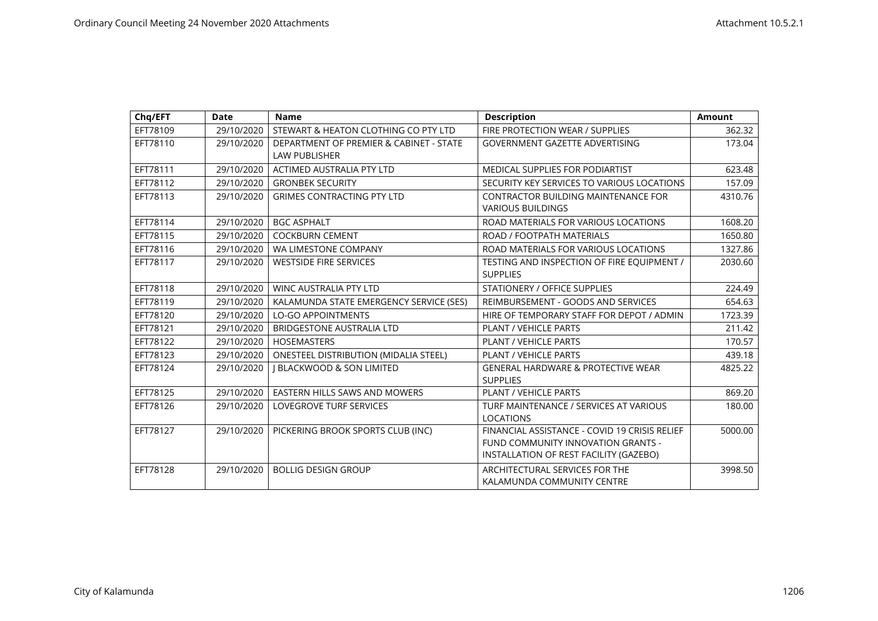| Chq/EFT | Date | Name | Description | Amount |
|---|---|---|---|---|
| EFT78109 | 29/10/2020 | STEWART & HEATON CLOTHING CO PTY LTD | FIRE PROTECTION WEAR / SUPPLIES | 362.32 |
| EFT78110 | 29/10/2020 | DEPARTMENT OF PREMIER & CABINET - STATE LAW PUBLISHER | GOVERNMENT GAZETTE ADVERTISING | 173.04 |
| EFT78111 | 29/10/2020 | ACTIMED AUSTRALIA PTY LTD | MEDICAL SUPPLIES FOR PODIARTIST | 623.48 |
| EFT78112 | 29/10/2020 | GRONBEK SECURITY | SECURITY KEY SERVICES TO VARIOUS LOCATIONS | 157.09 |
| EFT78113 | 29/10/2020 | GRIMES CONTRACTING PTY LTD | CONTRACTOR BUILDING MAINTENANCE FOR VARIOUS BUILDINGS | 4310.76 |
| EFT78114 | 29/10/2020 | BGC ASPHALT | ROAD MATERIALS FOR VARIOUS LOCATIONS | 1608.20 |
| EFT78115 | 29/10/2020 | COCKBURN CEMENT | ROAD / FOOTPATH MATERIALS | 1650.80 |
| EFT78116 | 29/10/2020 | WA LIMESTONE COMPANY | ROAD MATERIALS FOR VARIOUS LOCATIONS | 1327.86 |
| EFT78117 | 29/10/2020 | WESTSIDE FIRE SERVICES | TESTING AND INSPECTION OF FIRE EQUIPMENT / SUPPLIES | 2030.60 |
| EFT78118 | 29/10/2020 | WINC AUSTRALIA PTY LTD | STATIONERY / OFFICE SUPPLIES | 224.49 |
| EFT78119 | 29/10/2020 | KALAMUNDA STATE EMERGENCY SERVICE (SES) | REIMBURSEMENT - GOODS AND SERVICES | 654.63 |
| EFT78120 | 29/10/2020 | LO-GO APPOINTMENTS | HIRE OF TEMPORARY STAFF FOR DEPOT / ADMIN | 1723.39 |
| EFT78121 | 29/10/2020 | BRIDGESTONE AUSTRALIA LTD | PLANT / VEHICLE PARTS | 211.42 |
| EFT78122 | 29/10/2020 | HOSEMASTERS | PLANT / VEHICLE PARTS | 170.57 |
| EFT78123 | 29/10/2020 | ONESTEEL DISTRIBUTION (MIDALIA STEEL) | PLANT / VEHICLE PARTS | 439.18 |
| EFT78124 | 29/10/2020 | J BLACKWOOD & SON LIMITED | GENERAL HARDWARE & PROTECTIVE WEAR SUPPLIES | 4825.22 |
| EFT78125 | 29/10/2020 | EASTERN HILLS SAWS AND MOWERS | PLANT / VEHICLE PARTS | 869.20 |
| EFT78126 | 29/10/2020 | LOVEGROVE TURF SERVICES | TURF MAINTENANCE / SERVICES AT VARIOUS LOCATIONS | 180.00 |
| EFT78127 | 29/10/2020 | PICKERING BROOK SPORTS CLUB (INC) | FINANCIAL ASSISTANCE - COVID 19 CRISIS RELIEF FUND COMMUNITY INNOVATION GRANTS - INSTALLATION OF REST FACILITY (GAZEBO) | 5000.00 |
| EFT78128 | 29/10/2020 | BOLLIG DESIGN GROUP | ARCHITECTURAL SERVICES FOR THE KALAMUNDA COMMUNITY CENTRE | 3998.50 |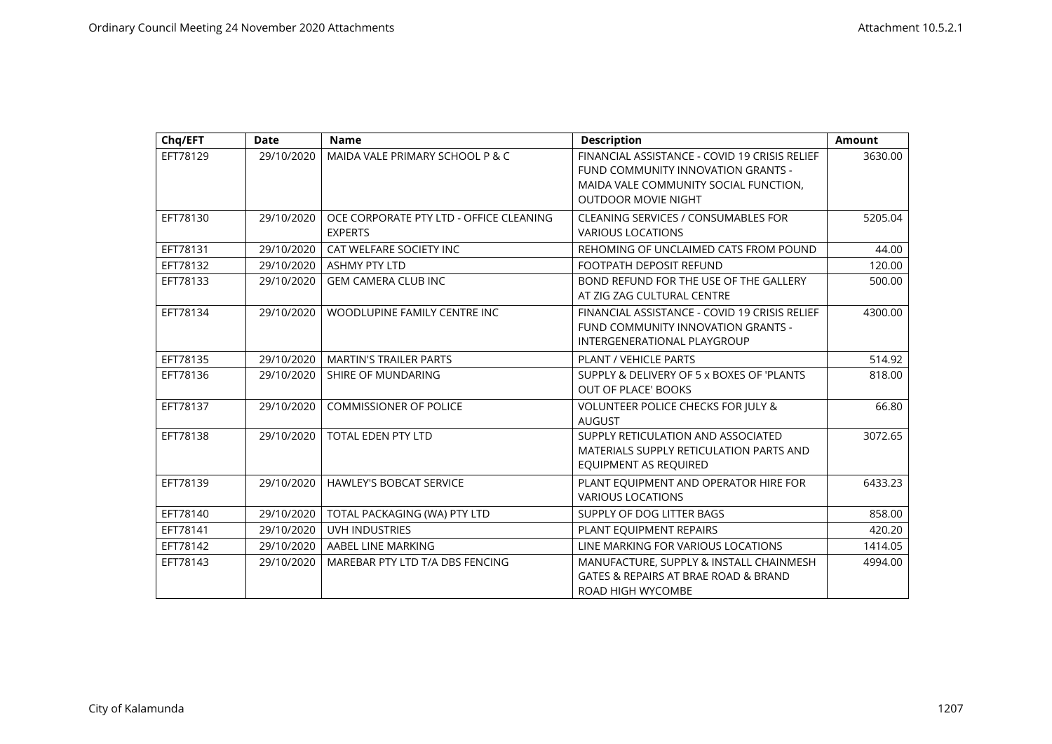| Chq/EFT | Date | Name | Description | Amount |
|---|---|---|---|---|
| EFT78129 | 29/10/2020 | MAIDA VALE PRIMARY SCHOOL P & C | FINANCIAL ASSISTANCE - COVID 19 CRISIS RELIEF FUND COMMUNITY INNOVATION GRANTS - MAIDA VALE COMMUNITY SOCIAL FUNCTION, OUTDOOR MOVIE NIGHT | 3630.00 |
| EFT78130 | 29/10/2020 | OCE CORPORATE PTY LTD - OFFICE CLEANING EXPERTS | CLEANING SERVICES / CONSUMABLES FOR VARIOUS LOCATIONS | 5205.04 |
| EFT78131 | 29/10/2020 | CAT WELFARE SOCIETY INC | REHOMING OF UNCLAIMED CATS FROM POUND | 44.00 |
| EFT78132 | 29/10/2020 | ASHMY PTY LTD | FOOTPATH DEPOSIT REFUND | 120.00 |
| EFT78133 | 29/10/2020 | GEM CAMERA CLUB INC | BOND REFUND FOR THE USE OF THE GALLERY AT ZIG ZAG CULTURAL CENTRE | 500.00 |
| EFT78134 | 29/10/2020 | WOODLUPINE FAMILY CENTRE INC | FINANCIAL ASSISTANCE - COVID 19 CRISIS RELIEF FUND COMMUNITY INNOVATION GRANTS - INTERGENERATIONAL PLAYGROUP | 4300.00 |
| EFT78135 | 29/10/2020 | MARTIN'S TRAILER PARTS | PLANT / VEHICLE PARTS | 514.92 |
| EFT78136 | 29/10/2020 | SHIRE OF MUNDARING | SUPPLY & DELIVERY OF 5 x BOXES OF 'PLANTS OUT OF PLACE' BOOKS | 818.00 |
| EFT78137 | 29/10/2020 | COMMISSIONER OF POLICE | VOLUNTEER POLICE CHECKS FOR JULY & AUGUST | 66.80 |
| EFT78138 | 29/10/2020 | TOTAL EDEN PTY LTD | SUPPLY RETICULATION AND ASSOCIATED MATERIALS SUPPLY RETICULATION PARTS AND EQUIPMENT AS REQUIRED | 3072.65 |
| EFT78139 | 29/10/2020 | HAWLEY'S BOBCAT SERVICE | PLANT EQUIPMENT AND OPERATOR HIRE FOR VARIOUS LOCATIONS | 6433.23 |
| EFT78140 | 29/10/2020 | TOTAL PACKAGING (WA) PTY LTD | SUPPLY OF DOG LITTER BAGS | 858.00 |
| EFT78141 | 29/10/2020 | UVH INDUSTRIES | PLANT EQUIPMENT REPAIRS | 420.20 |
| EFT78142 | 29/10/2020 | AABEL LINE MARKING | LINE MARKING FOR VARIOUS LOCATIONS | 1414.05 |
| EFT78143 | 29/10/2020 | MAREBAR PTY LTD T/A DBS FENCING | MANUFACTURE, SUPPLY & INSTALL CHAINMESH GATES & REPAIRS AT BRAE ROAD & BRAND ROAD HIGH WYCOMBE | 4994.00 |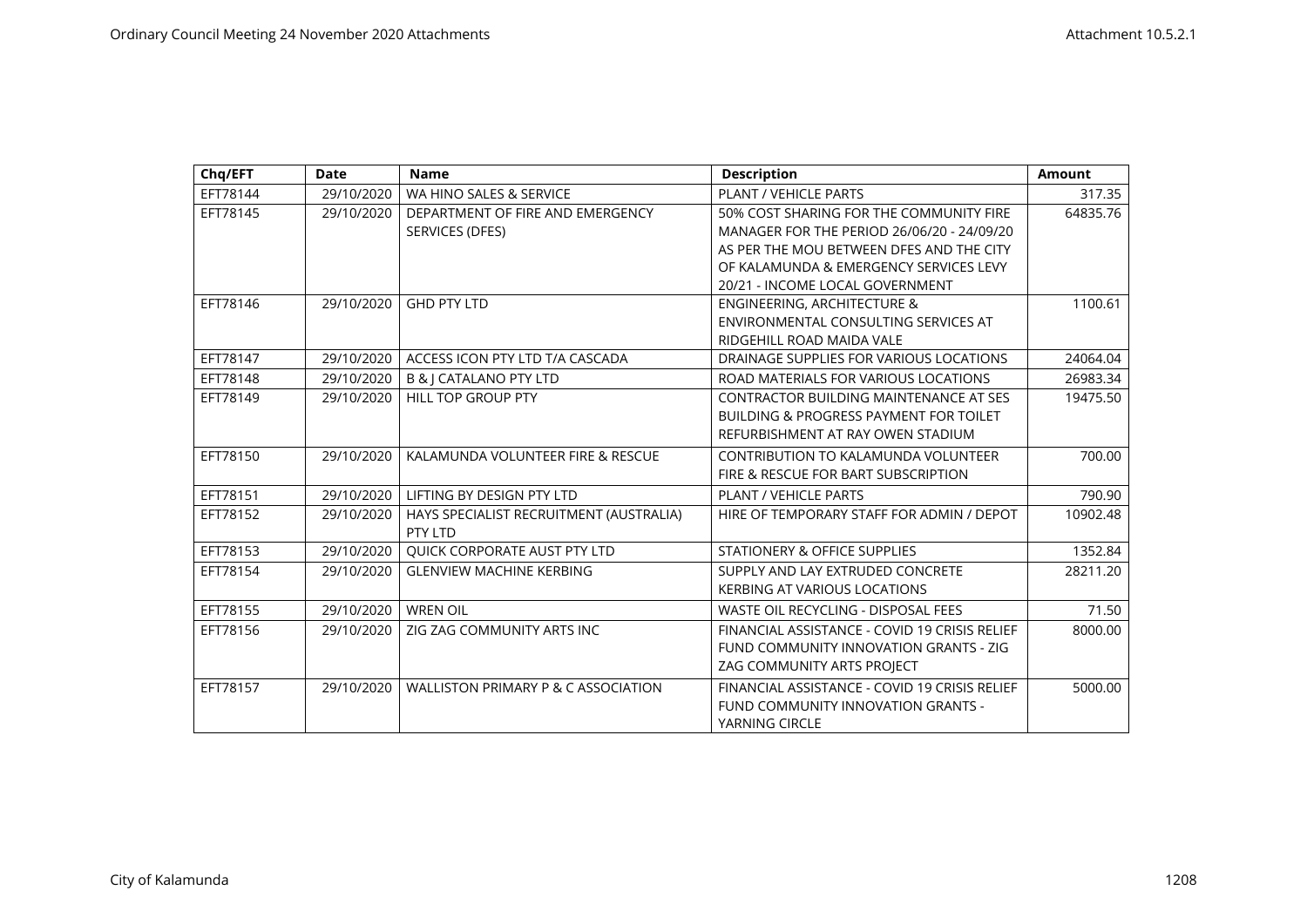| Chq/EFT | Date | Name | Description | Amount |
|---|---|---|---|---|
| EFT78144 | 29/10/2020 | WA HINO SALES & SERVICE | PLANT / VEHICLE PARTS | 317.35 |
| EFT78145 | 29/10/2020 | DEPARTMENT OF FIRE AND EMERGENCY SERVICES (DFES) | 50% COST SHARING FOR THE COMMUNITY FIRE MANAGER FOR THE PERIOD 26/06/20 - 24/09/20 AS PER THE MOU BETWEEN DFES AND THE CITY OF KALAMUNDA & EMERGENCY SERVICES LEVY 20/21 - INCOME LOCAL GOVERNMENT | 64835.76 |
| EFT78146 | 29/10/2020 | GHD PTY LTD | ENGINEERING, ARCHITECTURE & ENVIRONMENTAL CONSULTING SERVICES AT RIDGEHILL ROAD MAIDA VALE | 1100.61 |
| EFT78147 | 29/10/2020 | ACCESS ICON PTY LTD T/A CASCADA | DRAINAGE SUPPLIES FOR VARIOUS LOCATIONS | 24064.04 |
| EFT78148 | 29/10/2020 | B & J CATALANO PTY LTD | ROAD MATERIALS FOR VARIOUS LOCATIONS | 26983.34 |
| EFT78149 | 29/10/2020 | HILL TOP GROUP PTY | CONTRACTOR BUILDING MAINTENANCE AT SES BUILDING & PROGRESS PAYMENT FOR TOILET REFURBISHMENT AT RAY OWEN STADIUM | 19475.50 |
| EFT78150 | 29/10/2020 | KALAMUNDA VOLUNTEER FIRE & RESCUE | CONTRIBUTION TO KALAMUNDA VOLUNTEER FIRE & RESCUE FOR BART SUBSCRIPTION | 700.00 |
| EFT78151 | 29/10/2020 | LIFTING BY DESIGN PTY LTD | PLANT / VEHICLE PARTS | 790.90 |
| EFT78152 | 29/10/2020 | HAYS SPECIALIST RECRUITMENT (AUSTRALIA) PTY LTD | HIRE OF TEMPORARY STAFF FOR ADMIN / DEPOT | 10902.48 |
| EFT78153 | 29/10/2020 | QUICK CORPORATE AUST PTY LTD | STATIONERY & OFFICE SUPPLIES | 1352.84 |
| EFT78154 | 29/10/2020 | GLENVIEW MACHINE KERBING | SUPPLY AND LAY EXTRUDED CONCRETE KERBING AT VARIOUS LOCATIONS | 28211.20 |
| EFT78155 | 29/10/2020 | WREN OIL | WASTE OIL RECYCLING - DISPOSAL FEES | 71.50 |
| EFT78156 | 29/10/2020 | ZIG ZAG COMMUNITY ARTS INC | FINANCIAL ASSISTANCE - COVID 19 CRISIS RELIEF FUND COMMUNITY INNOVATION GRANTS - ZIG ZAG COMMUNITY ARTS PROJECT | 8000.00 |
| EFT78157 | 29/10/2020 | WALLISTON PRIMARY P & C ASSOCIATION | FINANCIAL ASSISTANCE - COVID 19 CRISIS RELIEF FUND COMMUNITY INNOVATION GRANTS - YARNING CIRCLE | 5000.00 |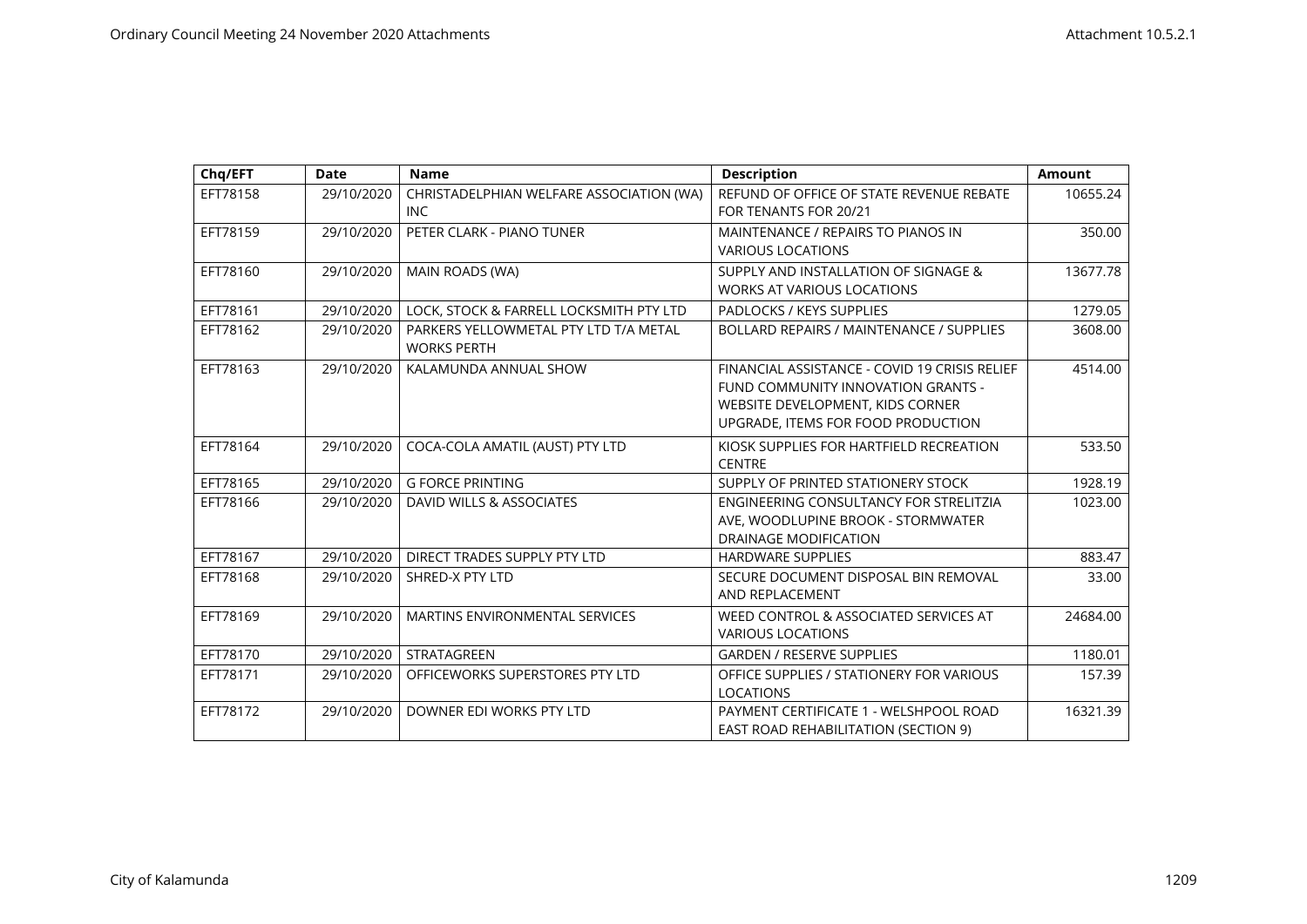| Chq/EFT | Date | Name | Description | Amount |
|---|---|---|---|---|
| EFT78158 | 29/10/2020 | CHRISTADELPHIAN WELFARE ASSOCIATION (WA) INC | REFUND OF OFFICE OF STATE REVENUE REBATE FOR TENANTS FOR 20/21 | 10655.24 |
| EFT78159 | 29/10/2020 | PETER CLARK - PIANO TUNER | MAINTENANCE / REPAIRS TO PIANOS IN VARIOUS LOCATIONS | 350.00 |
| EFT78160 | 29/10/2020 | MAIN ROADS (WA) | SUPPLY AND INSTALLATION OF SIGNAGE & WORKS AT VARIOUS LOCATIONS | 13677.78 |
| EFT78161 | 29/10/2020 | LOCK, STOCK & FARRELL LOCKSMITH PTY LTD | PADLOCKS / KEYS SUPPLIES | 1279.05 |
| EFT78162 | 29/10/2020 | PARKERS YELLOWMETAL PTY LTD T/A METAL WORKS PERTH | BOLLARD REPAIRS / MAINTENANCE / SUPPLIES | 3608.00 |
| EFT78163 | 29/10/2020 | KALAMUNDA ANNUAL SHOW | FINANCIAL ASSISTANCE - COVID 19 CRISIS RELIEF FUND COMMUNITY INNOVATION GRANTS - WEBSITE DEVELOPMENT, KIDS CORNER UPGRADE, ITEMS FOR FOOD PRODUCTION | 4514.00 |
| EFT78164 | 29/10/2020 | COCA-COLA AMATIL (AUST) PTY LTD | KIOSK SUPPLIES FOR HARTFIELD RECREATION CENTRE | 533.50 |
| EFT78165 | 29/10/2020 | G FORCE PRINTING | SUPPLY OF PRINTED STATIONERY STOCK | 1928.19 |
| EFT78166 | 29/10/2020 | DAVID WILLS & ASSOCIATES | ENGINEERING CONSULTANCY FOR STRELITZIA AVE, WOODLUPINE BROOK - STORMWATER DRAINAGE MODIFICATION | 1023.00 |
| EFT78167 | 29/10/2020 | DIRECT TRADES SUPPLY PTY LTD | HARDWARE SUPPLIES | 883.47 |
| EFT78168 | 29/10/2020 | SHRED-X PTY LTD | SECURE DOCUMENT DISPOSAL BIN REMOVAL AND REPLACEMENT | 33.00 |
| EFT78169 | 29/10/2020 | MARTINS ENVIRONMENTAL SERVICES | WEED CONTROL & ASSOCIATED SERVICES AT VARIOUS LOCATIONS | 24684.00 |
| EFT78170 | 29/10/2020 | STRATAGREEN | GARDEN / RESERVE SUPPLIES | 1180.01 |
| EFT78171 | 29/10/2020 | OFFICEWORKS SUPERSTORES PTY LTD | OFFICE SUPPLIES / STATIONERY FOR VARIOUS LOCATIONS | 157.39 |
| EFT78172 | 29/10/2020 | DOWNER EDI WORKS PTY LTD | PAYMENT CERTIFICATE 1 - WELSHPOOL ROAD EAST ROAD REHABILITATION (SECTION 9) | 16321.39 |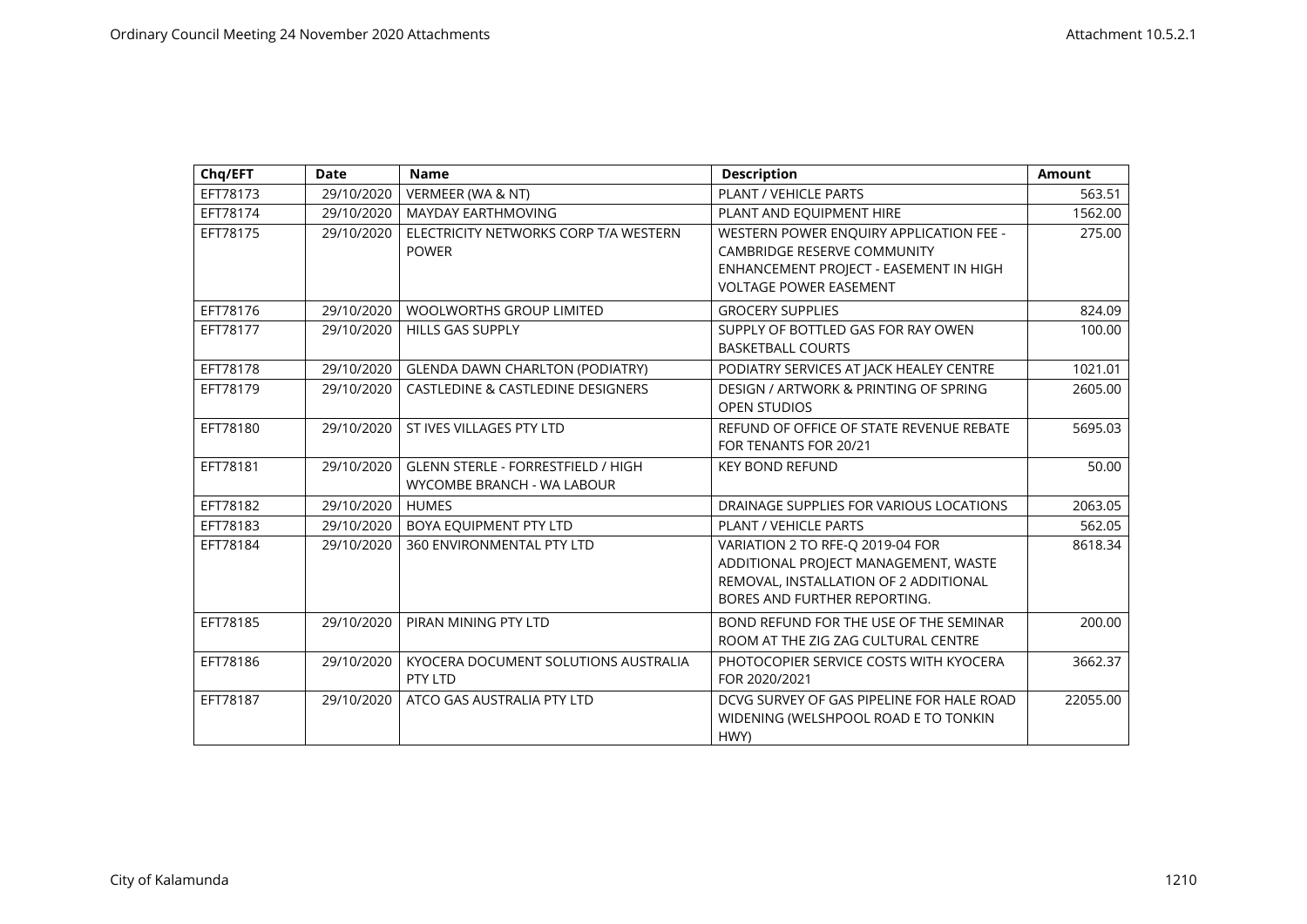| Chq/EFT | Date | Name | Description | Amount |
|---|---|---|---|---|
| EFT78173 | 29/10/2020 | VERMEER (WA & NT) | PLANT / VEHICLE PARTS | 563.51 |
| EFT78174 | 29/10/2020 | MAYDAY EARTHMOVING | PLANT AND EQUIPMENT HIRE | 1562.00 |
| EFT78175 | 29/10/2020 | ELECTRICITY NETWORKS CORP T/A WESTERN POWER | WESTERN POWER ENQUIRY APPLICATION FEE - CAMBRIDGE RESERVE COMMUNITY ENHANCEMENT PROJECT - EASEMENT IN HIGH VOLTAGE POWER EASEMENT | 275.00 |
| EFT78176 | 29/10/2020 | WOOLWORTHS GROUP LIMITED | GROCERY SUPPLIES | 824.09 |
| EFT78177 | 29/10/2020 | HILLS GAS SUPPLY | SUPPLY OF BOTTLED GAS FOR RAY OWEN BASKETBALL COURTS | 100.00 |
| EFT78178 | 29/10/2020 | GLENDA DAWN CHARLTON (PODIATRY) | PODIATRY SERVICES AT JACK HEALEY CENTRE | 1021.01 |
| EFT78179 | 29/10/2020 | CASTLEDINE & CASTLEDINE DESIGNERS | DESIGN / ARTWORK & PRINTING OF SPRING OPEN STUDIOS | 2605.00 |
| EFT78180 | 29/10/2020 | ST IVES VILLAGES PTY LTD | REFUND OF OFFICE OF STATE REVENUE REBATE FOR TENANTS FOR 20/21 | 5695.03 |
| EFT78181 | 29/10/2020 | GLENN STERLE - FORRESTFIELD / HIGH WYCOMBE BRANCH - WA LABOUR | KEY BOND REFUND | 50.00 |
| EFT78182 | 29/10/2020 | HUMES | DRAINAGE SUPPLIES FOR VARIOUS LOCATIONS | 2063.05 |
| EFT78183 | 29/10/2020 | BOYA EQUIPMENT PTY LTD | PLANT / VEHICLE PARTS | 562.05 |
| EFT78184 | 29/10/2020 | 360 ENVIRONMENTAL PTY LTD | VARIATION 2 TO RFE-Q 2019-04 FOR ADDITIONAL PROJECT MANAGEMENT, WASTE REMOVAL, INSTALLATION OF 2 ADDITIONAL BORES AND FURTHER REPORTING. | 8618.34 |
| EFT78185 | 29/10/2020 | PIRAN MINING PTY LTD | BOND REFUND FOR THE USE OF THE SEMINAR ROOM AT THE ZIG ZAG CULTURAL CENTRE | 200.00 |
| EFT78186 | 29/10/2020 | KYOCERA DOCUMENT SOLUTIONS AUSTRALIA PTY LTD | PHOTOCOPIER SERVICE COSTS WITH KYOCERA FOR 2020/2021 | 3662.37 |
| EFT78187 | 29/10/2020 | ATCO GAS AUSTRALIA PTY LTD | DCVG SURVEY OF GAS PIPELINE FOR HALE ROAD WIDENING (WELSHPOOL ROAD E TO TONKIN HWY) | 22055.00 |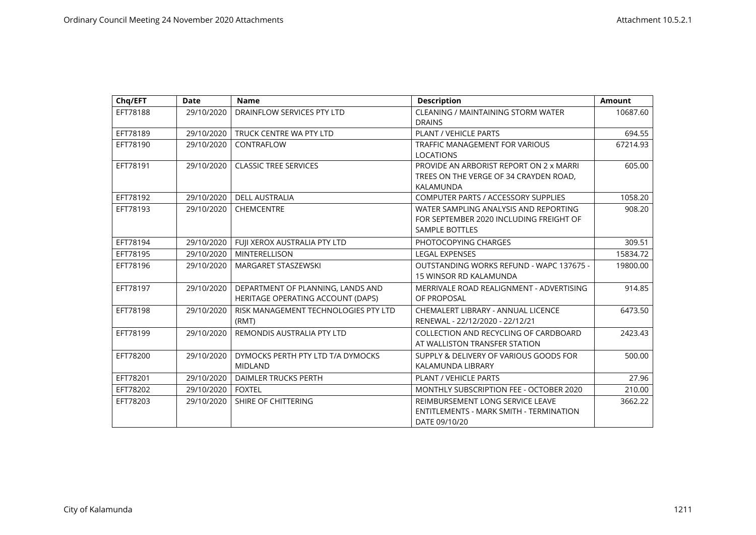| Chq/EFT | Date | Name | Description | Amount |
|---|---|---|---|---|
| EFT78188 | 29/10/2020 | DRAINFLOW SERVICES PTY LTD | CLEANING / MAINTAINING STORM WATER DRAINS | 10687.60 |
| EFT78189 | 29/10/2020 | TRUCK CENTRE WA PTY LTD | PLANT / VEHICLE PARTS | 694.55 |
| EFT78190 | 29/10/2020 | CONTRAFLOW | TRAFFIC MANAGEMENT FOR VARIOUS LOCATIONS | 67214.93 |
| EFT78191 | 29/10/2020 | CLASSIC TREE SERVICES | PROVIDE AN ARBORIST REPORT ON 2 x MARRI TREES ON THE VERGE OF 34 CRAYDEN ROAD, KALAMUNDA | 605.00 |
| EFT78192 | 29/10/2020 | DELL AUSTRALIA | COMPUTER PARTS / ACCESSORY SUPPLIES | 1058.20 |
| EFT78193 | 29/10/2020 | CHEMCENTRE | WATER SAMPLING ANALYSIS AND REPORTING FOR SEPTEMBER 2020 INCLUDING FREIGHT OF SAMPLE BOTTLES | 908.20 |
| EFT78194 | 29/10/2020 | FUJI XEROX AUSTRALIA PTY LTD | PHOTOCOPYING CHARGES | 309.51 |
| EFT78195 | 29/10/2020 | MINTERELLISON | LEGAL EXPENSES | 15834.72 |
| EFT78196 | 29/10/2020 | MARGARET STASZEWSKI | OUTSTANDING WORKS REFUND - WAPC 137675 - 15 WINSOR RD KALAMUNDA | 19800.00 |
| EFT78197 | 29/10/2020 | DEPARTMENT OF PLANNING, LANDS AND HERITAGE OPERATING ACCOUNT (DAPS) | MERRIVALE ROAD REALIGNMENT - ADVERTISING OF PROPOSAL | 914.85 |
| EFT78198 | 29/10/2020 | RISK MANAGEMENT TECHNOLOGIES PTY LTD (RMT) | CHEMALERT LIBRARY - ANNUAL LICENCE RENEWAL - 22/12/2020 - 22/12/21 | 6473.50 |
| EFT78199 | 29/10/2020 | REMONDIS AUSTRALIA PTY LTD | COLLECTION AND RECYCLING OF CARDBOARD AT WALLISTON TRANSFER STATION | 2423.43 |
| EFT78200 | 29/10/2020 | DYMOCKS PERTH PTY LTD T/A DYMOCKS MIDLAND | SUPPLY & DELIVERY OF VARIOUS GOODS FOR KALAMUNDA LIBRARY | 500.00 |
| EFT78201 | 29/10/2020 | DAIMLER TRUCKS PERTH | PLANT / VEHICLE PARTS | 27.96 |
| EFT78202 | 29/10/2020 | FOXTEL | MONTHLY SUBSCRIPTION FEE - OCTOBER 2020 | 210.00 |
| EFT78203 | 29/10/2020 | SHIRE OF CHITTERING | REIMBURSEMENT LONG SERVICE LEAVE ENTITLEMENTS - MARK SMITH - TERMINATION DATE 09/10/20 | 3662.22 |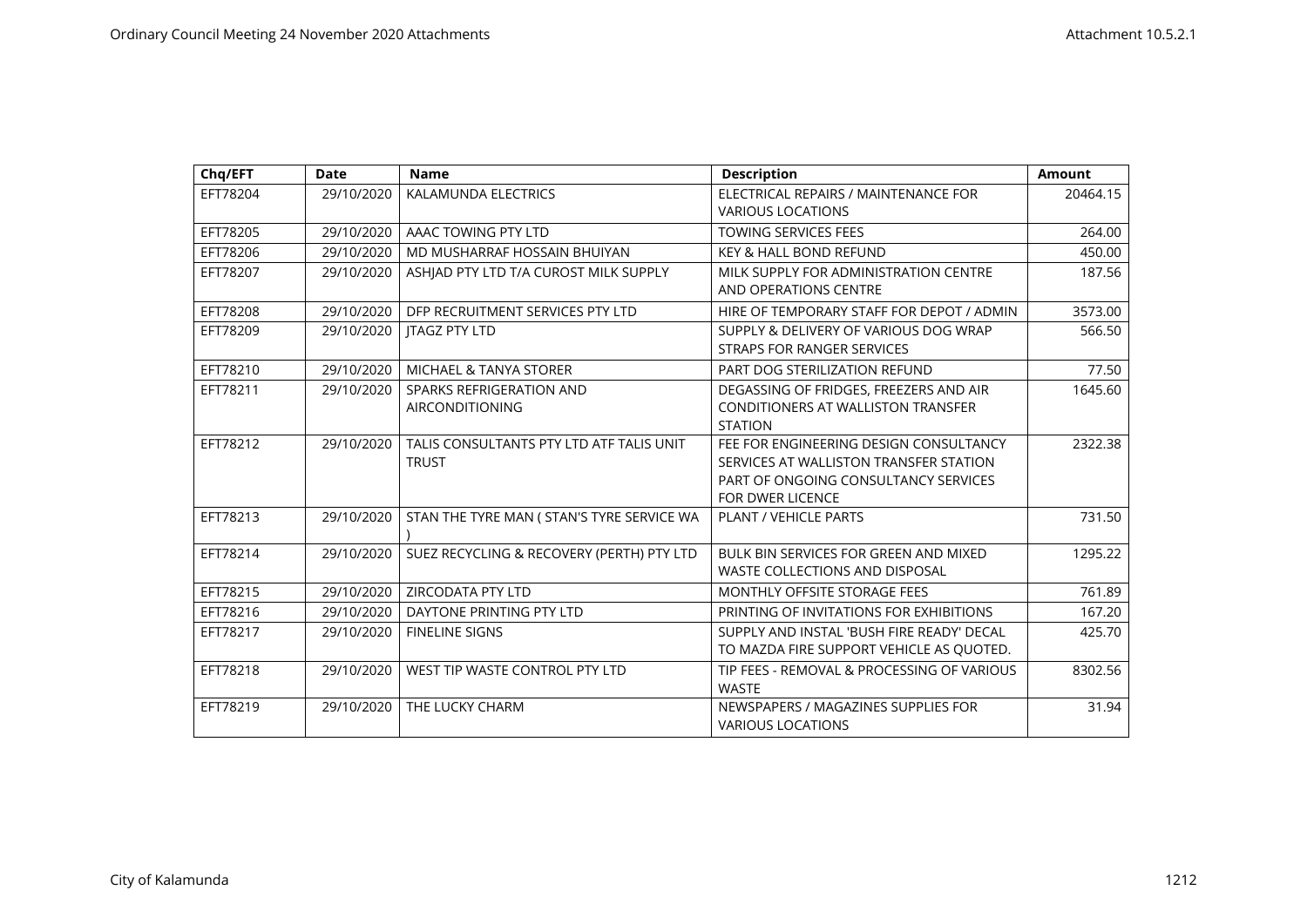| Chq/EFT | Date | Name | Description | Amount |
|---|---|---|---|---|
| EFT78204 | 29/10/2020 | KALAMUNDA ELECTRICS | ELECTRICAL REPAIRS / MAINTENANCE FOR VARIOUS LOCATIONS | 20464.15 |
| EFT78205 | 29/10/2020 | AAAC TOWING PTY LTD | TOWING SERVICES FEES | 264.00 |
| EFT78206 | 29/10/2020 | MD MUSHARRAF HOSSAIN BHUIYAN | KEY & HALL BOND REFUND | 450.00 |
| EFT78207 | 29/10/2020 | ASHJAD PTY LTD T/A CUROST MILK SUPPLY | MILK SUPPLY FOR ADMINISTRATION CENTRE AND OPERATIONS CENTRE | 187.56 |
| EFT78208 | 29/10/2020 | DFP RECRUITMENT SERVICES PTY LTD | HIRE OF TEMPORARY STAFF FOR DEPOT / ADMIN | 3573.00 |
| EFT78209 | 29/10/2020 | JTAGZ PTY LTD | SUPPLY & DELIVERY OF VARIOUS DOG WRAP STRAPS FOR RANGER SERVICES | 566.50 |
| EFT78210 | 29/10/2020 | MICHAEL & TANYA STORER | PART DOG STERILIZATION REFUND | 77.50 |
| EFT78211 | 29/10/2020 | SPARKS REFRIGERATION AND AIRCONDITIONING | DEGASSING OF FRIDGES, FREEZERS AND AIR CONDITIONERS AT WALLISTON TRANSFER STATION | 1645.60 |
| EFT78212 | 29/10/2020 | TALIS CONSULTANTS PTY LTD ATF TALIS UNIT TRUST | FEE FOR ENGINEERING DESIGN CONSULTANCY SERVICES AT WALLISTON TRANSFER STATION PART OF ONGOING CONSULTANCY SERVICES FOR DWER LICENCE | 2322.38 |
| EFT78213 | 29/10/2020 | STAN THE TYRE MAN ( STAN'S TYRE SERVICE WA ) | PLANT / VEHICLE PARTS | 731.50 |
| EFT78214 | 29/10/2020 | SUEZ RECYCLING & RECOVERY (PERTH) PTY LTD | BULK BIN SERVICES FOR GREEN AND MIXED WASTE COLLECTIONS AND DISPOSAL | 1295.22 |
| EFT78215 | 29/10/2020 | ZIRCODATA PTY LTD | MONTHLY OFFSITE STORAGE FEES | 761.89 |
| EFT78216 | 29/10/2020 | DAYTONE PRINTING PTY LTD | PRINTING OF INVITATIONS FOR EXHIBITIONS | 167.20 |
| EFT78217 | 29/10/2020 | FINELINE SIGNS | SUPPLY AND INSTAL 'BUSH FIRE READY' DECAL TO MAZDA FIRE SUPPORT VEHICLE AS QUOTED. | 425.70 |
| EFT78218 | 29/10/2020 | WEST TIP WASTE CONTROL PTY LTD | TIP FEES - REMOVAL & PROCESSING OF VARIOUS WASTE | 8302.56 |
| EFT78219 | 29/10/2020 | THE LUCKY CHARM | NEWSPAPERS / MAGAZINES SUPPLIES FOR VARIOUS LOCATIONS | 31.94 |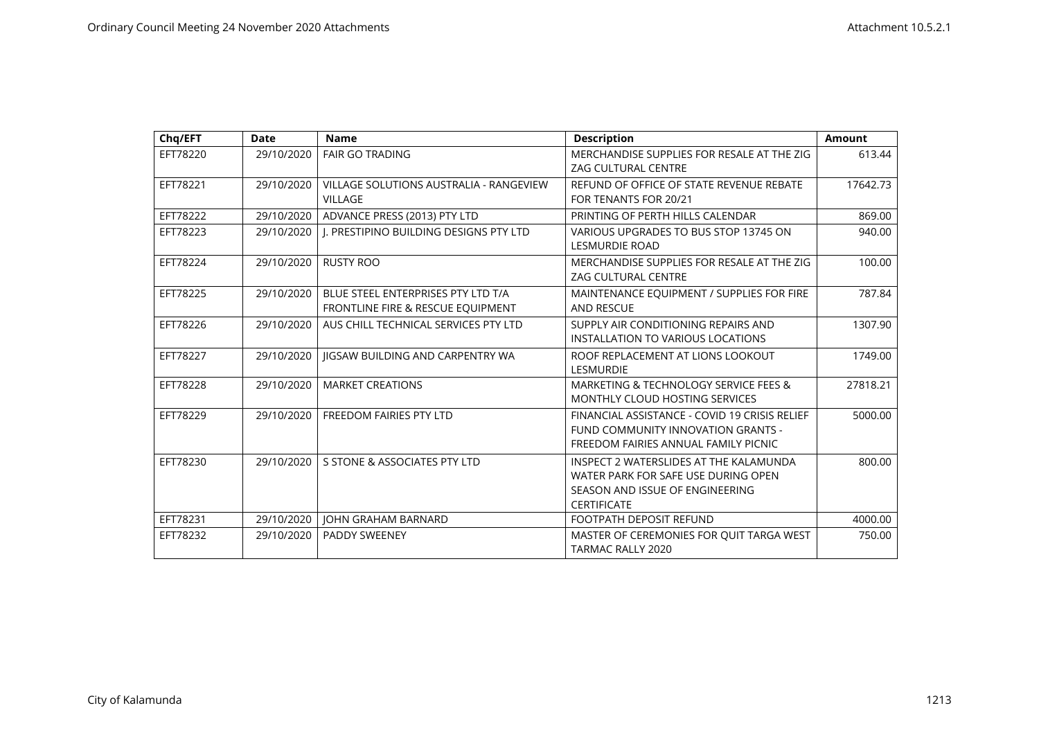| Chq/EFT | Date | Name | Description | Amount |
|---|---|---|---|---|
| EFT78220 | 29/10/2020 | FAIR GO TRADING | MERCHANDISE SUPPLIES FOR RESALE AT THE ZIG ZAG CULTURAL CENTRE | 613.44 |
| EFT78221 | 29/10/2020 | VILLAGE SOLUTIONS AUSTRALIA - RANGEVIEW VILLAGE | REFUND OF OFFICE OF STATE REVENUE REBATE FOR TENANTS FOR 20/21 | 17642.73 |
| EFT78222 | 29/10/2020 | ADVANCE PRESS (2013) PTY LTD | PRINTING OF PERTH HILLS CALENDAR | 869.00 |
| EFT78223 | 29/10/2020 | J. PRESTIPINO BUILDING DESIGNS PTY LTD | VARIOUS UPGRADES TO BUS STOP 13745 ON LESMURDIE ROAD | 940.00 |
| EFT78224 | 29/10/2020 | RUSTY ROO | MERCHANDISE SUPPLIES FOR RESALE AT THE ZIG ZAG CULTURAL CENTRE | 100.00 |
| EFT78225 | 29/10/2020 | BLUE STEEL ENTERPRISES PTY LTD T/A FRONTLINE FIRE & RESCUE EQUIPMENT | MAINTENANCE EQUIPMENT / SUPPLIES FOR FIRE AND RESCUE | 787.84 |
| EFT78226 | 29/10/2020 | AUS CHILL TECHNICAL SERVICES PTY LTD | SUPPLY AIR CONDITIONING REPAIRS AND INSTALLATION TO VARIOUS LOCATIONS | 1307.90 |
| EFT78227 | 29/10/2020 | JIGSAW BUILDING AND CARPENTRY WA | ROOF REPLACEMENT AT LIONS LOOKOUT LESMURDIE | 1749.00 |
| EFT78228 | 29/10/2020 | MARKET CREATIONS | MARKETING & TECHNOLOGY SERVICE FEES & MONTHLY CLOUD HOSTING SERVICES | 27818.21 |
| EFT78229 | 29/10/2020 | FREEDOM FAIRIES PTY LTD | FINANCIAL ASSISTANCE - COVID 19 CRISIS RELIEF FUND COMMUNITY INNOVATION GRANTS - FREEDOM FAIRIES ANNUAL FAMILY PICNIC | 5000.00 |
| EFT78230 | 29/10/2020 | S STONE & ASSOCIATES PTY LTD | INSPECT 2 WATERSLIDES AT THE KALAMUNDA WATER PARK FOR SAFE USE DURING OPEN SEASON AND ISSUE OF ENGINEERING CERTIFICATE | 800.00 |
| EFT78231 | 29/10/2020 | JOHN GRAHAM BARNARD | FOOTPATH DEPOSIT REFUND | 4000.00 |
| EFT78232 | 29/10/2020 | PADDY SWEENEY | MASTER OF CEREMONIES FOR QUIT TARGA WEST TARMAC RALLY 2020 | 750.00 |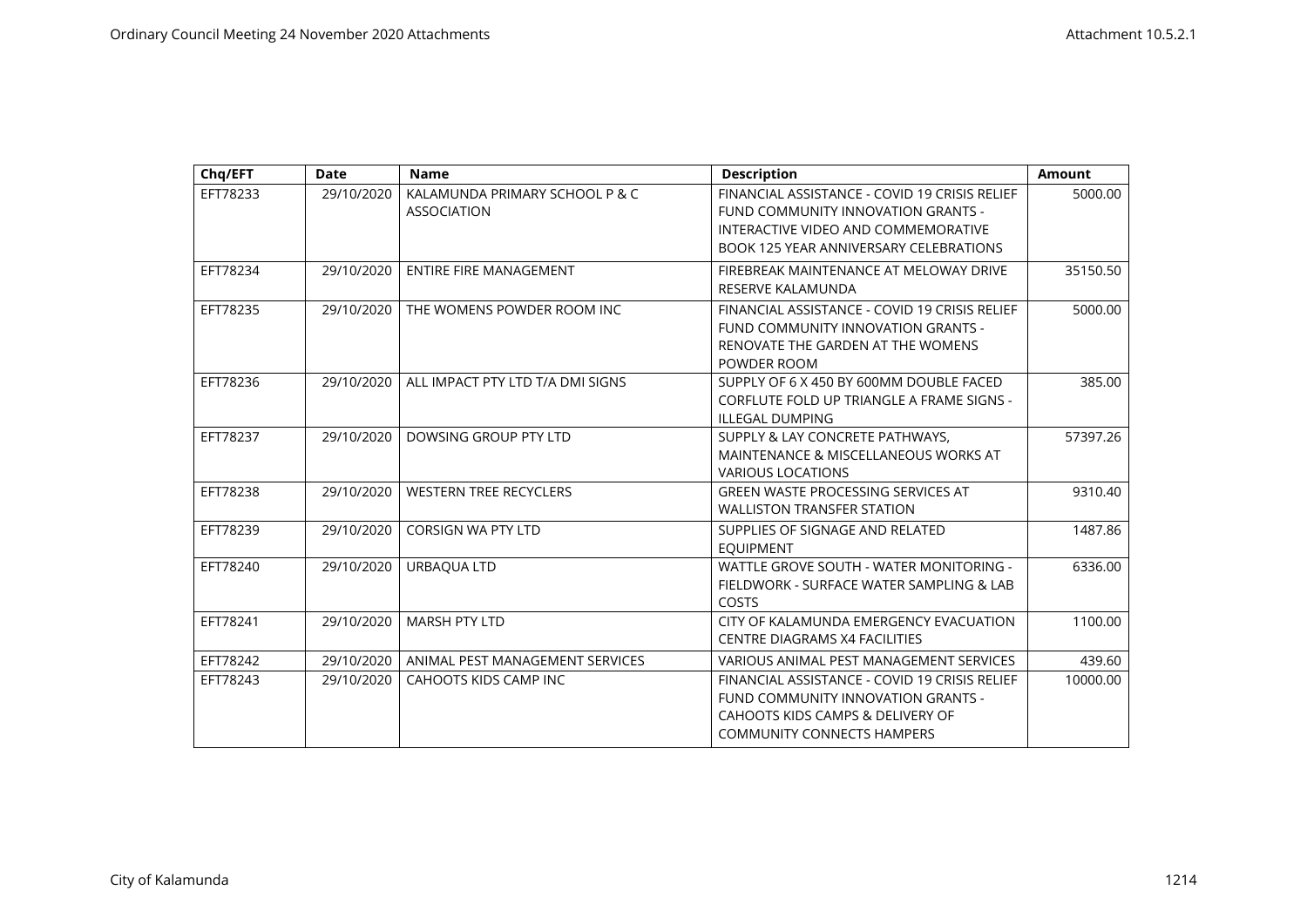| Chq/EFT | Date | Name | Description | Amount |
|---|---|---|---|---|
| EFT78233 | 29/10/2020 | KALAMUNDA PRIMARY SCHOOL P & C ASSOCIATION | FINANCIAL ASSISTANCE - COVID 19 CRISIS RELIEF FUND COMMUNITY INNOVATION GRANTS - INTERACTIVE VIDEO AND COMMEMORATIVE BOOK 125 YEAR ANNIVERSARY CELEBRATIONS | 5000.00 |
| EFT78234 | 29/10/2020 | ENTIRE FIRE MANAGEMENT | FIREBREAK MAINTENANCE AT MELOWAY DRIVE RESERVE KALAMUNDA | 35150.50 |
| EFT78235 | 29/10/2020 | THE WOMENS POWDER ROOM INC | FINANCIAL ASSISTANCE - COVID 19 CRISIS RELIEF FUND COMMUNITY INNOVATION GRANTS - RENOVATE THE GARDEN AT THE WOMENS POWDER ROOM | 5000.00 |
| EFT78236 | 29/10/2020 | ALL IMPACT PTY LTD T/A DMI SIGNS | SUPPLY OF 6 X 450 BY 600MM DOUBLE FACED CORFLUTE FOLD UP TRIANGLE A FRAME SIGNS - ILLEGAL DUMPING | 385.00 |
| EFT78237 | 29/10/2020 | DOWSING GROUP PTY LTD | SUPPLY & LAY CONCRETE PATHWAYS, MAINTENANCE & MISCELLANEOUS WORKS AT VARIOUS LOCATIONS | 57397.26 |
| EFT78238 | 29/10/2020 | WESTERN TREE RECYCLERS | GREEN WASTE PROCESSING SERVICES AT WALLISTON TRANSFER STATION | 9310.40 |
| EFT78239 | 29/10/2020 | CORSIGN WA PTY LTD | SUPPLIES OF SIGNAGE AND RELATED EQUIPMENT | 1487.86 |
| EFT78240 | 29/10/2020 | URBAQUA LTD | WATTLE GROVE SOUTH - WATER MONITORING - FIELDWORK - SURFACE WATER SAMPLING & LAB COSTS | 6336.00 |
| EFT78241 | 29/10/2020 | MARSH PTY LTD | CITY OF KALAMUNDA EMERGENCY EVACUATION CENTRE DIAGRAMS X4 FACILITIES | 1100.00 |
| EFT78242 | 29/10/2020 | ANIMAL PEST MANAGEMENT SERVICES | VARIOUS ANIMAL PEST MANAGEMENT SERVICES | 439.60 |
| EFT78243 | 29/10/2020 | CAHOOTS KIDS CAMP INC | FINANCIAL ASSISTANCE - COVID 19 CRISIS RELIEF FUND COMMUNITY INNOVATION GRANTS - CAHOOTS KIDS CAMPS & DELIVERY OF COMMUNITY CONNECTS HAMPERS | 10000.00 |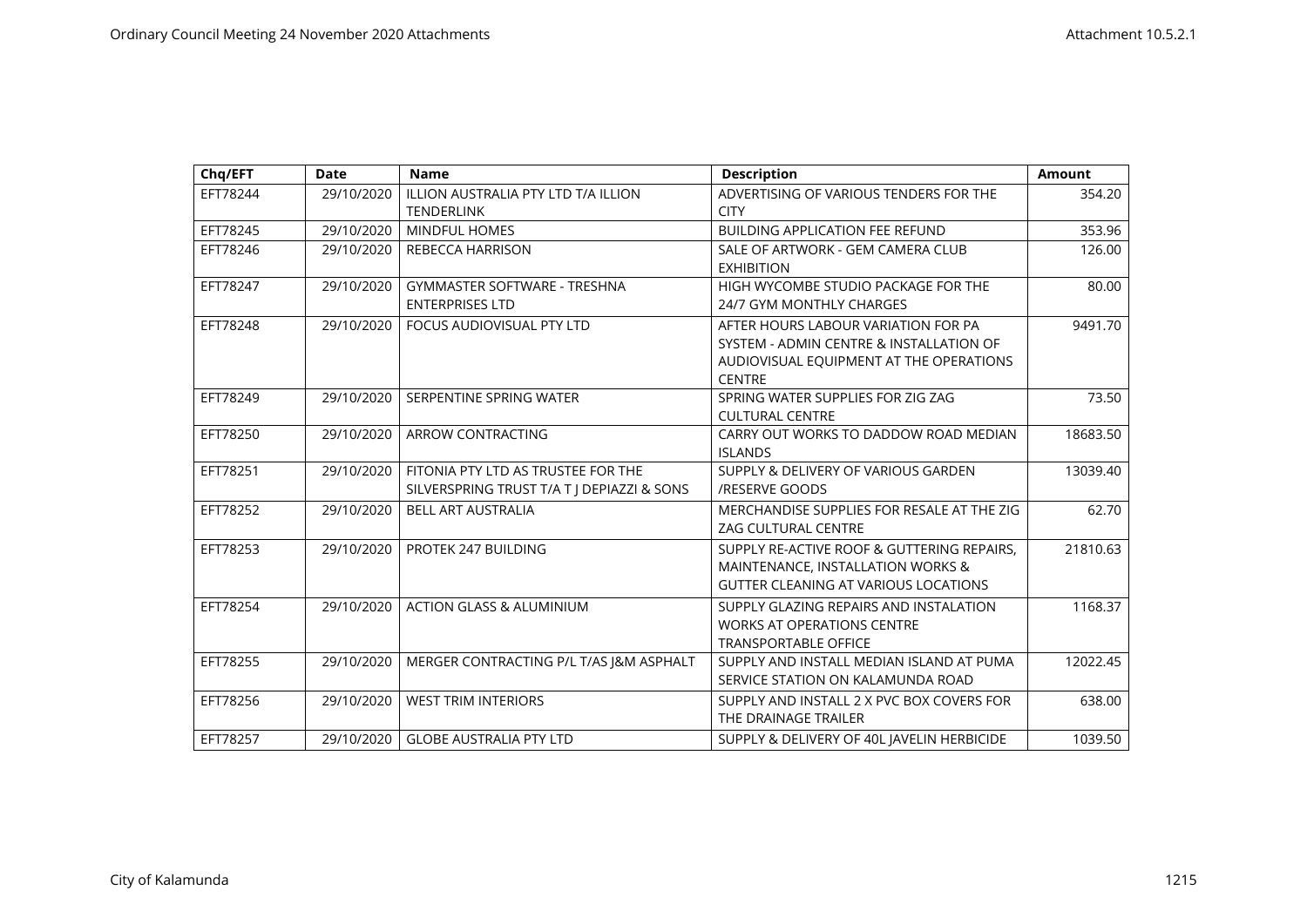| Chq/EFT | Date | Name | Description | Amount |
|---|---|---|---|---|
| EFT78244 | 29/10/2020 | ILLION AUSTRALIA PTY LTD T/A ILLION TENDERLINK | ADVERTISING OF VARIOUS TENDERS FOR THE CITY | 354.20 |
| EFT78245 | 29/10/2020 | MINDFUL HOMES | BUILDING APPLICATION FEE REFUND | 353.96 |
| EFT78246 | 29/10/2020 | REBECCA HARRISON | SALE OF ARTWORK - GEM CAMERA CLUB EXHIBITION | 126.00 |
| EFT78247 | 29/10/2020 | GYMMASTER SOFTWARE - TRESHNA ENTERPRISES LTD | HIGH WYCOMBE STUDIO PACKAGE FOR THE 24/7 GYM MONTHLY CHARGES | 80.00 |
| EFT78248 | 29/10/2020 | FOCUS AUDIOVISUAL PTY LTD | AFTER HOURS LABOUR VARIATION FOR PA SYSTEM - ADMIN CENTRE & INSTALLATION OF AUDIOVISUAL EQUIPMENT AT THE OPERATIONS CENTRE | 9491.70 |
| EFT78249 | 29/10/2020 | SERPENTINE SPRING WATER | SPRING WATER SUPPLIES FOR ZIG ZAG CULTURAL CENTRE | 73.50 |
| EFT78250 | 29/10/2020 | ARROW CONTRACTING | CARRY OUT WORKS TO DADDOW ROAD MEDIAN ISLANDS | 18683.50 |
| EFT78251 | 29/10/2020 | FITONIA PTY LTD AS TRUSTEE FOR THE SILVERSPRING TRUST T/A T J DEPIAZZI & SONS | SUPPLY & DELIVERY OF VARIOUS GARDEN /RESERVE GOODS | 13039.40 |
| EFT78252 | 29/10/2020 | BELL ART AUSTRALIA | MERCHANDISE SUPPLIES FOR RESALE AT THE ZIG ZAG CULTURAL CENTRE | 62.70 |
| EFT78253 | 29/10/2020 | PROTEK 247 BUILDING | SUPPLY RE-ACTIVE ROOF & GUTTERING REPAIRS, MAINTENANCE, INSTALLATION WORKS & GUTTER CLEANING AT VARIOUS LOCATIONS | 21810.63 |
| EFT78254 | 29/10/2020 | ACTION GLASS & ALUMINIUM | SUPPLY GLAZING REPAIRS AND INSTALATION WORKS AT OPERATIONS CENTRE TRANSPORTABLE OFFICE | 1168.37 |
| EFT78255 | 29/10/2020 | MERGER CONTRACTING P/L T/AS J&M ASPHALT | SUPPLY AND INSTALL MEDIAN ISLAND AT PUMA SERVICE STATION ON KALAMUNDA ROAD | 12022.45 |
| EFT78256 | 29/10/2020 | WEST TRIM INTERIORS | SUPPLY AND INSTALL 2 X PVC BOX COVERS FOR THE DRAINAGE TRAILER | 638.00 |
| EFT78257 | 29/10/2020 | GLOBE AUSTRALIA PTY LTD | SUPPLY & DELIVERY OF 40L JAVELIN HERBICIDE | 1039.50 |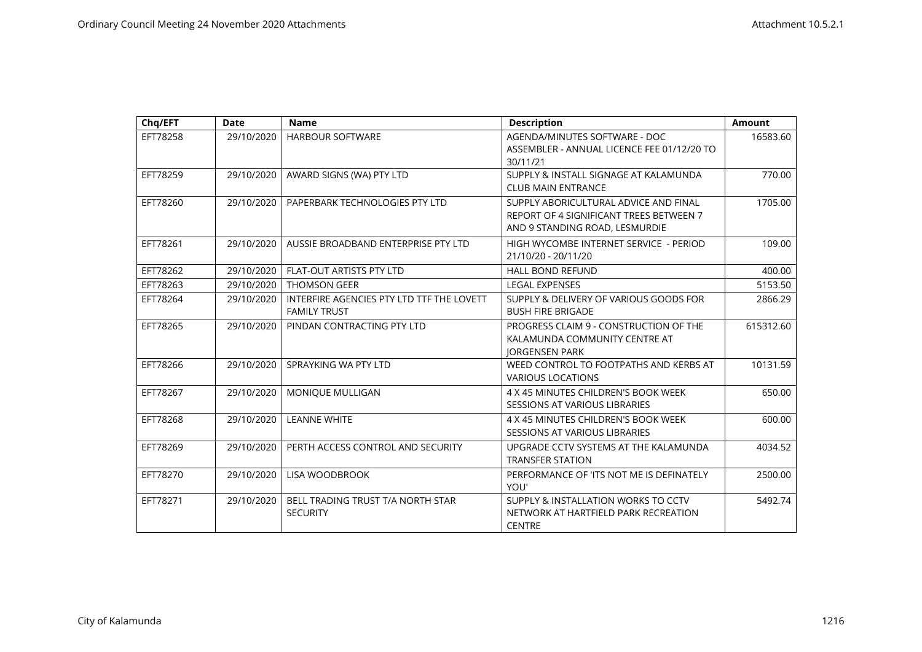| Chq/EFT | Date | Name | Description | Amount |
|---|---|---|---|---|
| EFT78258 | 29/10/2020 | HARBOUR SOFTWARE | AGENDA/MINUTES SOFTWARE - DOC ASSEMBLER - ANNUAL LICENCE FEE 01/12/20 TO 30/11/21 | 16583.60 |
| EFT78259 | 29/10/2020 | AWARD SIGNS (WA) PTY LTD | SUPPLY & INSTALL SIGNAGE AT KALAMUNDA CLUB MAIN ENTRANCE | 770.00 |
| EFT78260 | 29/10/2020 | PAPERBARK TECHNOLOGIES PTY LTD | SUPPLY ABORICULTURAL ADVICE AND FINAL REPORT OF 4 SIGNIFICANT TREES BETWEEN 7 AND 9 STANDING ROAD, LESMURDIE | 1705.00 |
| EFT78261 | 29/10/2020 | AUSSIE BROADBAND ENTERPRISE PTY LTD | HIGH WYCOMBE INTERNET SERVICE - PERIOD 21/10/20 - 20/11/20 | 109.00 |
| EFT78262 | 29/10/2020 | FLAT-OUT ARTISTS PTY LTD | HALL BOND REFUND | 400.00 |
| EFT78263 | 29/10/2020 | THOMSON GEER | LEGAL EXPENSES | 5153.50 |
| EFT78264 | 29/10/2020 | INTERFIRE AGENCIES PTY LTD TTF THE LOVETT FAMILY TRUST | SUPPLY & DELIVERY OF VARIOUS GOODS FOR BUSH FIRE BRIGADE | 2866.29 |
| EFT78265 | 29/10/2020 | PINDAN CONTRACTING PTY LTD | PROGRESS CLAIM 9 - CONSTRUCTION OF THE KALAMUNDA COMMUNITY CENTRE AT JORGENSEN PARK | 615312.60 |
| EFT78266 | 29/10/2020 | SPRAYKING WA PTY LTD | WEED CONTROL TO FOOTPATHS AND KERBS AT VARIOUS LOCATIONS | 10131.59 |
| EFT78267 | 29/10/2020 | MONIQUE MULLIGAN | 4 X 45 MINUTES CHILDREN'S BOOK WEEK SESSIONS AT VARIOUS LIBRARIES | 650.00 |
| EFT78268 | 29/10/2020 | LEANNE WHITE | 4 X 45 MINUTES CHILDREN'S BOOK WEEK SESSIONS AT VARIOUS LIBRARIES | 600.00 |
| EFT78269 | 29/10/2020 | PERTH ACCESS CONTROL AND SECURITY | UPGRADE CCTV SYSTEMS AT THE KALAMUNDA TRANSFER STATION | 4034.52 |
| EFT78270 | 29/10/2020 | LISA WOODBROOK | PERFORMANCE OF 'ITS NOT ME IS DEFINATELY YOU' | 2500.00 |
| EFT78271 | 29/10/2020 | BELL TRADING TRUST T/A NORTH STAR SECURITY | SUPPLY & INSTALLATION WORKS TO CCTV NETWORK AT HARTFIELD PARK RECREATION CENTRE | 5492.74 |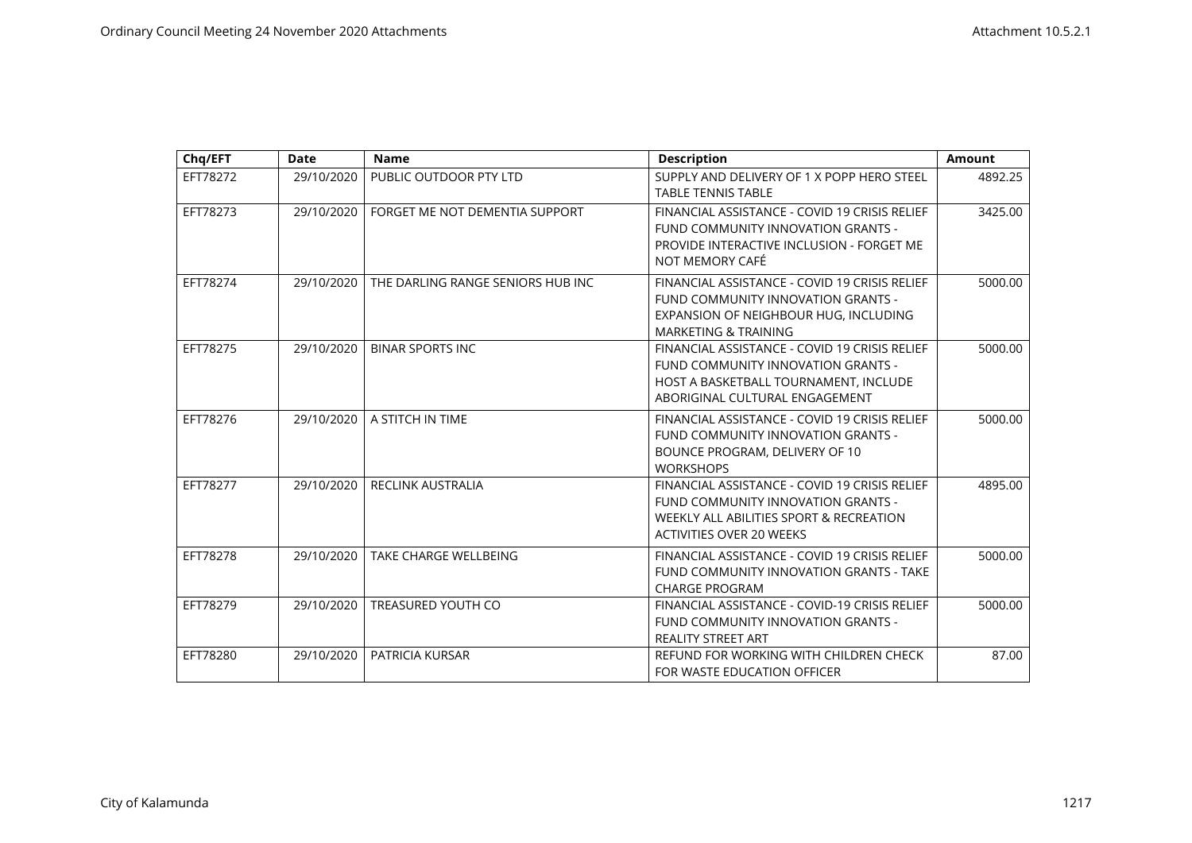| Chq/EFT | Date | Name | Description | Amount |
|---|---|---|---|---|
| EFT78272 | 29/10/2020 | PUBLIC OUTDOOR PTY LTD | SUPPLY AND DELIVERY OF 1 X POPP HERO STEEL TABLE TENNIS TABLE | 4892.25 |
| EFT78273 | 29/10/2020 | FORGET ME NOT DEMENTIA SUPPORT | FINANCIAL ASSISTANCE - COVID 19 CRISIS RELIEF FUND COMMUNITY INNOVATION GRANTS - PROVIDE INTERACTIVE INCLUSION - FORGET ME NOT MEMORY CAFÉ | 3425.00 |
| EFT78274 | 29/10/2020 | THE DARLING RANGE SENIORS HUB INC | FINANCIAL ASSISTANCE - COVID 19 CRISIS RELIEF FUND COMMUNITY INNOVATION GRANTS - EXPANSION OF NEIGHBOUR HUG, INCLUDING MARKETING & TRAINING | 5000.00 |
| EFT78275 | 29/10/2020 | BINAR SPORTS INC | FINANCIAL ASSISTANCE - COVID 19 CRISIS RELIEF FUND COMMUNITY INNOVATION GRANTS - HOST A BASKETBALL TOURNAMENT, INCLUDE ABORIGINAL CULTURAL ENGAGEMENT | 5000.00 |
| EFT78276 | 29/10/2020 | A STITCH IN TIME | FINANCIAL ASSISTANCE - COVID 19 CRISIS RELIEF FUND COMMUNITY INNOVATION GRANTS - BOUNCE PROGRAM, DELIVERY OF 10 WORKSHOPS | 5000.00 |
| EFT78277 | 29/10/2020 | RECLINK AUSTRALIA | FINANCIAL ASSISTANCE - COVID 19 CRISIS RELIEF FUND COMMUNITY INNOVATION GRANTS - WEEKLY ALL ABILITIES SPORT & RECREATION ACTIVITIES OVER 20 WEEKS | 4895.00 |
| EFT78278 | 29/10/2020 | TAKE CHARGE WELLBEING | FINANCIAL ASSISTANCE - COVID 19 CRISIS RELIEF FUND COMMUNITY INNOVATION GRANTS - TAKE CHARGE PROGRAM | 5000.00 |
| EFT78279 | 29/10/2020 | TREASURED YOUTH CO | FINANCIAL ASSISTANCE - COVID-19 CRISIS RELIEF FUND COMMUNITY INNOVATION GRANTS - REALITY STREET ART | 5000.00 |
| EFT78280 | 29/10/2020 | PATRICIA KURSAR | REFUND FOR WORKING WITH CHILDREN CHECK FOR WASTE EDUCATION OFFICER | 87.00 |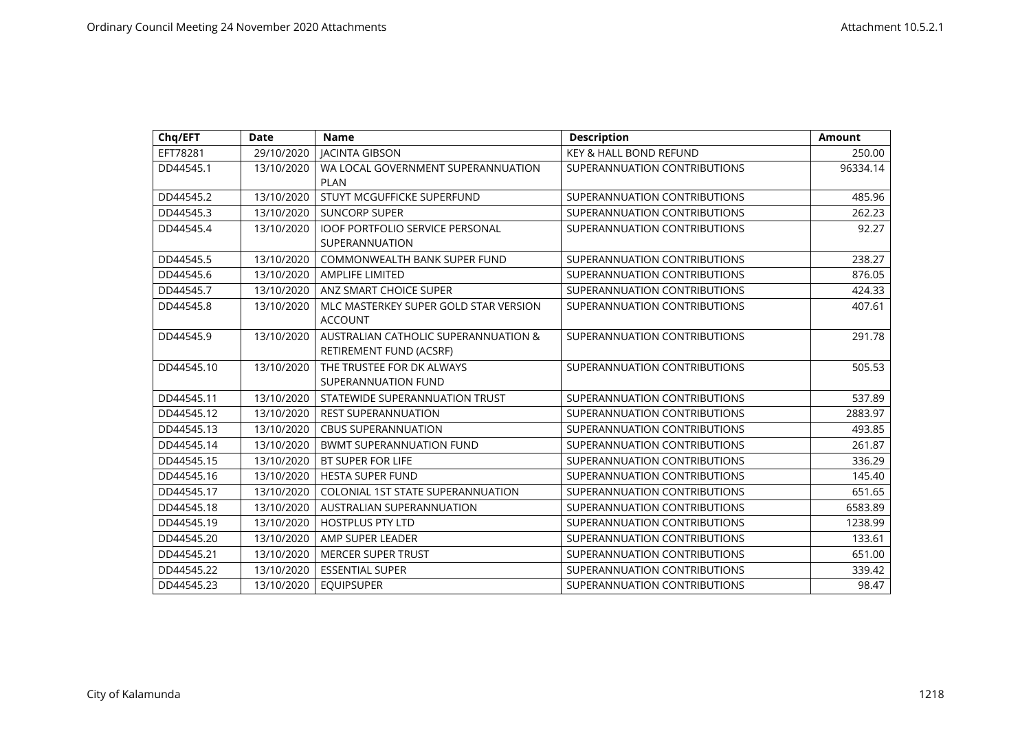| Chq/EFT | Date | Name | Description | Amount |
| --- | --- | --- | --- | --- |
| EFT78281 | 29/10/2020 | JACINTA GIBSON | KEY & HALL BOND REFUND | 250.00 |
| DD44545.1 | 13/10/2020 | WA LOCAL GOVERNMENT SUPERANNUATION PLAN | SUPERANNUATION CONTRIBUTIONS | 96334.14 |
| DD44545.2 | 13/10/2020 | STUYT MCGUFFICKE SUPERFUND | SUPERANNUATION CONTRIBUTIONS | 485.96 |
| DD44545.3 | 13/10/2020 | SUNCORP SUPER | SUPERANNUATION CONTRIBUTIONS | 262.23 |
| DD44545.4 | 13/10/2020 | IOOF PORTFOLIO SERVICE PERSONAL SUPERANNUATION | SUPERANNUATION CONTRIBUTIONS | 92.27 |
| DD44545.5 | 13/10/2020 | COMMONWEALTH BANK SUPER FUND | SUPERANNUATION CONTRIBUTIONS | 238.27 |
| DD44545.6 | 13/10/2020 | AMPLIFE LIMITED | SUPERANNUATION CONTRIBUTIONS | 876.05 |
| DD44545.7 | 13/10/2020 | ANZ SMART CHOICE SUPER | SUPERANNUATION CONTRIBUTIONS | 424.33 |
| DD44545.8 | 13/10/2020 | MLC MASTERKEY SUPER GOLD STAR VERSION ACCOUNT | SUPERANNUATION CONTRIBUTIONS | 407.61 |
| DD44545.9 | 13/10/2020 | AUSTRALIAN CATHOLIC SUPERANNUATION & RETIREMENT FUND (ACSRF) | SUPERANNUATION CONTRIBUTIONS | 291.78 |
| DD44545.10 | 13/10/2020 | THE TRUSTEE FOR DK ALWAYS SUPERANNUATION FUND | SUPERANNUATION CONTRIBUTIONS | 505.53 |
| DD44545.11 | 13/10/2020 | STATEWIDE SUPERANNUATION TRUST | SUPERANNUATION CONTRIBUTIONS | 537.89 |
| DD44545.12 | 13/10/2020 | REST SUPERANNUATION | SUPERANNUATION CONTRIBUTIONS | 2883.97 |
| DD44545.13 | 13/10/2020 | CBUS SUPERANNUATION | SUPERANNUATION CONTRIBUTIONS | 493.85 |
| DD44545.14 | 13/10/2020 | BWMT SUPERANNUATION FUND | SUPERANNUATION CONTRIBUTIONS | 261.87 |
| DD44545.15 | 13/10/2020 | BT SUPER FOR LIFE | SUPERANNUATION CONTRIBUTIONS | 336.29 |
| DD44545.16 | 13/10/2020 | HESTA SUPER FUND | SUPERANNUATION CONTRIBUTIONS | 145.40 |
| DD44545.17 | 13/10/2020 | COLONIAL 1ST STATE SUPERANNUATION | SUPERANNUATION CONTRIBUTIONS | 651.65 |
| DD44545.18 | 13/10/2020 | AUSTRALIAN SUPERANNUATION | SUPERANNUATION CONTRIBUTIONS | 6583.89 |
| DD44545.19 | 13/10/2020 | HOSTPLUS PTY LTD | SUPERANNUATION CONTRIBUTIONS | 1238.99 |
| DD44545.20 | 13/10/2020 | AMP SUPER LEADER | SUPERANNUATION CONTRIBUTIONS | 133.61 |
| DD44545.21 | 13/10/2020 | MERCER SUPER TRUST | SUPERANNUATION CONTRIBUTIONS | 651.00 |
| DD44545.22 | 13/10/2020 | ESSENTIAL SUPER | SUPERANNUATION CONTRIBUTIONS | 339.42 |
| DD44545.23 | 13/10/2020 | EQUIPSUPER | SUPERANNUATION CONTRIBUTIONS | 98.47 |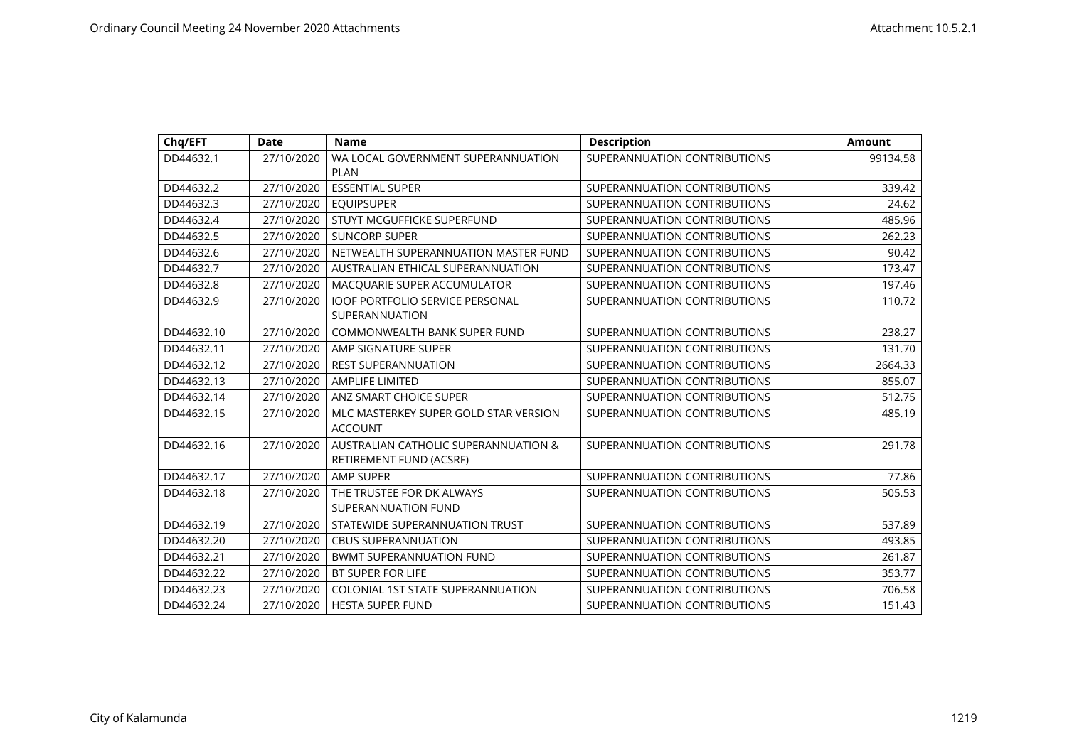| Chq/EFT | Date | Name | Description | Amount |
|---|---|---|---|---|
| DD44632.1 | 27/10/2020 | WA LOCAL GOVERNMENT SUPERANNUATION PLAN | SUPERANNUATION CONTRIBUTIONS | 99134.58 |
| DD44632.2 | 27/10/2020 | ESSENTIAL SUPER | SUPERANNUATION CONTRIBUTIONS | 339.42 |
| DD44632.3 | 27/10/2020 | EQUIPSUPER | SUPERANNUATION CONTRIBUTIONS | 24.62 |
| DD44632.4 | 27/10/2020 | STUYT MCGUFFICKE SUPERFUND | SUPERANNUATION CONTRIBUTIONS | 485.96 |
| DD44632.5 | 27/10/2020 | SUNCORP SUPER | SUPERANNUATION CONTRIBUTIONS | 262.23 |
| DD44632.6 | 27/10/2020 | NETWEALTH SUPERANNUATION MASTER FUND | SUPERANNUATION CONTRIBUTIONS | 90.42 |
| DD44632.7 | 27/10/2020 | AUSTRALIAN ETHICAL SUPERANNUATION | SUPERANNUATION CONTRIBUTIONS | 173.47 |
| DD44632.8 | 27/10/2020 | MACQUARIE SUPER ACCUMULATOR | SUPERANNUATION CONTRIBUTIONS | 197.46 |
| DD44632.9 | 27/10/2020 | IOOF PORTFOLIO SERVICE PERSONAL SUPERANNUATION | SUPERANNUATION CONTRIBUTIONS | 110.72 |
| DD44632.10 | 27/10/2020 | COMMONWEALTH BANK SUPER FUND | SUPERANNUATION CONTRIBUTIONS | 238.27 |
| DD44632.11 | 27/10/2020 | AMP SIGNATURE SUPER | SUPERANNUATION CONTRIBUTIONS | 131.70 |
| DD44632.12 | 27/10/2020 | REST SUPERANNUATION | SUPERANNUATION CONTRIBUTIONS | 2664.33 |
| DD44632.13 | 27/10/2020 | AMPLIFE LIMITED | SUPERANNUATION CONTRIBUTIONS | 855.07 |
| DD44632.14 | 27/10/2020 | ANZ SMART CHOICE SUPER | SUPERANNUATION CONTRIBUTIONS | 512.75 |
| DD44632.15 | 27/10/2020 | MLC MASTERKEY SUPER GOLD STAR VERSION ACCOUNT | SUPERANNUATION CONTRIBUTIONS | 485.19 |
| DD44632.16 | 27/10/2020 | AUSTRALIAN CATHOLIC SUPERANNUATION & RETIREMENT FUND (ACSRF) | SUPERANNUATION CONTRIBUTIONS | 291.78 |
| DD44632.17 | 27/10/2020 | AMP SUPER | SUPERANNUATION CONTRIBUTIONS | 77.86 |
| DD44632.18 | 27/10/2020 | THE TRUSTEE FOR DK ALWAYS SUPERANNUATION FUND | SUPERANNUATION CONTRIBUTIONS | 505.53 |
| DD44632.19 | 27/10/2020 | STATEWIDE SUPERANNUATION TRUST | SUPERANNUATION CONTRIBUTIONS | 537.89 |
| DD44632.20 | 27/10/2020 | CBUS SUPERANNUATION | SUPERANNUATION CONTRIBUTIONS | 493.85 |
| DD44632.21 | 27/10/2020 | BWMT SUPERANNUATION FUND | SUPERANNUATION CONTRIBUTIONS | 261.87 |
| DD44632.22 | 27/10/2020 | BT SUPER FOR LIFE | SUPERANNUATION CONTRIBUTIONS | 353.77 |
| DD44632.23 | 27/10/2020 | COLONIAL 1ST STATE SUPERANNUATION | SUPERANNUATION CONTRIBUTIONS | 706.58 |
| DD44632.24 | 27/10/2020 | HESTA SUPER FUND | SUPERANNUATION CONTRIBUTIONS | 151.43 |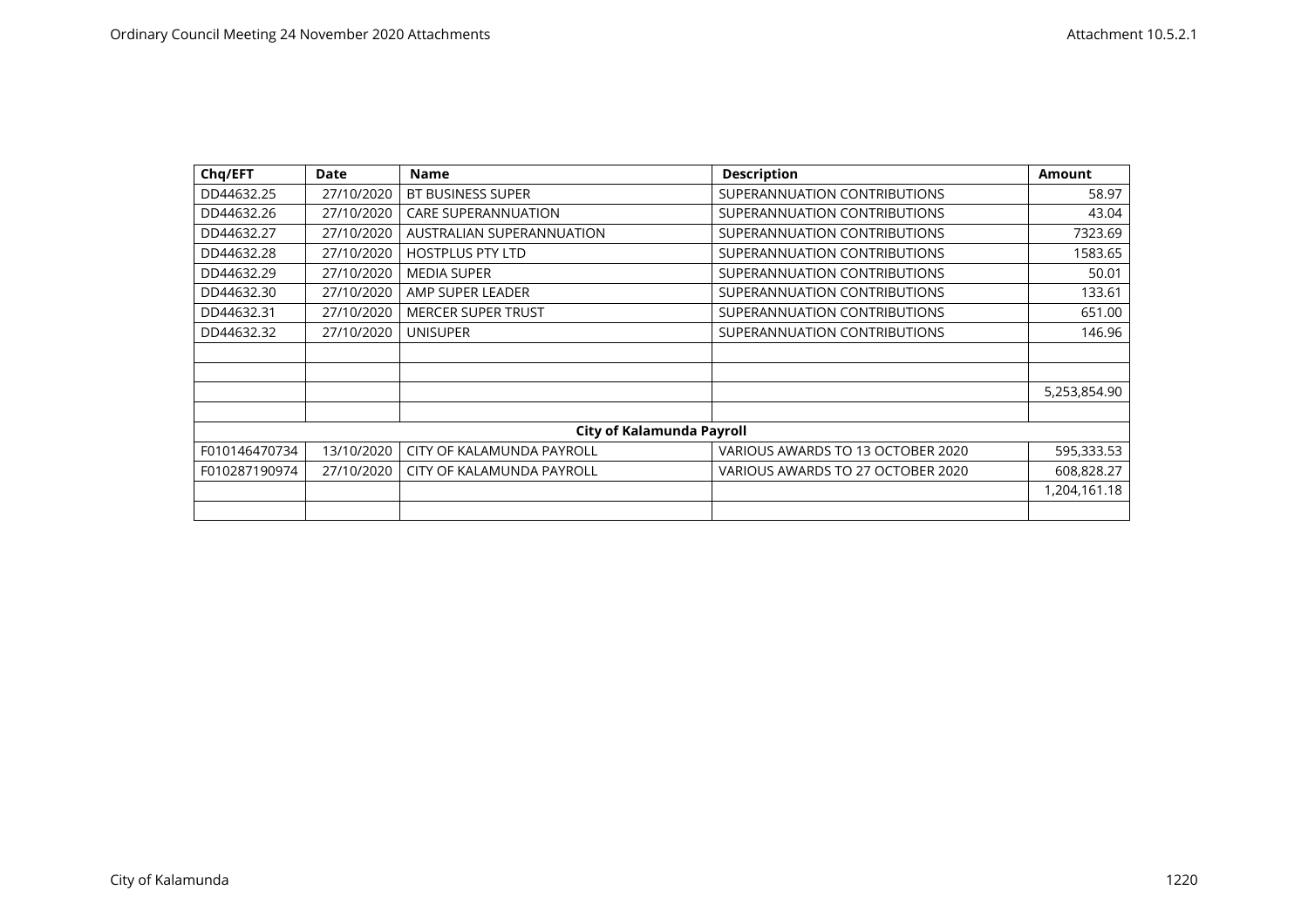| Chq/EFT | Date | Name | Description | Amount |
| --- | --- | --- | --- | --- |
| DD44632.25 | 27/10/2020 | BT BUSINESS SUPER | SUPERANNUATION CONTRIBUTIONS | 58.97 |
| DD44632.26 | 27/10/2020 | CARE SUPERANNUATION | SUPERANNUATION CONTRIBUTIONS | 43.04 |
| DD44632.27 | 27/10/2020 | AUSTRALIAN SUPERANNUATION | SUPERANNUATION CONTRIBUTIONS | 7323.69 |
| DD44632.28 | 27/10/2020 | HOSTPLUS PTY LTD | SUPERANNUATION CONTRIBUTIONS | 1583.65 |
| DD44632.29 | 27/10/2020 | MEDIA SUPER | SUPERANNUATION CONTRIBUTIONS | 50.01 |
| DD44632.30 | 27/10/2020 | AMP SUPER LEADER | SUPERANNUATION CONTRIBUTIONS | 133.61 |
| DD44632.31 | 27/10/2020 | MERCER SUPER TRUST | SUPERANNUATION CONTRIBUTIONS | 651.00 |
| DD44632.32 | 27/10/2020 | UNISUPER | SUPERANNUATION CONTRIBUTIONS | 146.96 |
| | | | | |
| | | | | |
| | | | | 5,253,854.90 |
| | | | | |
| **City of Kalamunda Payroll** | | | | |
| F010146470734 | 13/10/2020 | CITY OF KALAMUNDA PAYROLL | VARIOUS AWARDS TO 13 OCTOBER 2020 | 595,333.53 |
| F010287190974 | 27/10/2020 | CITY OF KALAMUNDA PAYROLL | VARIOUS AWARDS TO 27 OCTOBER 2020 | 608,828.27 |
| | | | | 1,204,161.18 |
| | | | | |